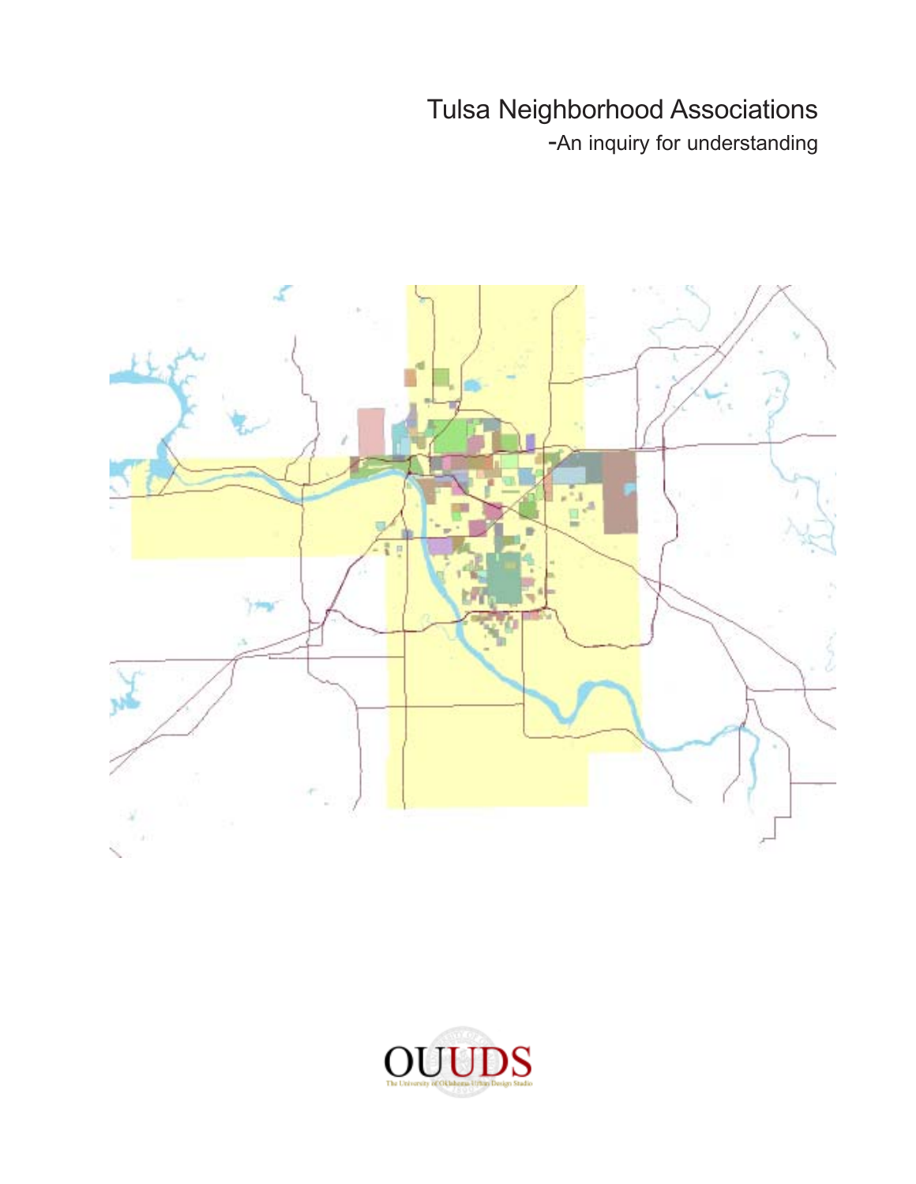# Tulsa Neighborhood Associations

-An inquiry for understanding

OUUDS

The University of Oklahoma Urban Design Studio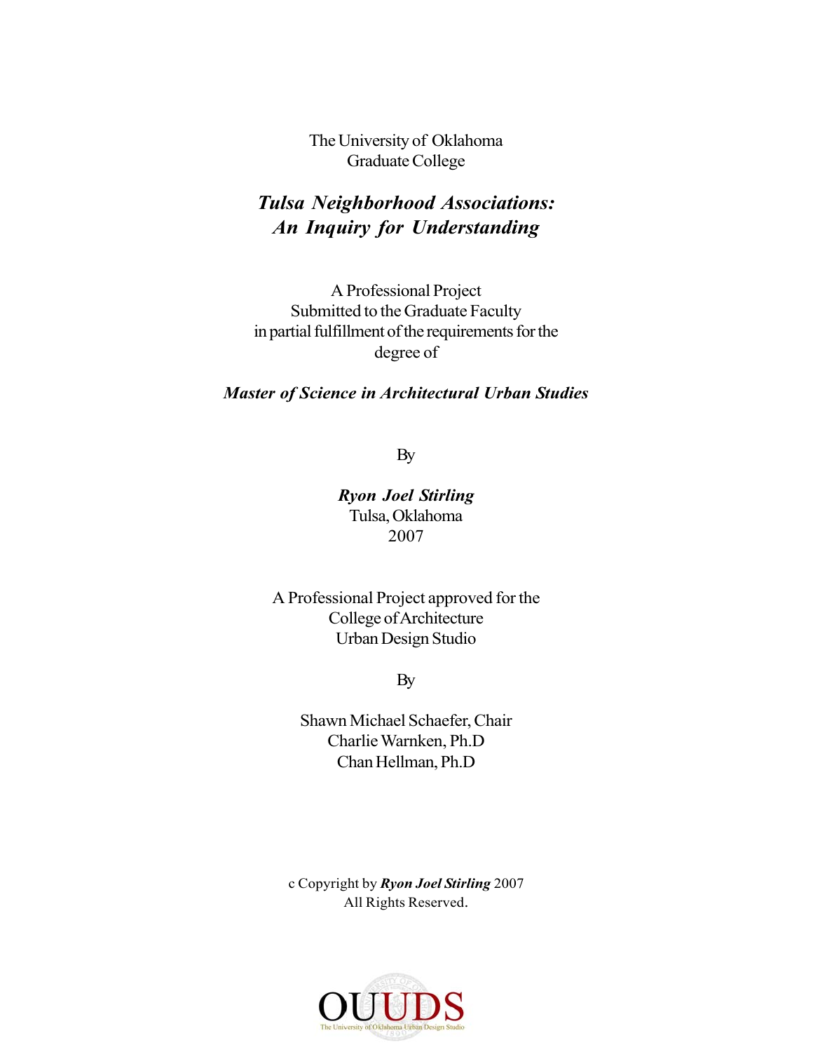The University of Oklahoma
Graduate College

# *Tulsa Neighborhood Associations: An Inquiry for Understanding*

A Professional Project
Submitted to the Graduate Faculty
in partial fulfillment of the requirements for the
degree of

***Master of Science in Architectural Urban Studies***

By

***Ryon Joel Stirling***
Tulsa, Oklahoma
2007

A Professional Project approved for the
College of Architecture
Urban Design Studio

By

Shawn Michael Schaefer, Chair
Charlie Warnken, Ph.D
Chan Hellman, Ph.D

c Copyright by ***Ryon Joel Stirling*** 2007
All Rights Reserved.

OUUDS
The University of Oklahoma Urban Design Studio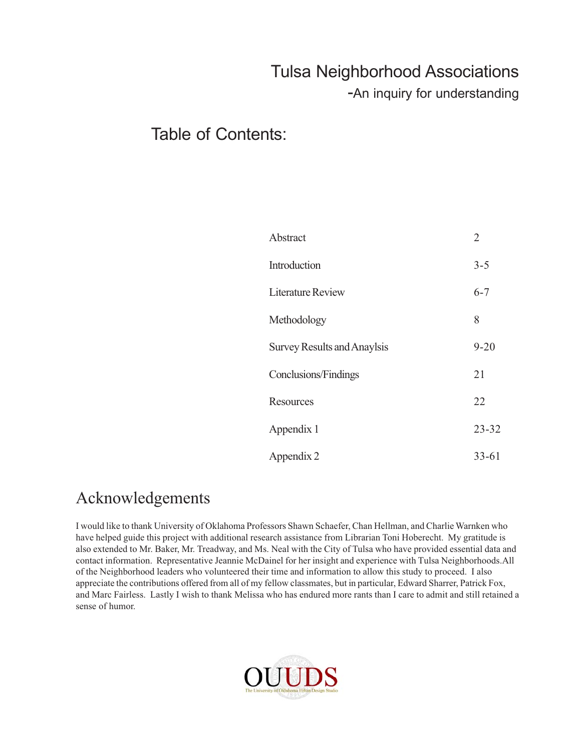# Tulsa Neighborhood Associations

## -An inquiry for understanding

## Table of Contents:

| | |
|---|---|
| Abstract | 2 |
| Introduction | 3-5 |
| Literature Review | 6-7 |
| Methodology | 8 |
| Survey Results and Anaylsis | 9-20 |
| Conclusions/Findings | 21 |
| Resources | 22 |
| Appendix 1 | 23-32 |
| Appendix 2 | 33-61 |

## Acknowledgements

I would like to thank University of Oklahoma Professors Shawn Schaefer, Chan Hellman, and Charlie Warnken who have helped guide this project with additional research assistance from Librarian Toni Hoberecht. My gratitude is also extended to Mr. Baker, Mr. Treadway, and Ms. Neal with the City of Tulsa who have provided essential data and contact information. Representative Jeannie McDainel for her insight and experience with Tulsa Neighborhoods.All of the Neighborhood leaders who volunteered their time and information to allow this study to proceed. I also appreciate the contributions offered from all of my fellow classmates, but in particular, Edward Sharrer, Patrick Fox, and Marc Fairless. Lastly I wish to thank Melissa who has endured more rants than I care to admit and still retained a sense of humor.

OUUDS
The University of Oklahoma Urban Design Studio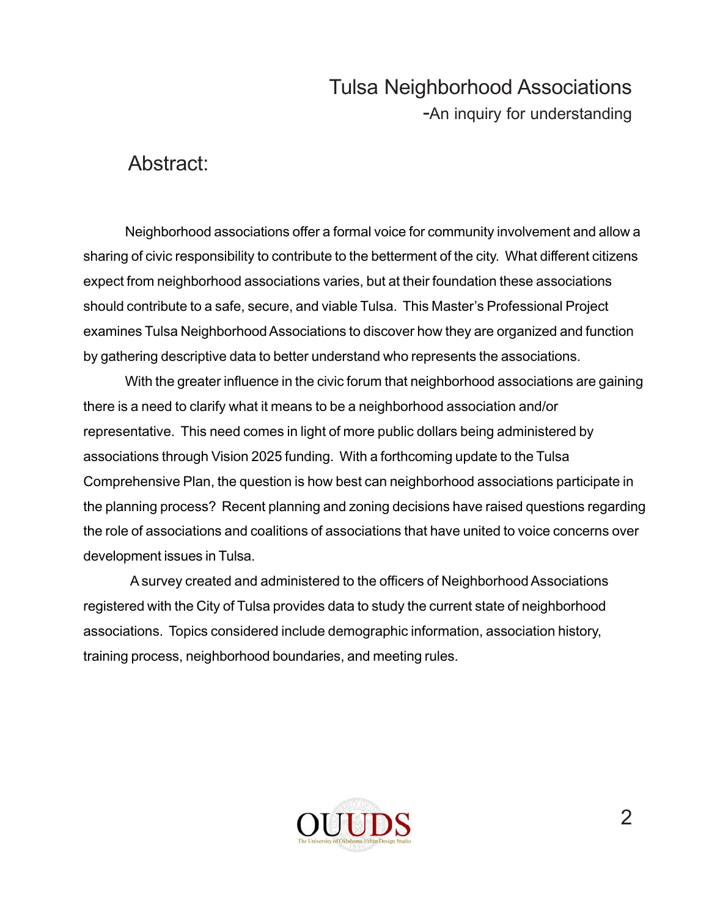Tulsa Neighborhood Associations

-An inquiry for understanding

## Abstract:

Neighborhood associations offer a formal voice for community involvement and allow a sharing of civic responsibility to contribute to the betterment of the city. What different citizens expect from neighborhood associations varies, but at their foundation these associations should contribute to a safe, secure, and viable Tulsa. This Master's Professional Project examines Tulsa Neighborhood Associations to discover how they are organized and function by gathering descriptive data to better understand who represents the associations.

With the greater influence in the civic forum that neighborhood associations are gaining there is a need to clarify what it means to be a neighborhood association and/or representative. This need comes in light of more public dollars being administered by associations through Vision 2025 funding. With a forthcoming update to the Tulsa Comprehensive Plan, the question is how best can neighborhood associations participate in the planning process? Recent planning and zoning decisions have raised questions regarding the role of associations and coalitions of associations that have united to voice concerns over development issues in Tulsa.

A survey created and administered to the officers of Neighborhood Associations registered with the City of Tulsa provides data to study the current state of neighborhood associations. Topics considered include demographic information, association history, training process, neighborhood boundaries, and meeting rules.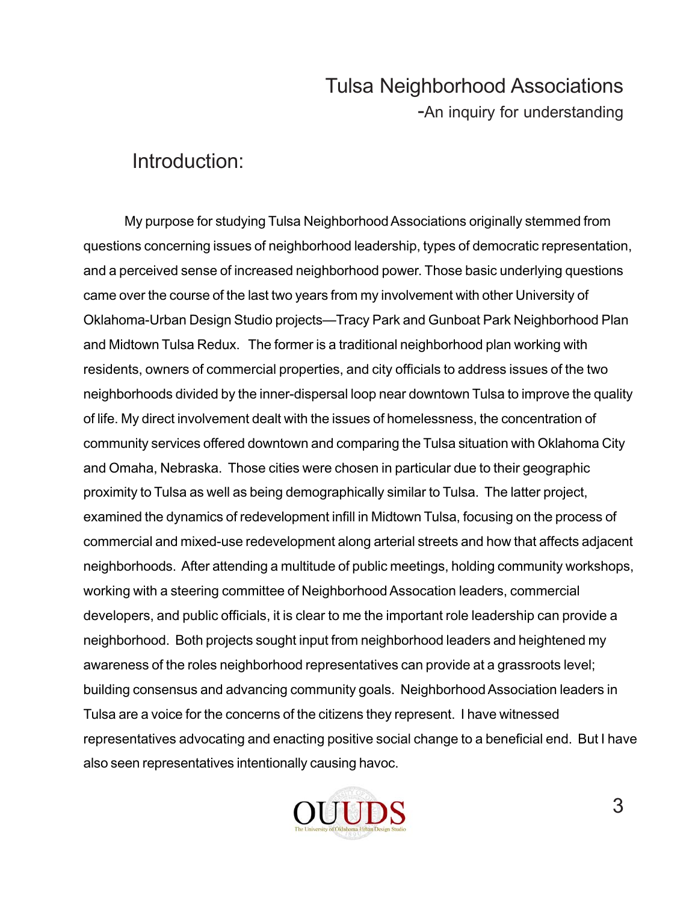# Tulsa Neighborhood Associations

-An inquiry for understanding

## Introduction:

My purpose for studying Tulsa Neighborhood Associations originally stemmed from questions concerning issues of neighborhood leadership, types of democratic representation, and a perceived sense of increased neighborhood power. Those basic underlying questions came over the course of the last two years from my involvement with other University of Oklahoma-Urban Design Studio projects—Tracy Park and Gunboat Park Neighborhood Plan and Midtown Tulsa Redux. The former is a traditional neighborhood plan working with residents, owners of commercial properties, and city officials to address issues of the two neighborhoods divided by the inner-dispersal loop near downtown Tulsa to improve the quality of life. My direct involvement dealt with the issues of homelessness, the concentration of community services offered downtown and comparing the Tulsa situation with Oklahoma City and Omaha, Nebraska. Those cities were chosen in particular due to their geographic proximity to Tulsa as well as being demographically similar to Tulsa. The latter project, examined the dynamics of redevelopment infill in Midtown Tulsa, focusing on the process of commercial and mixed-use redevelopment along arterial streets and how that affects adjacent neighborhoods. After attending a multitude of public meetings, holding community workshops, working with a steering committee of Neighborhood Assocation leaders, commercial developers, and public officials, it is clear to me the important role leadership can provide a neighborhood. Both projects sought input from neighborhood leaders and heightened my awareness of the roles neighborhood representatives can provide at a grassroots level; building consensus and advancing community goals. Neighborhood Association leaders in Tulsa are a voice for the concerns of the citizens they represent. I have witnessed representatives advocating and enacting positive social change to a beneficial end. But I have also seen representatives intentionally causing havoc.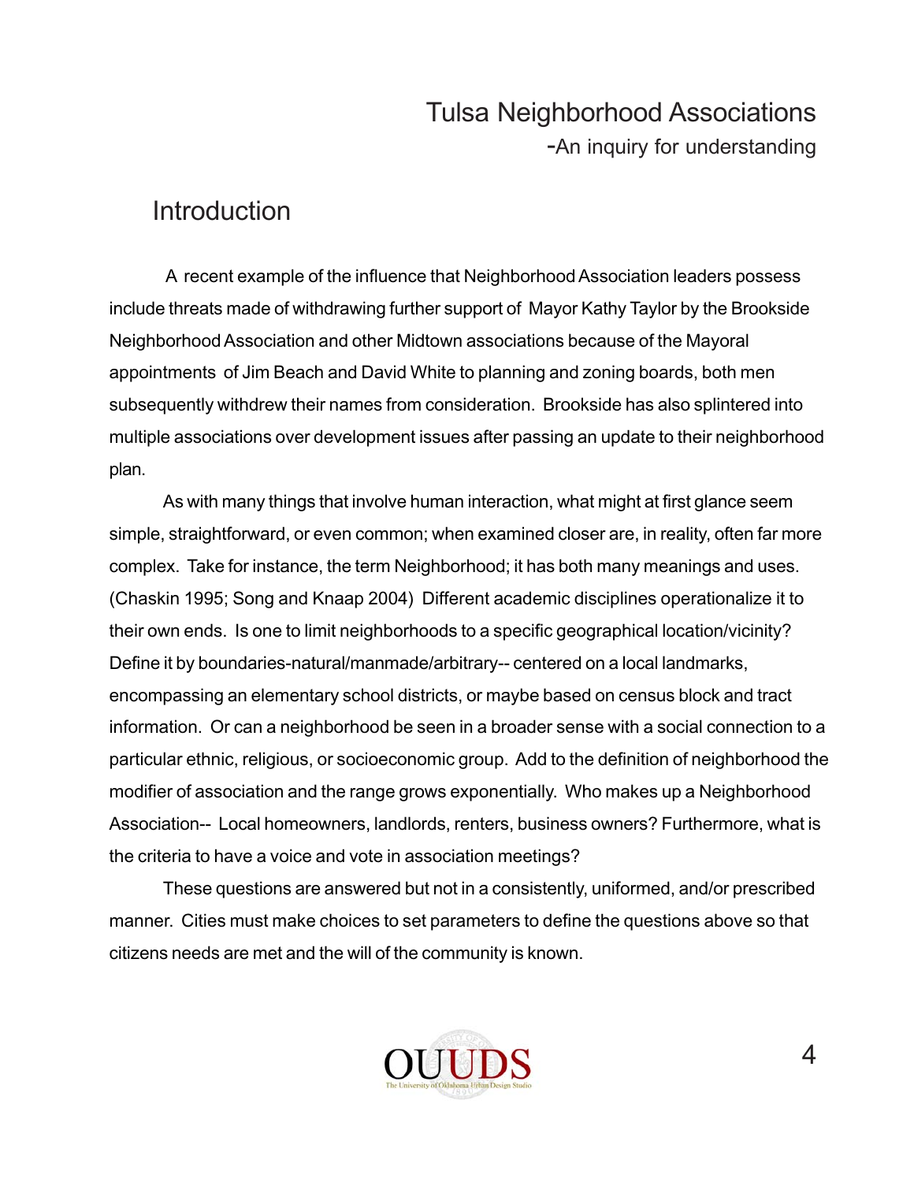# Tulsa Neighborhood Associations

-An inquiry for understanding

## Introduction

A recent example of the influence that Neighborhood Association leaders possess include threats made of withdrawing further support of Mayor Kathy Taylor by the Brookside Neighborhood Association and other Midtown associations because of the Mayoral appointments of Jim Beach and David White to planning and zoning boards, both men subsequently withdrew their names from consideration. Brookside has also splintered into multiple associations over development issues after passing an update to their neighborhood plan.

As with many things that involve human interaction, what might at first glance seem simple, straightforward, or even common; when examined closer are, in reality, often far more complex. Take for instance, the term Neighborhood; it has both many meanings and uses. (Chaskin 1995; Song and Knaap 2004) Different academic disciplines operationalize it to their own ends. Is one to limit neighborhoods to a specific geographical location/vicinity? Define it by boundaries-natural/manmade/arbitrary-- centered on a local landmarks, encompassing an elementary school districts, or maybe based on census block and tract information. Or can a neighborhood be seen in a broader sense with a social connection to a particular ethnic, religious, or socioeconomic group. Add to the definition of neighborhood the modifier of association and the range grows exponentially. Who makes up a Neighborhood Association-- Local homeowners, landlords, renters, business owners? Furthermore, what is the criteria to have a voice and vote in association meetings?

These questions are answered but not in a consistently, uniformed, and/or prescribed manner. Cities must make choices to set parameters to define the questions above so that citizens needs are met and the will of the community is known.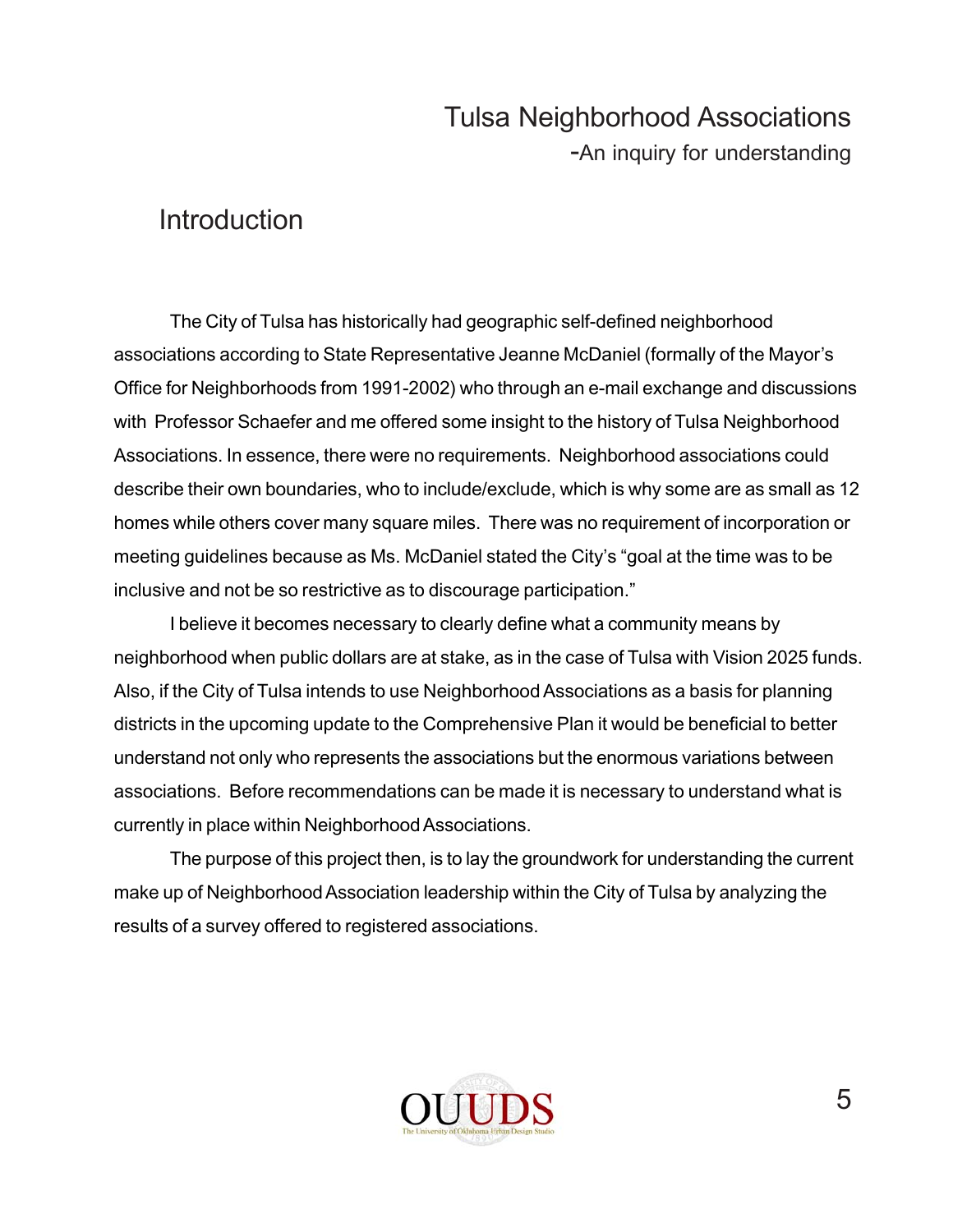# Introduction

The City of Tulsa has historically had geographic self-defined neighborhood associations according to State Representative Jeanne McDaniel (formally of the Mayor's Office for Neighborhoods from 1991-2002) who through an e-mail exchange and discussions with Professor Schaefer and me offered some insight to the history of Tulsa Neighborhood Associations. In essence, there were no requirements. Neighborhood associations could describe their own boundaries, who to include/exclude, which is why some are as small as 12 homes while others cover many square miles. There was no requirement of incorporation or meeting guidelines because as Ms. McDaniel stated the City's "goal at the time was to be inclusive and not be so restrictive as to discourage participation."

I believe it becomes necessary to clearly define what a community means by neighborhood when public dollars are at stake, as in the case of Tulsa with Vision 2025 funds. Also, if the City of Tulsa intends to use Neighborhood Associations as a basis for planning districts in the upcoming update to the Comprehensive Plan it would be beneficial to better understand not only who represents the associations but the enormous variations between associations. Before recommendations can be made it is necessary to understand what is currently in place within Neighborhood Associations.

The purpose of this project then, is to lay the groundwork for understanding the current make up of Neighborhood Association leadership within the City of Tulsa by analyzing the results of a survey offered to registered associations.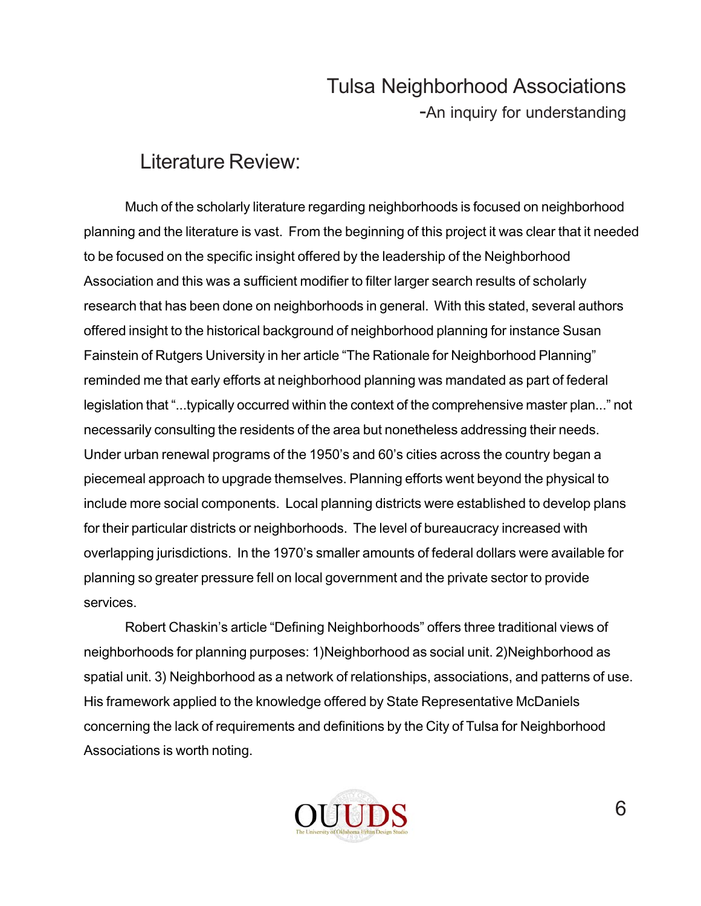## Literature Review:

Much of the scholarly literature regarding neighborhoods is focused on neighborhood planning and the literature is vast. From the beginning of this project it was clear that it needed to be focused on the specific insight offered by the leadership of the Neighborhood Association and this was a sufficient modifier to filter larger search results of scholarly research that has been done on neighborhoods in general. With this stated, several authors offered insight to the historical background of neighborhood planning for instance Susan Fainstein of Rutgers University in her article "The Rationale for Neighborhood Planning" reminded me that early efforts at neighborhood planning was mandated as part of federal legislation that "...typically occurred within the context of the comprehensive master plan..." not necessarily consulting the residents of the area but nonetheless addressing their needs. Under urban renewal programs of the 1950's and 60's cities across the country began a piecemeal approach to upgrade themselves. Planning efforts went beyond the physical to include more social components. Local planning districts were established to develop plans for their particular districts or neighborhoods. The level of bureaucracy increased with overlapping jurisdictions. In the 1970's smaller amounts of federal dollars were available for planning so greater pressure fell on local government and the private sector to provide services.

Robert Chaskin's article "Defining Neighborhoods" offers three traditional views of neighborhoods for planning purposes: 1)Neighborhood as social unit. 2)Neighborhood as spatial unit. 3) Neighborhood as a network of relationships, associations, and patterns of use. His framework applied to the knowledge offered by State Representative McDaniels concerning the lack of requirements and definitions by the City of Tulsa for Neighborhood Associations is worth noting.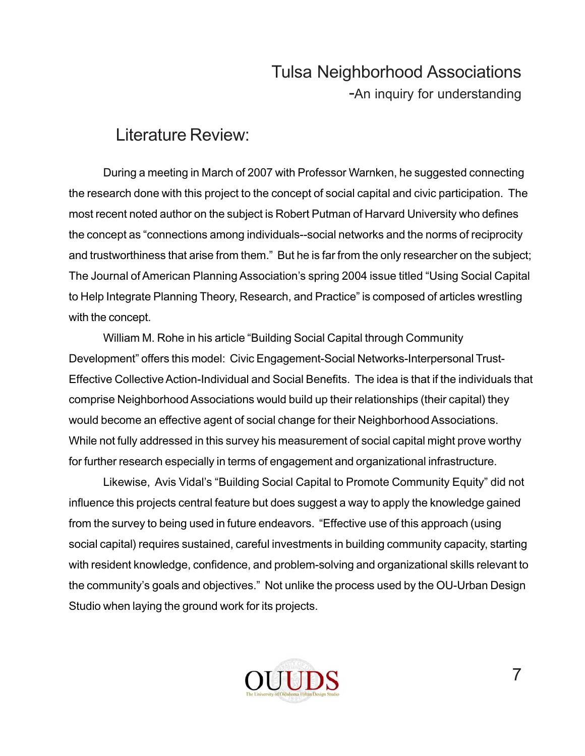## Literature Review:

During a meeting in March of 2007 with Professor Warnken, he suggested connecting the research done with this project to the concept of social capital and civic participation. The most recent noted author on the subject is Robert Putman of Harvard University who defines the concept as "connections among individuals--social networks and the norms of reciprocity and trustworthiness that arise from them." But he is far from the only researcher on the subject; The Journal of American Planning Association's spring 2004 issue titled "Using Social Capital to Help Integrate Planning Theory, Research, and Practice" is composed of articles wrestling with the concept.

William M. Rohe in his article "Building Social Capital through Community Development" offers this model: Civic Engagement-Social Networks-Interpersonal Trust-Effective Collective Action-Individual and Social Benefits. The idea is that if the individuals that comprise Neighborhood Associations would build up their relationships (their capital) they would become an effective agent of social change for their Neighborhood Associations. While not fully addressed in this survey his measurement of social capital might prove worthy for further research especially in terms of engagement and organizational infrastructure.

Likewise, Avis Vidal's "Building Social Capital to Promote Community Equity" did not influence this projects central feature but does suggest a way to apply the knowledge gained from the survey to being used in future endeavors. "Effective use of this approach (using social capital) requires sustained, careful investments in building community capacity, starting with resident knowledge, confidence, and problem-solving and organizational skills relevant to the community's goals and objectives." Not unlike the process used by the OU-Urban Design Studio when laying the ground work for its projects.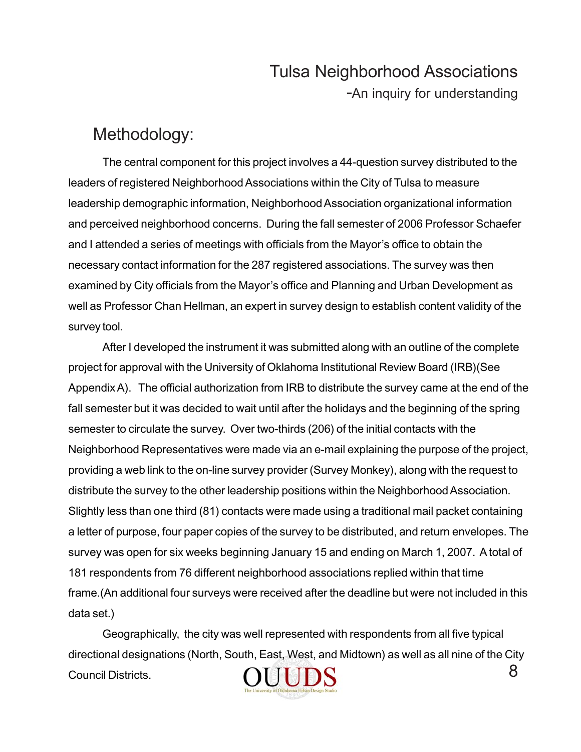## Methodology:

The central component for this project involves a 44-question survey distributed to the leaders of registered Neighborhood Associations within the City of Tulsa to measure leadership demographic information, Neighborhood Association organizational information and perceived neighborhood concerns. During the fall semester of 2006 Professor Schaefer and I attended a series of meetings with officials from the Mayor's office to obtain the necessary contact information for the 287 registered associations. The survey was then examined by City officials from the Mayor's office and Planning and Urban Development as well as Professor Chan Hellman, an expert in survey design to establish content validity of the survey tool.

After I developed the instrument it was submitted along with an outline of the complete project for approval with the University of Oklahoma Institutional Review Board (IRB)(See Appendix A). The official authorization from IRB to distribute the survey came at the end of the fall semester but it was decided to wait until after the holidays and the beginning of the spring semester to circulate the survey. Over two-thirds (206) of the initial contacts with the Neighborhood Representatives were made via an e-mail explaining the purpose of the project, providing a web link to the on-line survey provider (Survey Monkey), along with the request to distribute the survey to the other leadership positions within the Neighborhood Association. Slightly less than one third (81) contacts were made using a traditional mail packet containing a letter of purpose, four paper copies of the survey to be distributed, and return envelopes. The survey was open for six weeks beginning January 15 and ending on March 1, 2007. A total of 181 respondents from 76 different neighborhood associations replied within that time frame.(An additional four surveys were received after the deadline but were not included in this data set.)

Geographically, the city was well represented with respondents from all five typical directional designations (North, South, East, West, and Midtown) as well as all nine of the City Council Districts.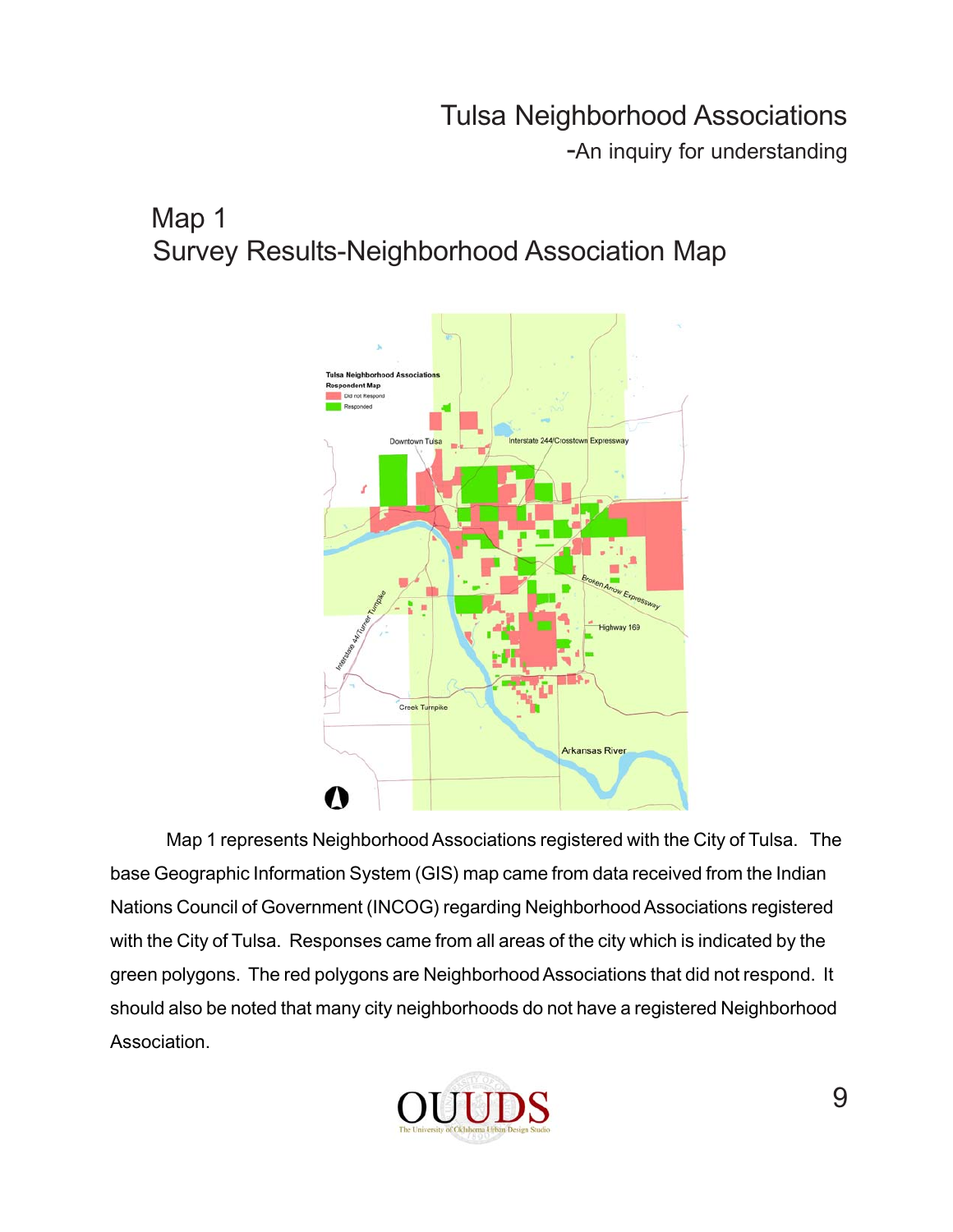## Map 1
## Survey Results-Neighborhood Association Map

Map 1 represents Neighborhood Associations registered with the City of Tulsa. The base Geographic Information System (GIS) map came from data received from the Indian Nations Council of Government (INCOG) regarding Neighborhood Associations registered with the City of Tulsa. Responses came from all areas of the city which is indicated by the green polygons. The red polygons are Neighborhood Associations that did not respond. It should also be noted that many city neighborhoods do not have a registered Neighborhood Association.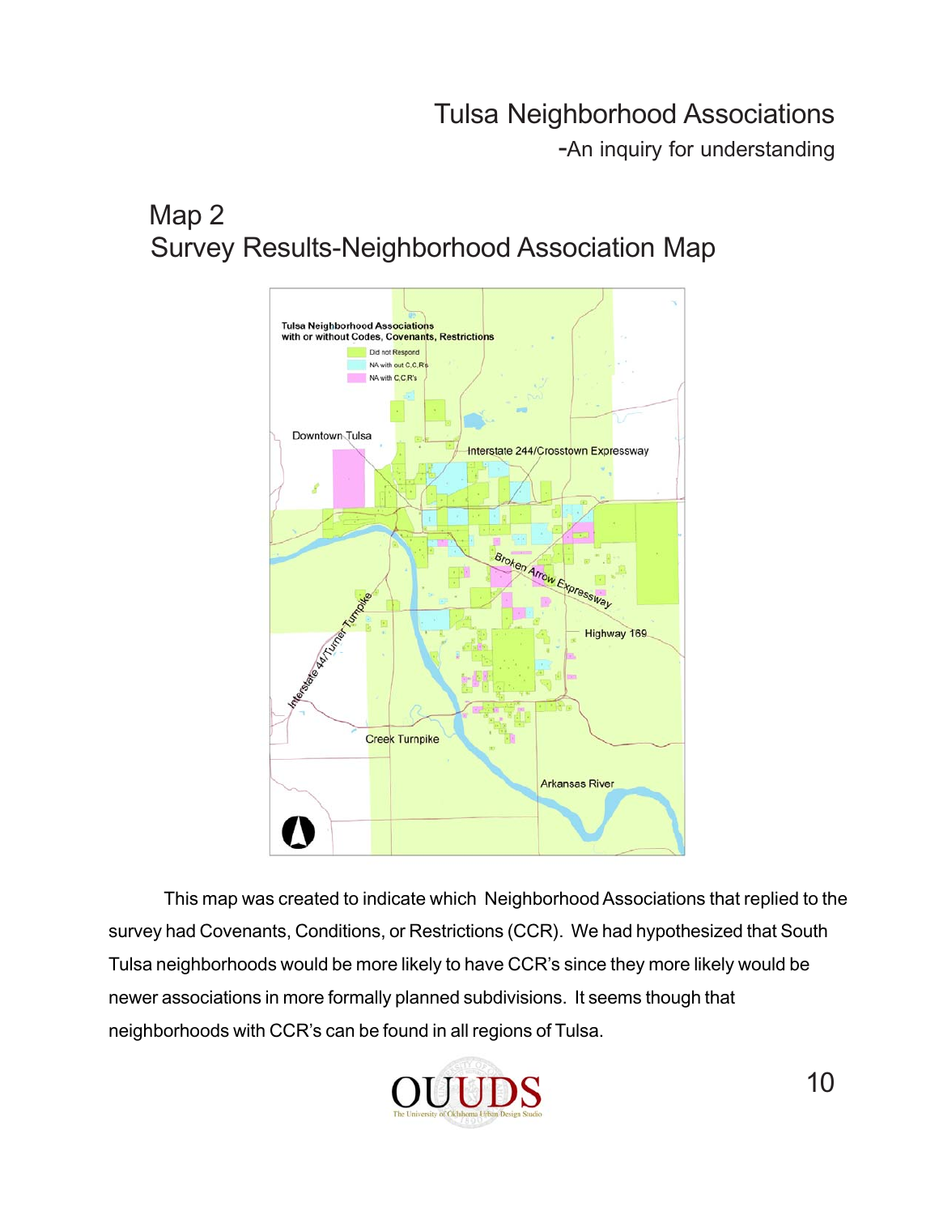## Map 2
## Survey Results-Neighborhood Association Map

This map was created to indicate which Neighborhood Associations that replied to the survey had Covenants, Conditions, or Restrictions (CCR). We had hypothesized that South Tulsa neighborhoods would be more likely to have CCR's since they more likely would be newer associations in more formally planned subdivisions. It seems though that neighborhoods with CCR's can be found in all regions of Tulsa.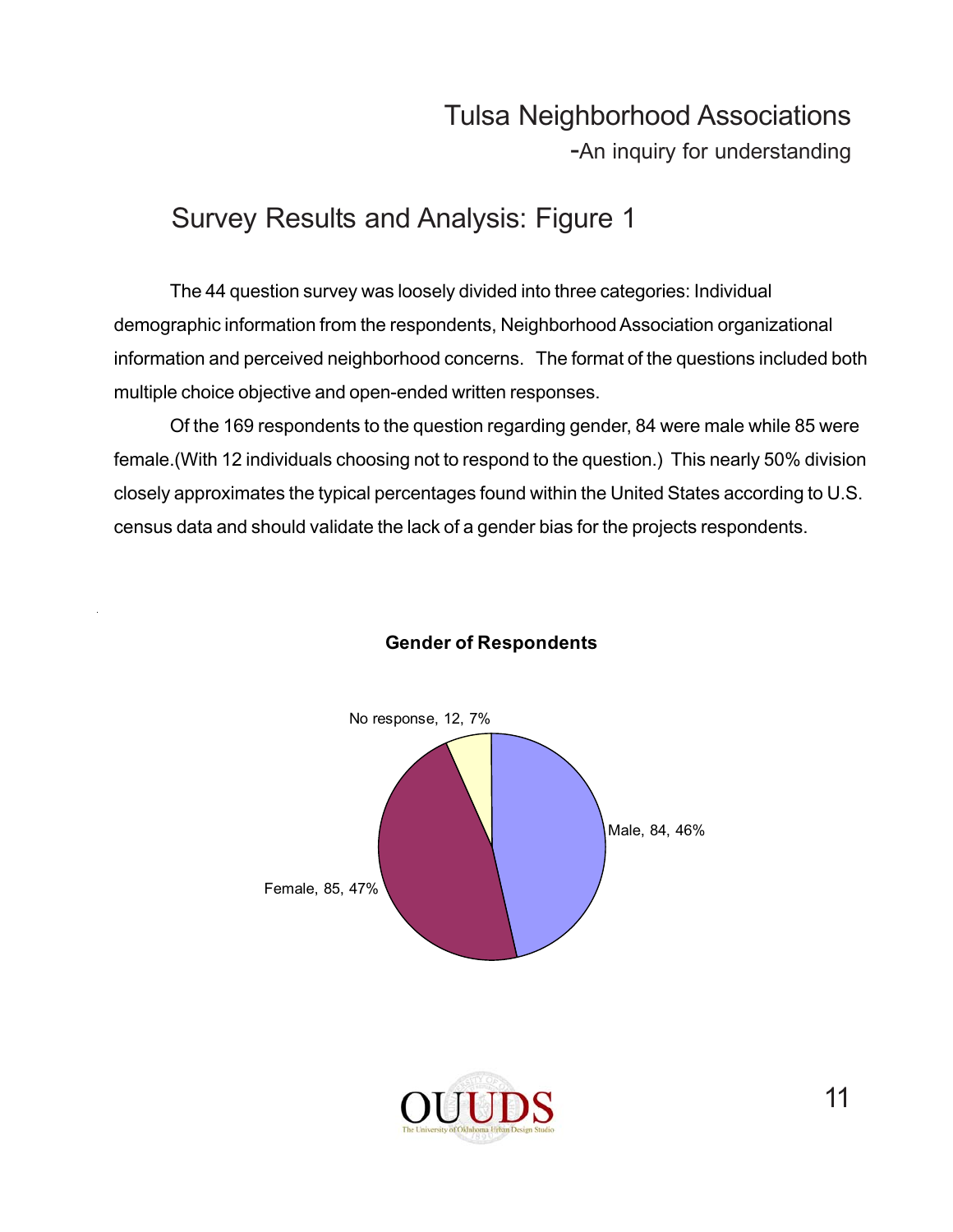## Survey Results and Analysis: Figure 1

The 44 question survey was loosely divided into three categories: Individual demographic information from the respondents, Neighborhood Association organizational information and perceived neighborhood concerns. The format of the questions included both multiple choice objective and open-ended written responses.

Of the 169 respondents to the question regarding gender, 84 were male while 85 were female.(With 12 individuals choosing not to respond to the question.) This nearly 50% division closely approximates the typical percentages found within the United States according to U.S. census data and should validate the lack of a gender bias for the projects respondents.

**Gender of Respondents**

No response, 12, 7%

Male, 84, 46%

Female, 85, 47%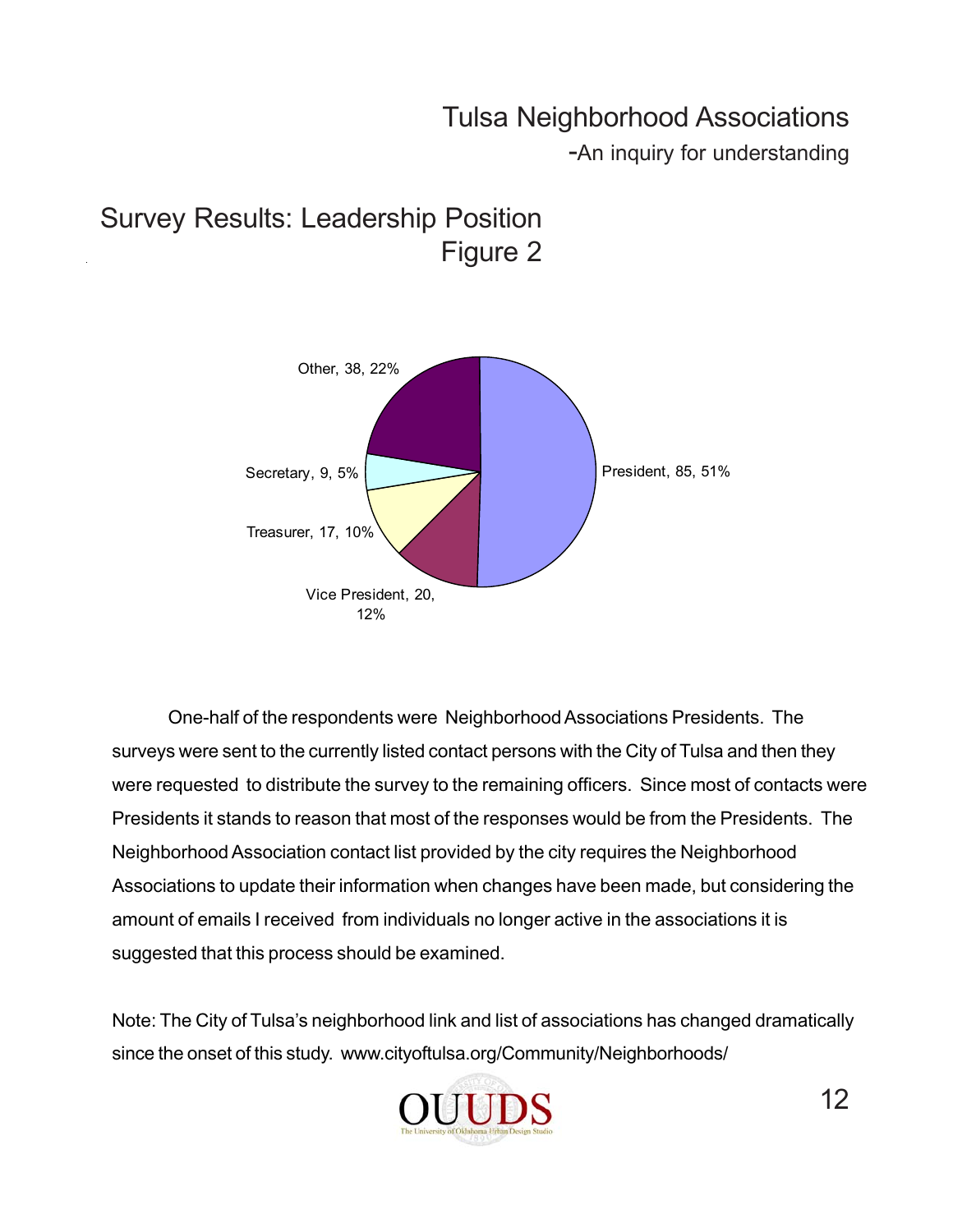## Survey Results: Leadership Position
## Figure 2

Other, 38, 22%

Secretary, 9, 5%

Treasurer, 17, 10%

Vice President, 20, 12%

President, 85, 51%

One-half of the respondents were Neighborhood Associations Presidents. The surveys were sent to the currently listed contact persons with the City of Tulsa and then they were requested to distribute the survey to the remaining officers. Since most of contacts were Presidents it stands to reason that most of the responses would be from the Presidents. The Neighborhood Association contact list provided by the city requires the Neighborhood Associations to update their information when changes have been made, but considering the amount of emails I received from individuals no longer active in the associations it is suggested that this process should be examined.

Note: The City of Tulsa's neighborhood link and list of associations has changed dramatically since the onset of this study. www.cityoftulsa.org/Community/Neighborhoods/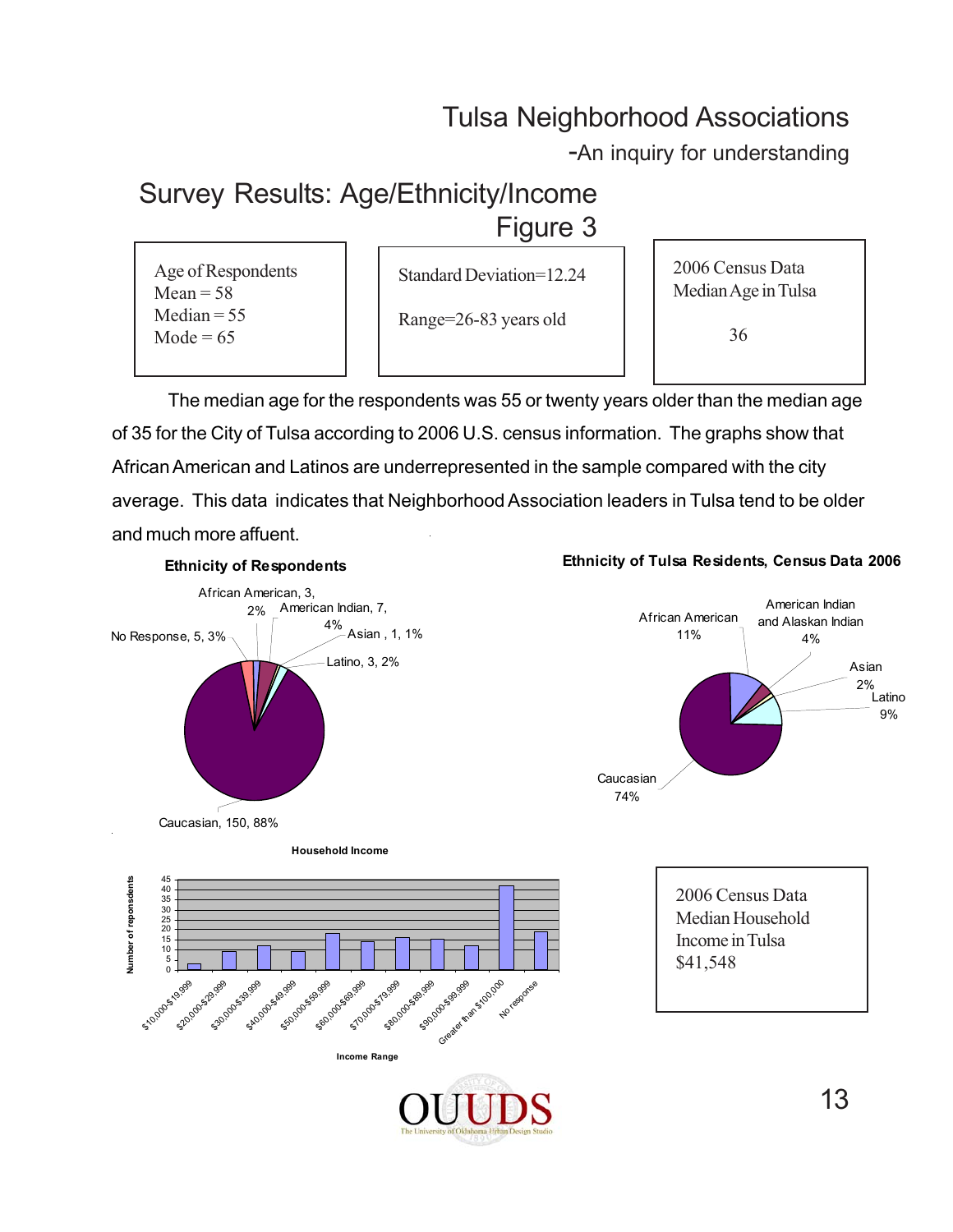# Tulsa Neighborhood Associations

-An inquiry for understanding

## Survey Results: Age/Ethnicity/Income

Figure 3

Age of Respondents
Mean = 58
Median = 55
Mode = 65

Standard Deviation=12.24

Range=26-83 years old

2006 Census Data
Median Age in Tulsa

36

The median age for the respondents was 55 or twenty years older than the median age of 35 for the City of Tulsa according to 2006 U.S. census information. The graphs show that African American and Latinos are underrepresented in the sample compared with the city average. This data indicates that Neighborhood Association leaders in Tulsa tend to be older and much more affuent.

**Ethnicity of Respondents**

African American, 3, 2%
American Indian, 7, 4%
Asian , 1, 1%
Latino, 3, 2%
No Response, 5, 3%
Caucasian, 150, 88%

**Ethnicity of Tulsa Residents, Census Data 2006**

African American 11%
American Indian and Alaskan Indian 4%
Asian 2%
Latino 9%
Caucasian 74%

**Household Income**

Number of reponsdents: 0–45

Income Range: $10,000-$19,999; $20,000-$29,999; $30,000-$39,999; $40,000-$49,999; $50,000-$59,999; $60,000-$69,999; $70,000-$79,999; $80,000-$89,999; $90,000-$99,999; Greater than $100,000; No response

2006 Census Data
Median Household Income in Tulsa
$41,548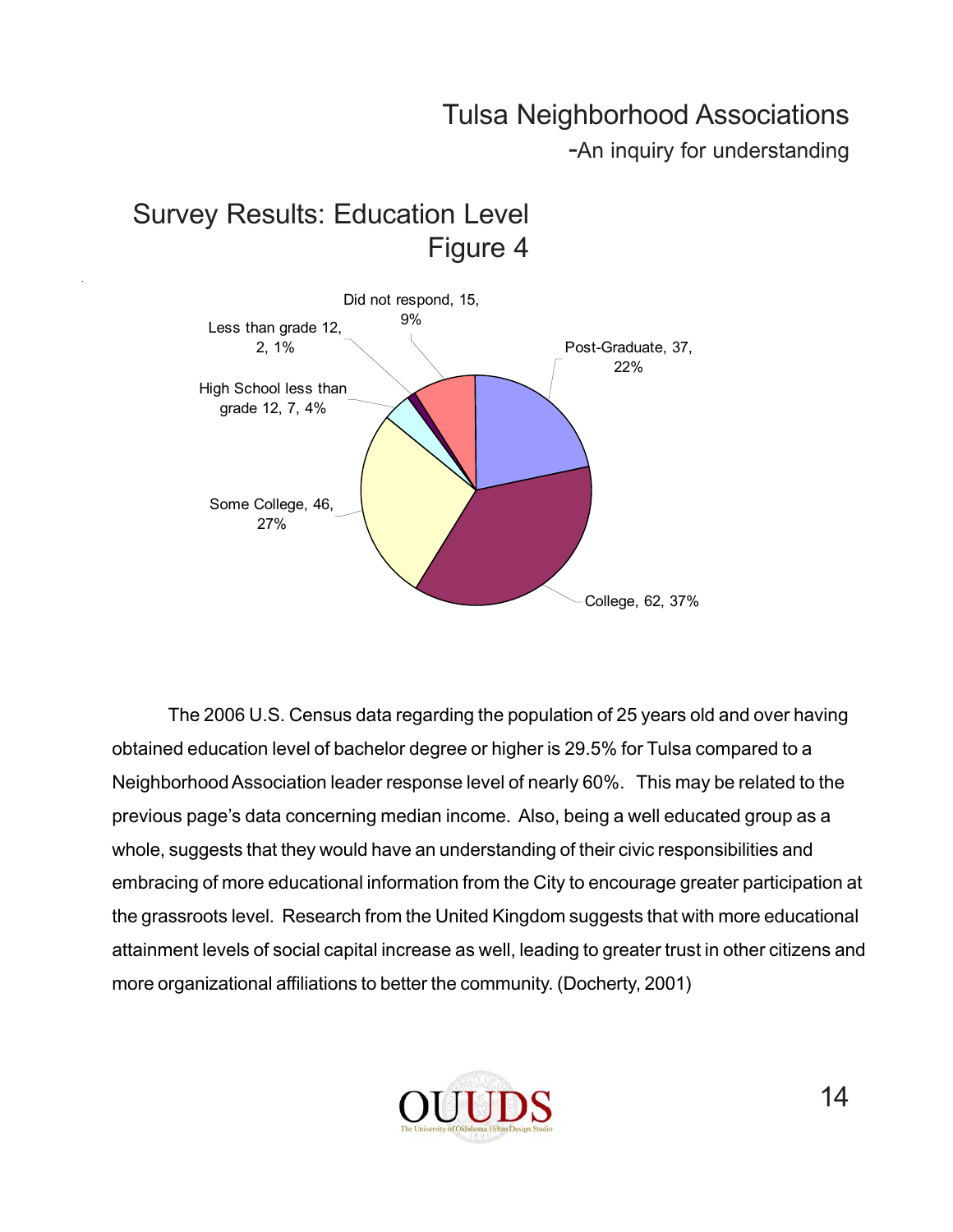## Survey Results: Education Level
## Figure 4

Did not respond, 15, 9%

Less than grade 12, 2, 1%

High School less than grade 12, 7, 4%

Post-Graduate, 37, 22%

Some College, 46, 27%

College, 62, 37%

The 2006 U.S. Census data regarding the population of 25 years old and over having obtained education level of bachelor degree or higher is 29.5% for Tulsa compared to a Neighborhood Association leader response level of nearly 60%. This may be related to the previous page's data concerning median income. Also, being a well educated group as a whole, suggests that they would have an understanding of their civic responsibilities and embracing of more educational information from the City to encourage greater participation at the grassroots level. Research from the United Kingdom suggests that with more educational attainment levels of social capital increase as well, leading to greater trust in other citizens and more organizational affiliations to better the community. (Docherty, 2001)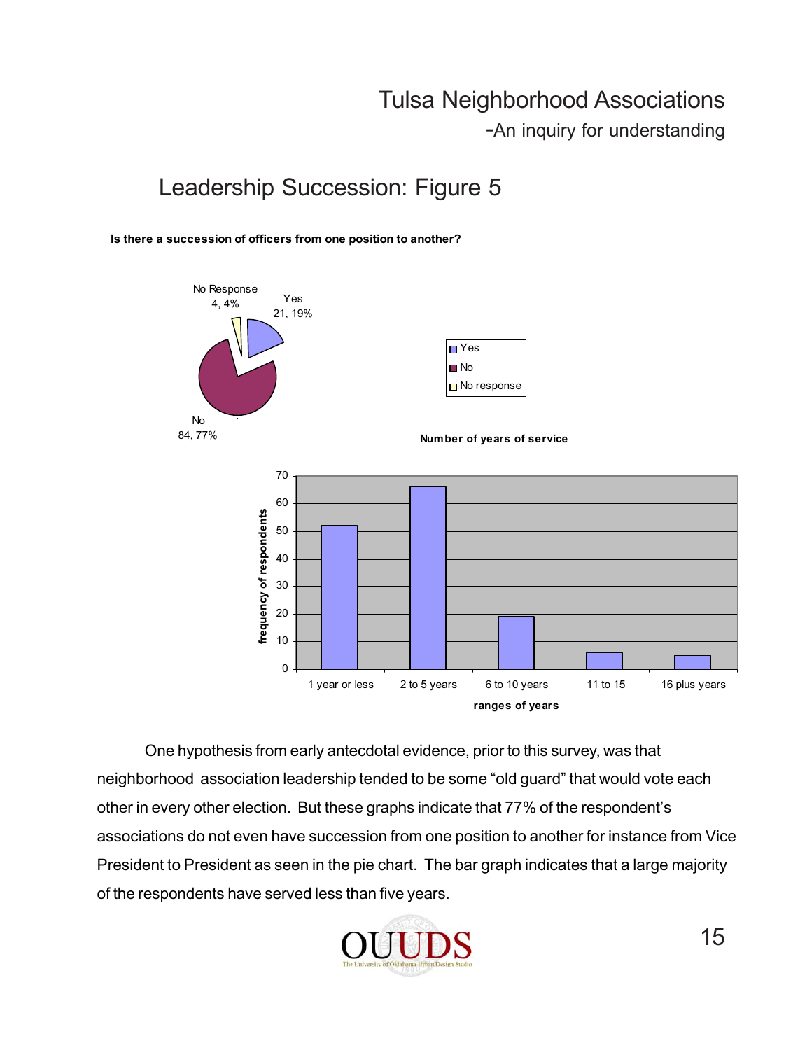## Leadership Succession: Figure 5

**Is there a succession of officers from one position to another?**

No Response 4, 4%

Yes 21, 19%

No 84, 77%

**Number of years of service**

| ranges of years | frequency of respondents |
|---|---|
| 1 year or less | 52 |
| 2 to 5 years | 66 |
| 6 to 10 years | 19 |
| 11 to 15 | 6 |
| 16 plus years | 5 |

One hypothesis from early antecdotal evidence, prior to this survey, was that neighborhood association leadership tended to be some "old guard" that would vote each other in every other election. But these graphs indicate that 77% of the respondent's associations do not even have succession from one position to another for instance from Vice President to President as seen in the pie chart. The bar graph indicates that a large majority of the respondents have served less than five years.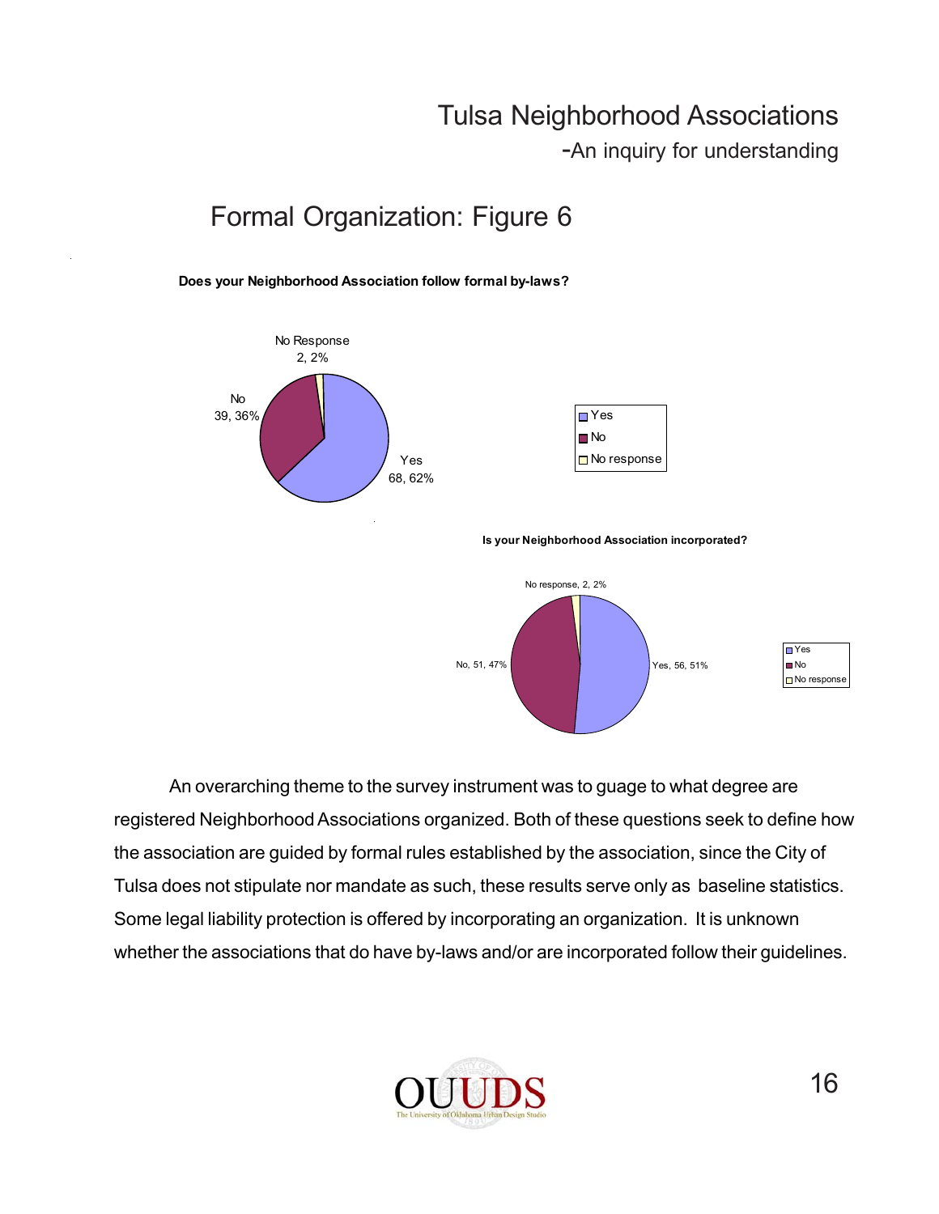## Formal Organization: Figure 6

**Does your Neighborhood Association follow formal by-laws?**

No Response 2, 2%

No 39, 36%

Yes 68, 62%

- Yes
- No
- No response

**Is your Neighborhood Association incorporated?**

No response, 2, 2%

No, 51, 47%

Yes, 56, 51%

- Yes
- No
- No response

An overarching theme to the survey instrument was to guage to what degree are registered Neighborhood Associations organized. Both of these questions seek to define how the association are guided by formal rules established by the association, since the City of Tulsa does not stipulate nor mandate as such, these results serve only as baseline statistics. Some legal liability protection is offered by incorporating an organization. It is unknown whether the associations that do have by-laws and/or are incorporated follow their guidelines.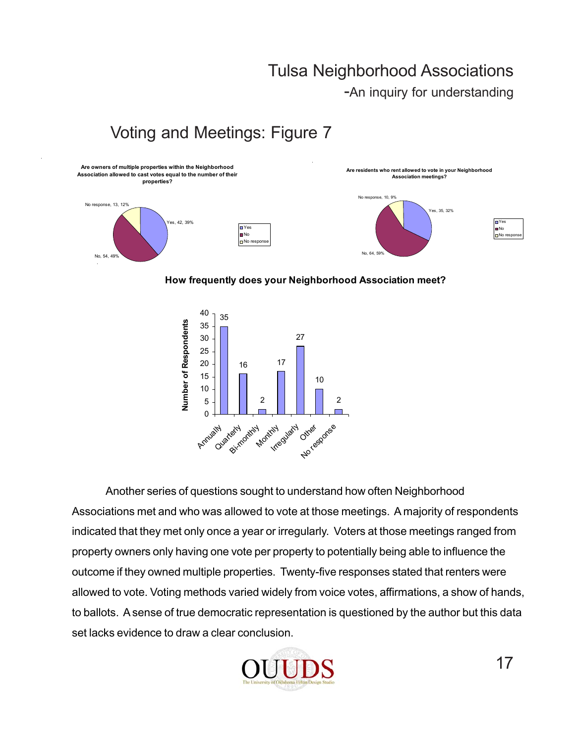## Voting and Meetings: Figure 7

**Are owners of multiple properties within the Neighborhood Association allowed to cast votes equal to the number of their properties?**

| Response | Count | Percent |
|---|---|---|
| Yes | 42 | 39% |
| No | 54 | 49% |
| No response | 13 | 12% |

**Are residents who rent allowed to vote in your Neighborhood Association meetings?**

| Response | Count | Percent |
|---|---|---|
| Yes | 35 | 32% |
| No | 64 | 59% |
| No response | 10 | 9% |

**How frequently does your Neighborhood Association meet?**

| Frequency | Number of Respondents |
|---|---|
| Annually | 35 |
| Quarterly | 16 |
| Bi-monthly | 2 |
| Monthly | 17 |
| Irregularly | 27 |
| Other | 10 |
| No response | 2 |

Another series of questions sought to understand how often Neighborhood Associations met and who was allowed to vote at those meetings. A majority of respondents indicated that they met only once a year or irregularly. Voters at those meetings ranged from property owners only having one vote per property to potentially being able to influence the outcome if they owned multiple properties. Twenty-five responses stated that renters were allowed to vote. Voting methods varied widely from voice votes, affirmations, a show of hands, to ballots. A sense of true democratic representation is questioned by the author but this data set lacks evidence to draw a clear conclusion.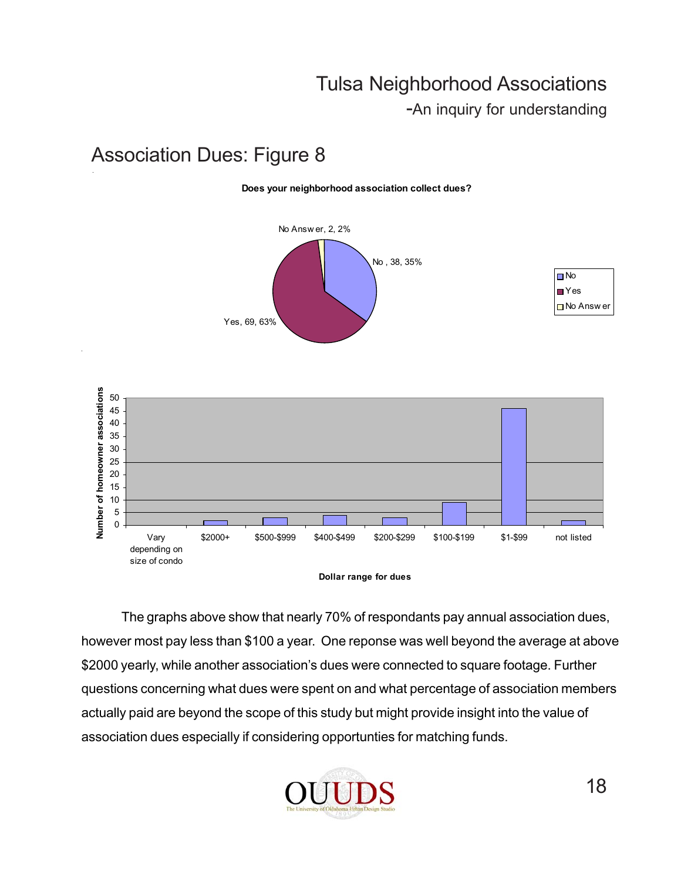## Association Dues: Figure 8

**Does your neighborhood association collect dues?**

No Answer, 2, 2%

No , 38, 35%

Yes, 69, 63%

- No
- Yes
- No Answer

| Dollar range for dues | Number of homeowner associations |
|---|---|
| Vary depending on size of condo | 0 |
| $2000+ | 2 |
| $500-$999 | 3 |
| $400-$499 | 4 |
| $200-$299 | 3 |
| $100-$199 | 9 |
| $1-$99 | 46 |
| not listed | 2 |

The graphs above show that nearly 70% of respondants pay annual association dues, however most pay less than $100 a year. One reponse was well beyond the average at above $2000 yearly, while another association's dues were connected to square footage. Further questions concerning what dues were spent on and what percentage of association members actually paid are beyond the scope of this study but might provide insight into the value of association dues especially if considering opportunties for matching funds.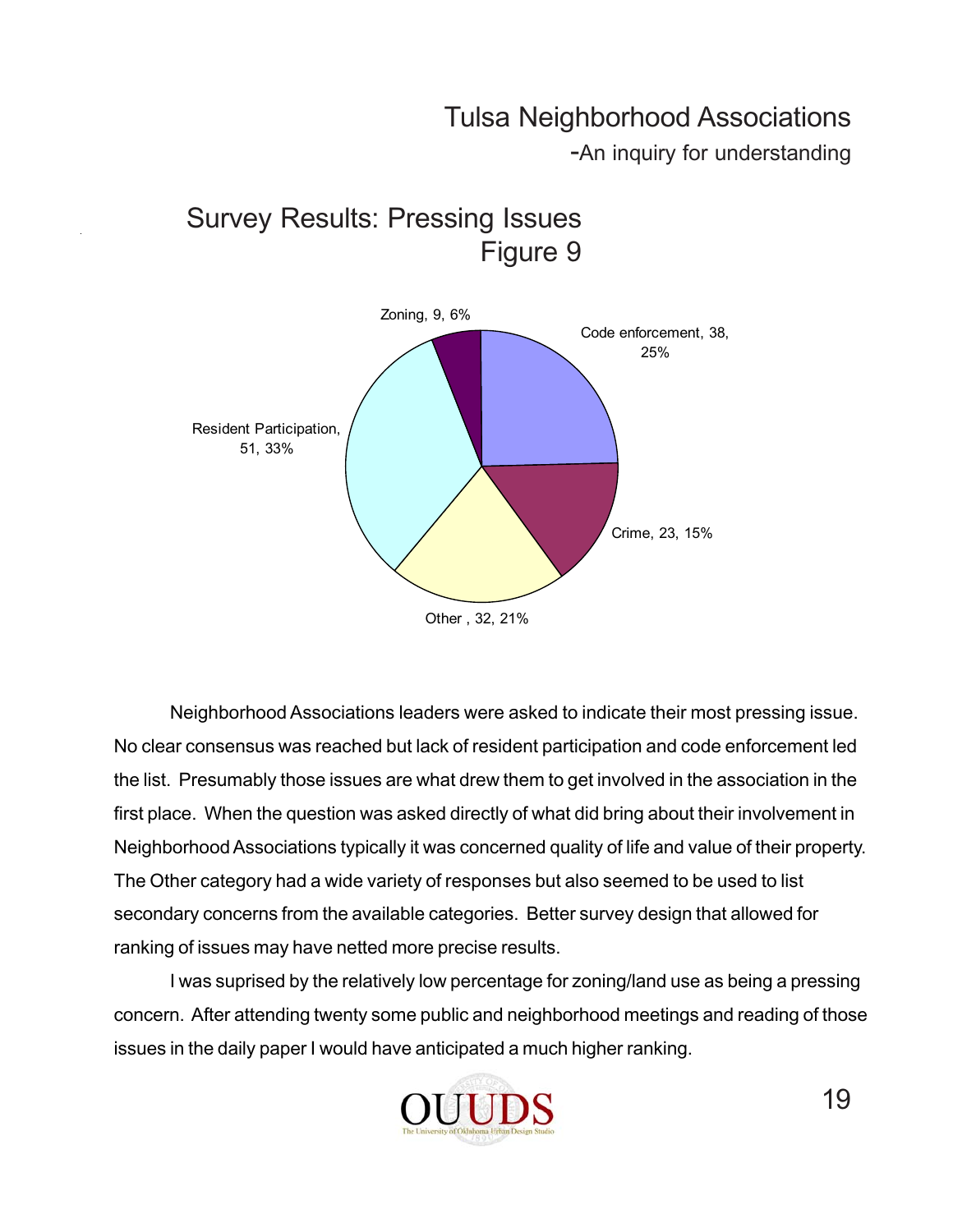## Survey Results: Pressing Issues
## Figure 9

Zoning, 9, 6%

Code enforcement, 38, 25%

Resident Participation, 51, 33%

Crime, 23, 15%

Other , 32, 21%

Neighborhood Associations leaders were asked to indicate their most pressing issue. No clear consensus was reached but lack of resident participation and code enforcement led the list. Presumably those issues are what drew them to get involved in the association in the first place. When the question was asked directly of what did bring about their involvement in Neighborhood Associations typically it was concerned quality of life and value of their property. The Other category had a wide variety of responses but also seemed to be used to list secondary concerns from the available categories. Better survey design that allowed for ranking of issues may have netted more precise results.

I was suprised by the relatively low percentage for zoning/land use as being a pressing concern. After attending twenty some public and neighborhood meetings and reading of those issues in the daily paper I would have anticipated a much higher ranking.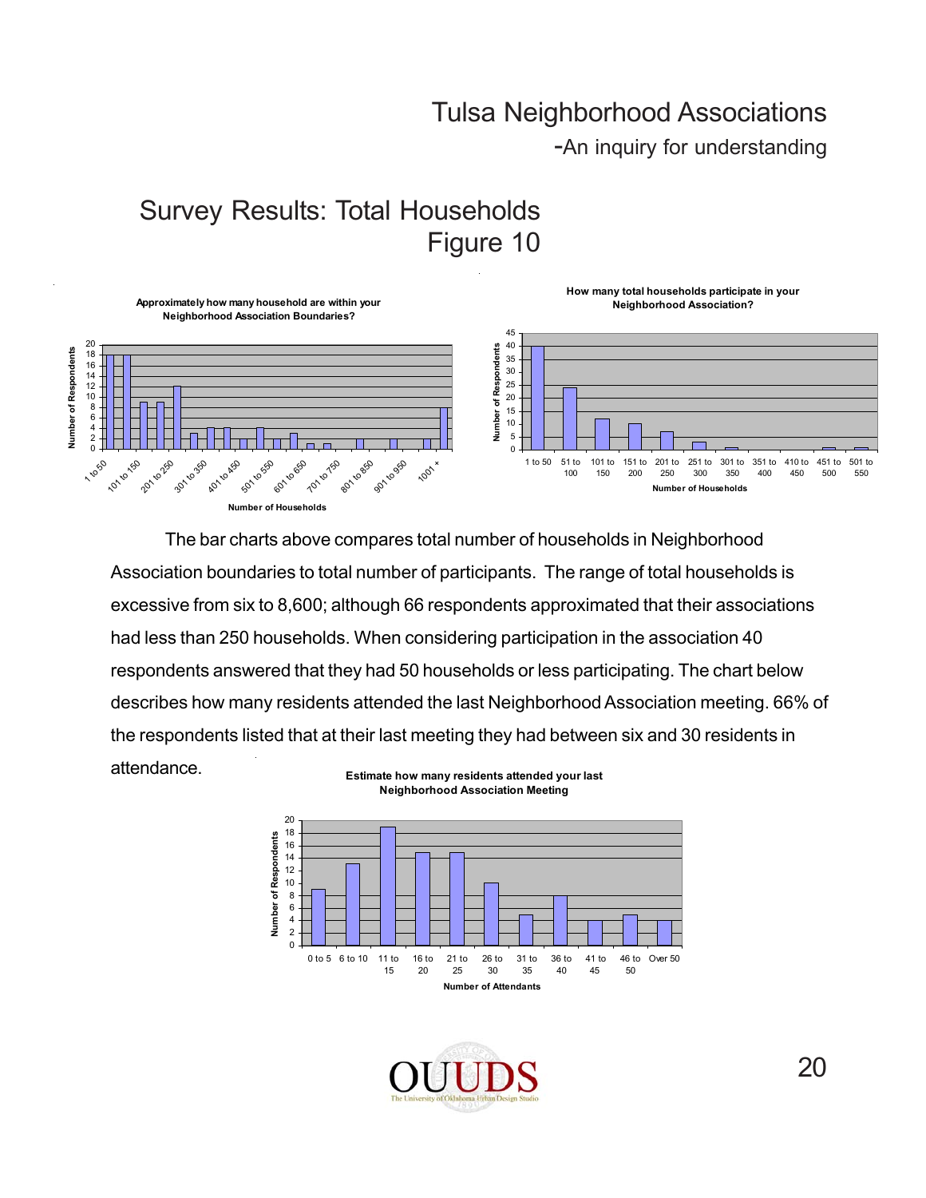## Survey Results: Total Households
## Figure 10

**Approximately how many household are within your Neighborhood Association Boundaries?**

**How many total households participate in your Neighborhood Association?**

The bar charts above compares total number of households in Neighborhood Association boundaries to total number of participants. The range of total households is excessive from six to 8,600; although 66 respondents approximated that their associations had less than 250 households. When considering participation in the association 40 respondents answered that they had 50 households or less participating. The chart below describes how many residents attended the last Neighborhood Association meeting. 66% of the respondents listed that at their last meeting they had between six and 30 residents in attendance.

**Estimate how many residents attended your last Neighborhood Association Meeting**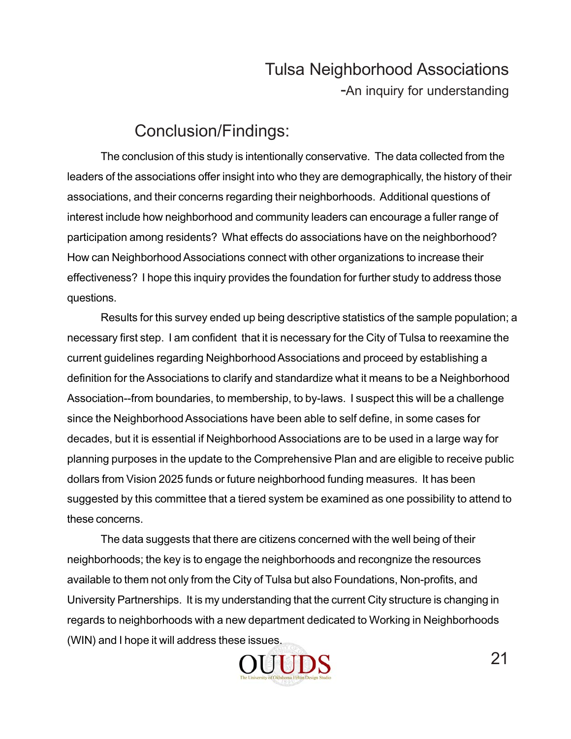## Conclusion/Findings:

The conclusion of this study is intentionally conservative. The data collected from the leaders of the associations offer insight into who they are demographically, the history of their associations, and their concerns regarding their neighborhoods. Additional questions of interest include how neighborhood and community leaders can encourage a fuller range of participation among residents? What effects do associations have on the neighborhood? How can Neighborhood Associations connect with other organizations to increase their effectiveness? I hope this inquiry provides the foundation for further study to address those questions.

Results for this survey ended up being descriptive statistics of the sample population; a necessary first step. I am confident that it is necessary for the City of Tulsa to reexamine the current guidelines regarding Neighborhood Associations and proceed by establishing a definition for the Associations to clarify and standardize what it means to be a Neighborhood Association--from boundaries, to membership, to by-laws. I suspect this will be a challenge since the Neighborhood Associations have been able to self define, in some cases for decades, but it is essential if Neighborhood Associations are to be used in a large way for planning purposes in the update to the Comprehensive Plan and are eligible to receive public dollars from Vision 2025 funds or future neighborhood funding measures. It has been suggested by this committee that a tiered system be examined as one possibility to attend to these concerns.

The data suggests that there are citizens concerned with the well being of their neighborhoods; the key is to engage the neighborhoods and recongnize the resources available to them not only from the City of Tulsa but also Foundations, Non-profits, and University Partnerships. It is my understanding that the current City structure is changing in regards to neighborhoods with a new department dedicated to Working in Neighborhoods (WIN) and I hope it will address these issues.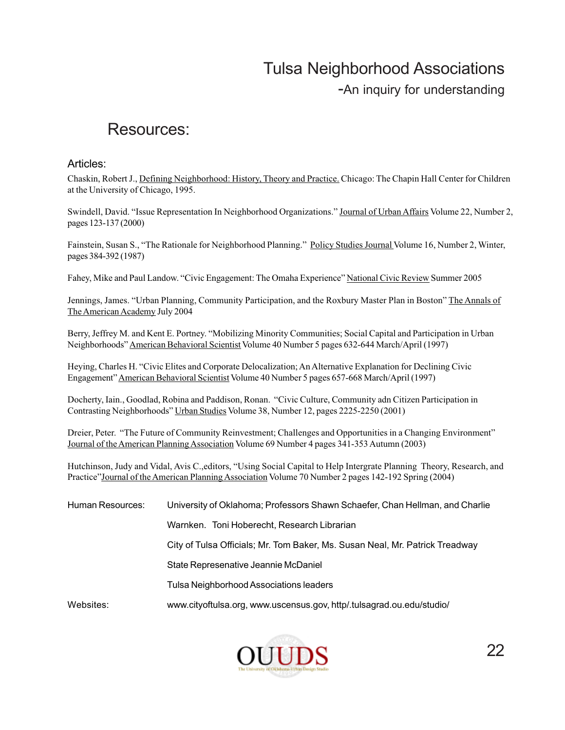# Resources:

## Articles:

Chaskin, Robert J., Defining Neighborhood: History, Theory and Practice. Chicago: The Chapin Hall Center for Children at the University of Chicago, 1995.

Swindell, David. "Issue Representation In Neighborhood Organizations." Journal of Urban Affairs Volume 22, Number 2, pages 123-137 (2000)

Fainstein, Susan S., "The Rationale for Neighborhood Planning." Policy Studies Journal Volume 16, Number 2, Winter, pages 384-392 (1987)

Fahey, Mike and Paul Landow. "Civic Engagement: The Omaha Experience" National Civic Review Summer 2005

Jennings, James. "Urban Planning, Community Participation, and the Roxbury Master Plan in Boston" The Annals of The American Academy July 2004

Berry, Jeffrey M. and Kent E. Portney. "Mobilizing Minority Communities; Social Capital and Participation in Urban Neighborhoods" American Behavioral Scientist Volume 40 Number 5 pages 632-644 March/April (1997)

Heying, Charles H. "Civic Elites and Corporate Delocalization; An Alternative Explanation for Declining Civic Engagement" American Behavioral Scientist Volume 40 Number 5 pages 657-668 March/April (1997)

Docherty, Iain., Goodlad, Robina and Paddison, Ronan. "Civic Culture, Community adn Citizen Participation in Contrasting Neighborhoods" Urban Studies Volume 38, Number 12, pages 2225-2250 (2001)

Dreier, Peter. "The Future of Community Reinvestment; Challenges and Opportunities in a Changing Environment" Journal of the American Planning Association Volume 69 Number 4 pages 341-353 Autumn (2003)

Hutchinson, Judy and Vidal, Avis C.,editors, "Using Social Capital to Help Intergrate Planning Theory, Research, and Practice" Journal of the American Planning Association Volume 70 Number 2 pages 142-192 Spring (2004)

Human Resources: University of Oklahoma; Professors Shawn Schaefer, Chan Hellman, and Charlie Warnken. Toni Hoberecht, Research Librarian

City of Tulsa Officials; Mr. Tom Baker, Ms. Susan Neal, Mr. Patrick Treadway

State Represenative Jeannie McDaniel

Tulsa Neighborhood Associations leaders

Websites: www.cityoftulsa.org, www.uscensus.gov, http/.tulsagrad.ou.edu/studio/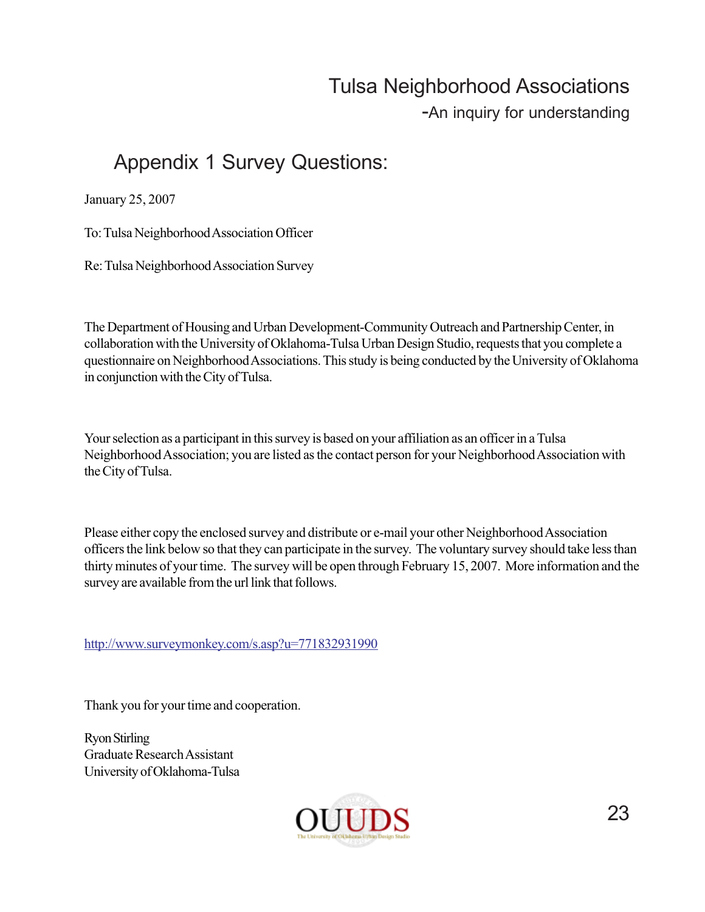## Appendix 1 Survey Questions:

January 25, 2007

To: Tulsa Neighborhood Association Officer

Re: Tulsa Neighborhood Association Survey

The Department of Housing and Urban Development-Community Outreach and Partnership Center, in collaboration with the University of Oklahoma-Tulsa Urban Design Studio, requests that you complete a questionnaire on Neighborhood Associations. This study is being conducted by the University of Oklahoma in conjunction with the City of Tulsa.

Your selection as a participant in this survey is based on your affiliation as an officer in a Tulsa Neighborhood Association; you are listed as the contact person for your Neighborhood Association with the City of Tulsa.

Please either copy the enclosed survey and distribute or e-mail your other Neighborhood Association officers the link below so that they can participate in the survey. The voluntary survey should take less than thirty minutes of your time. The survey will be open through February 15, 2007. More information and the survey are available from the url link that follows.

http://www.surveymonkey.com/s.asp?u=771832931990

Thank you for your time and cooperation.

Ryon Stirling
Graduate Research Assistant
University of Oklahoma-Tulsa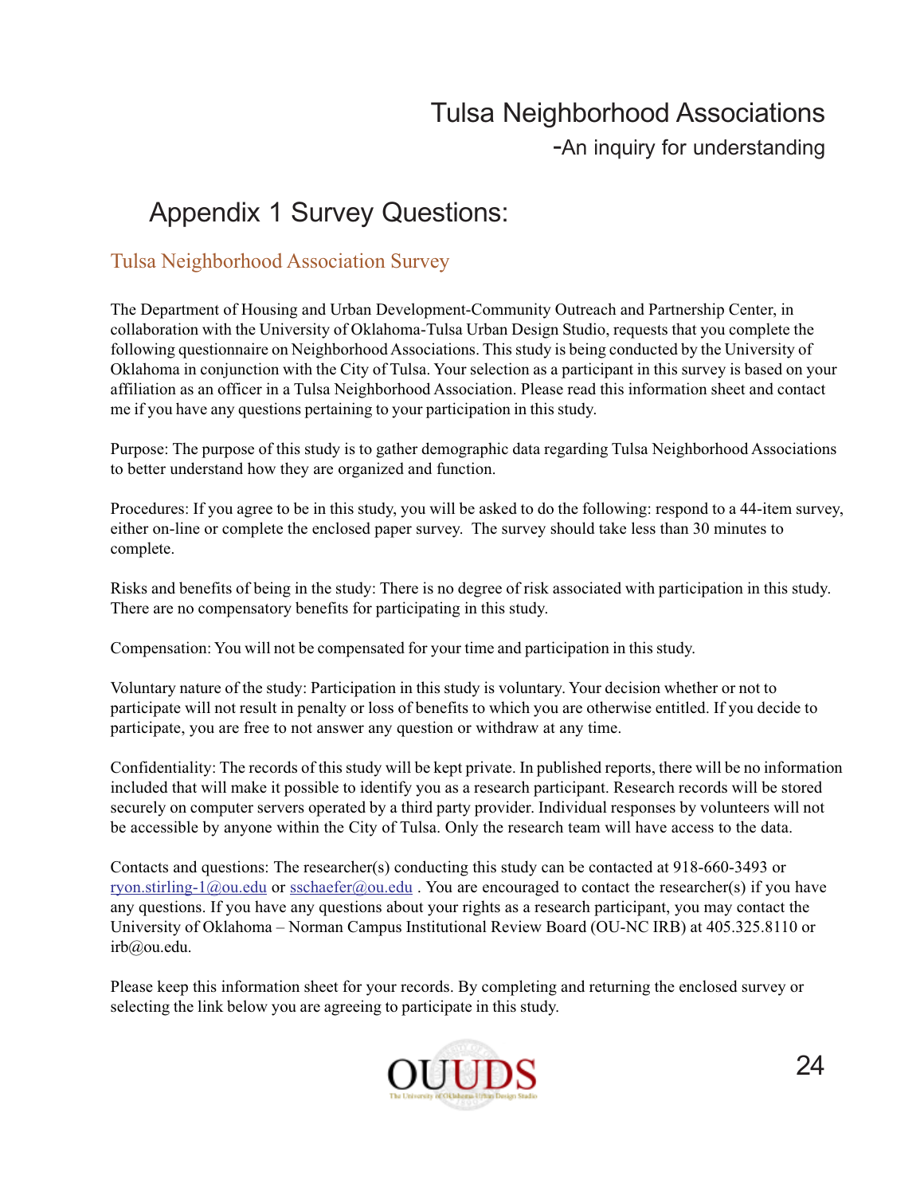# Appendix 1 Survey Questions:

## Tulsa Neighborhood Association Survey

The Department of Housing and Urban Development-Community Outreach and Partnership Center, in collaboration with the University of Oklahoma-Tulsa Urban Design Studio, requests that you complete the following questionnaire on Neighborhood Associations. This study is being conducted by the University of Oklahoma in conjunction with the City of Tulsa. Your selection as a participant in this survey is based on your affiliation as an officer in a Tulsa Neighborhood Association. Please read this information sheet and contact me if you have any questions pertaining to your participation in this study.

Purpose: The purpose of this study is to gather demographic data regarding Tulsa Neighborhood Associations to better understand how they are organized and function.

Procedures: If you agree to be in this study, you will be asked to do the following: respond to a 44-item survey, either on-line or complete the enclosed paper survey. The survey should take less than 30 minutes to complete.

Risks and benefits of being in the study: There is no degree of risk associated with participation in this study. There are no compensatory benefits for participating in this study.

Compensation: You will not be compensated for your time and participation in this study.

Voluntary nature of the study: Participation in this study is voluntary. Your decision whether or not to participate will not result in penalty or loss of benefits to which you are otherwise entitled. If you decide to participate, you are free to not answer any question or withdraw at any time.

Confidentiality: The records of this study will be kept private. In published reports, there will be no information included that will make it possible to identify you as a research participant. Research records will be stored securely on computer servers operated by a third party provider. Individual responses by volunteers will not be accessible by anyone within the City of Tulsa. Only the research team will have access to the data.

Contacts and questions: The researcher(s) conducting this study can be contacted at 918-660-3493 or ryon.stirling-1@ou.edu or sschaefer@ou.edu . You are encouraged to contact the researcher(s) if you have any questions. If you have any questions about your rights as a research participant, you may contact the University of Oklahoma – Norman Campus Institutional Review Board (OU-NC IRB) at 405.325.8110 or irb@ou.edu.

Please keep this information sheet for your records. By completing and returning the enclosed survey or selecting the link below you are agreeing to participate in this study.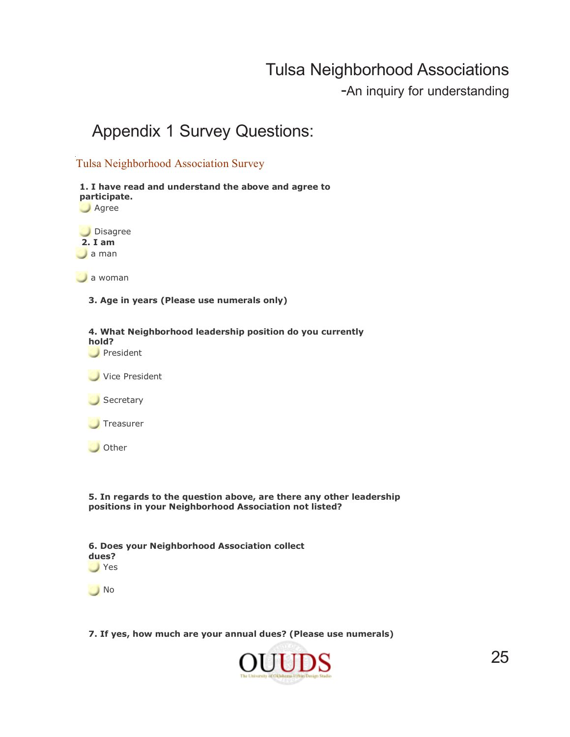# Appendix 1 Survey Questions:

## Tulsa Neighborhood Association Survey

**1. I have read and understand the above and agree to participate.**

- Agree
- Disagree

**2. I am**

- a man
- a woman

**3. Age in years (Please use numerals only)**

**4. What Neighborhood leadership position do you currently hold?**

- President
- Vice President
- Secretary
- Treasurer
- Other

**5. In regards to the question above, are there any other leadership positions in your Neighborhood Association not listed?**

**6. Does your Neighborhood Association collect dues?**

- Yes
- No

**7. If yes, how much are your annual dues? (Please use numerals)**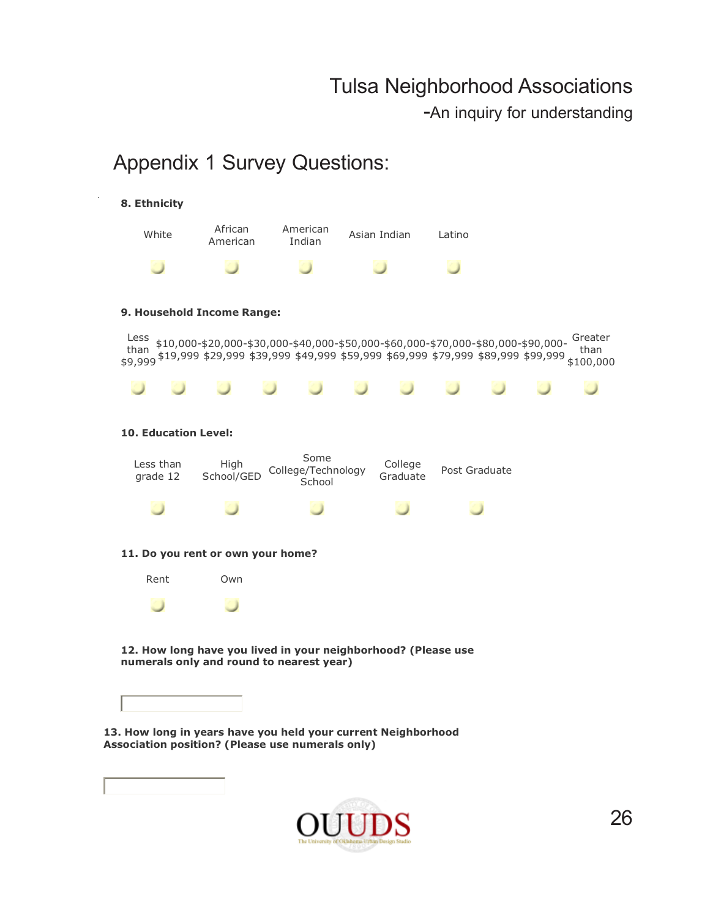## Appendix 1 Survey Questions:

**8. Ethnicity**

| White | African American | American Indian | Asian Indian | Latino |
|---|---|---|---|---|
| ○ | ○ | ○ | ○ | ○ |

**9. Household Income Range:**

| Less than $9,999 | $10,000-$19,999 | $20,000-$29,999 | $30,000-$39,999 | $40,000-$49,999 | $50,000-$59,999 | $60,000-$69,999 | $70,000-$79,999 | $80,000-$89,999 | $90,000-$99,999 | Greater than $100,000 |
|---|---|---|---|---|---|---|---|---|---|---|
| ○ | ○ | ○ | ○ | ○ | ○ | ○ | ○ | ○ | ○ | ○ |

**10. Education Level:**

| Less than grade 12 | High School/GED | Some College/Technology School | College Graduate | Post Graduate |
|---|---|---|---|---|
| ○ | ○ | ○ | ○ | ○ |

**11. Do you rent or own your home?**

| Rent | Own |
|---|---|
| ○ | ○ |

**12. How long have you lived in your neighborhood? (Please use numerals only and round to nearest year)**

\_\_\_\_\_\_\_\_\_\_\_\_\_\_\_\_\_\_\_\_

**13. How long in years have you held your current Neighborhood Association position? (Please use numerals only)**

\_\_\_\_\_\_\_\_\_\_\_\_\_\_\_\_\_\_\_\_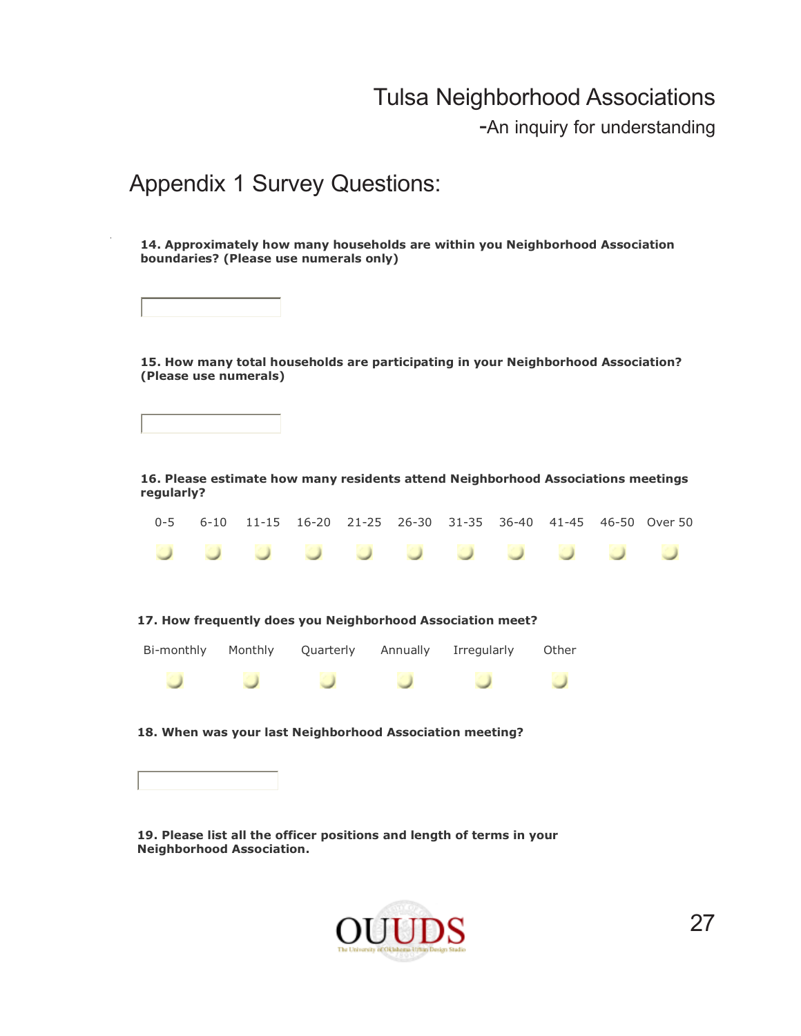## Appendix 1 Survey Questions:

**14. Approximately how many households are within you Neighborhood Association boundaries? (Please use numerals only)**

**15. How many total households are participating in your Neighborhood Association? (Please use numerals)**

**16. Please estimate how many residents attend Neighborhood Associations meetings regularly?**

| 0-5 | 6-10 | 11-15 | 16-20 | 21-25 | 26-30 | 31-35 | 36-40 | 41-45 | 46-50 | Over 50 |
|---|---|---|---|---|---|---|---|---|---|---|

**17. How frequently does you Neighborhood Association meet?**

| Bi-monthly | Monthly | Quarterly | Annually | Irregularly | Other |
|---|---|---|---|---|---|

**18. When was your last Neighborhood Association meeting?**

**19. Please list all the officer positions and length of terms in your Neighborhood Association.**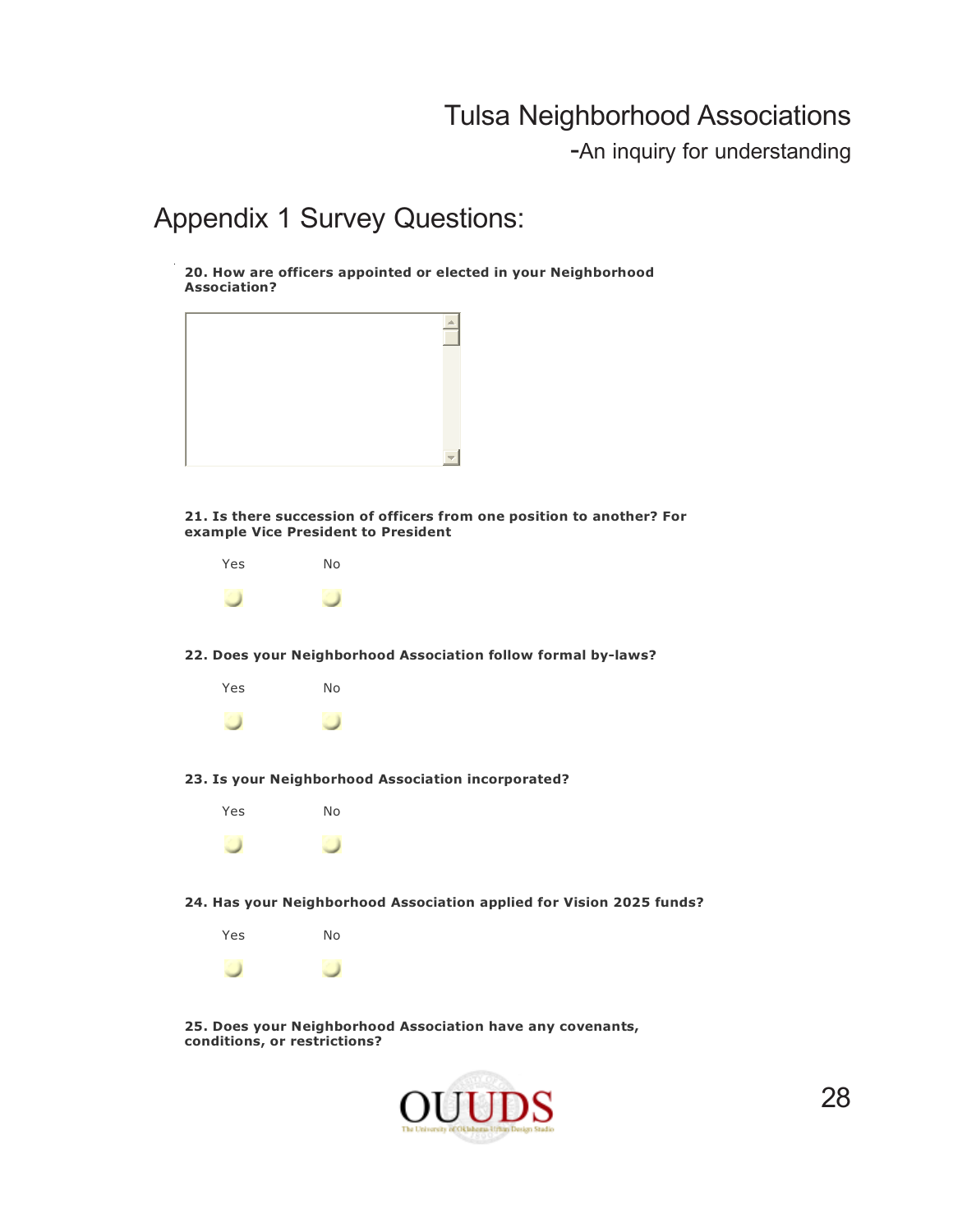## Appendix 1 Survey Questions:

**20. How are officers appointed or elected in your Neighborhood Association?**

**21. Is there succession of officers from one position to another? For example Vice President to President**

Yes No

**22. Does your Neighborhood Association follow formal by-laws?**

Yes No

**23. Is your Neighborhood Association incorporated?**

Yes No

**24. Has your Neighborhood Association applied for Vision 2025 funds?**

Yes No

**25. Does your Neighborhood Association have any covenants, conditions, or restrictions?**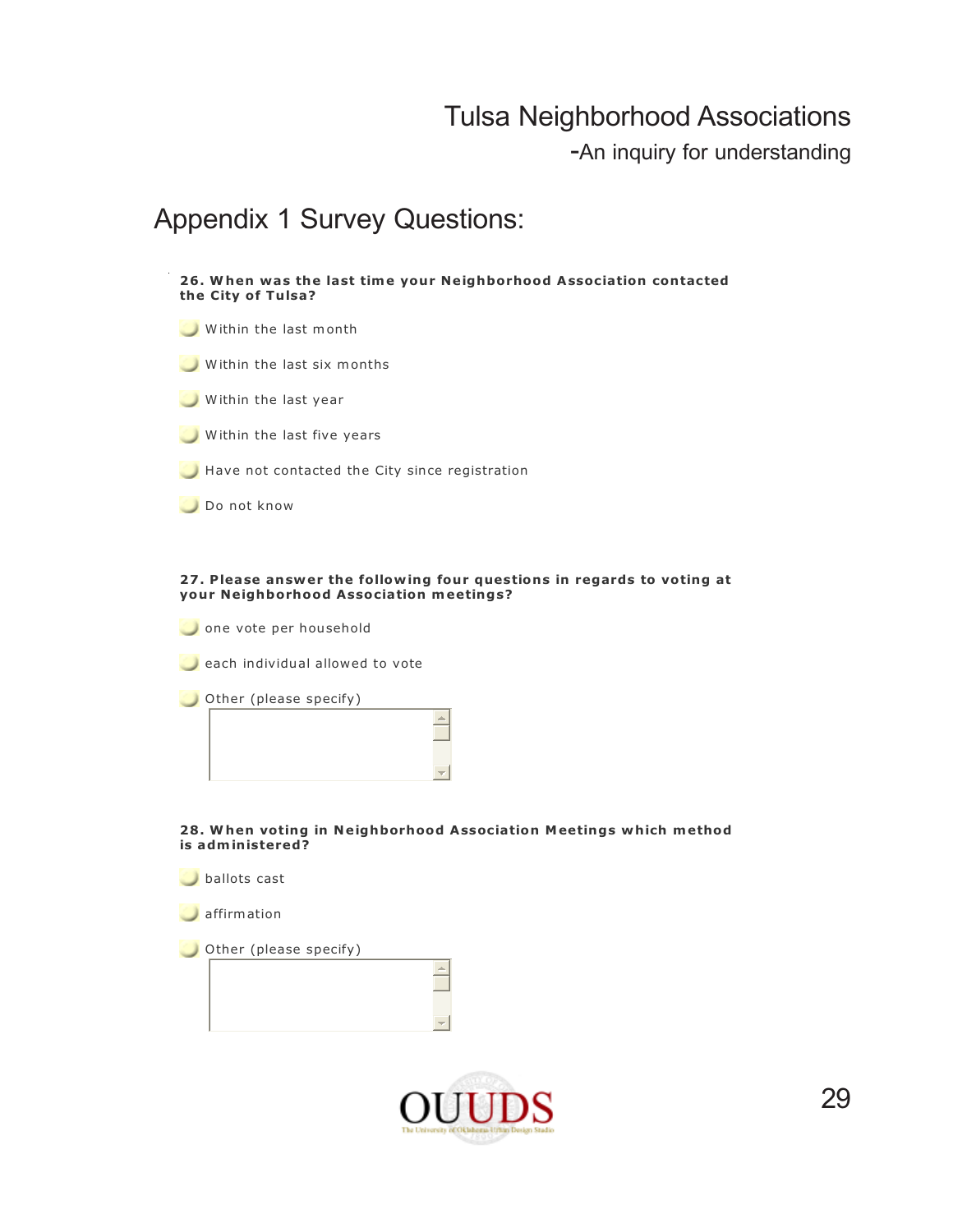# Appendix 1 Survey Questions:

**26. When was the last time your Neighborhood Association contacted the City of Tulsa?**

- Within the last month
- Within the last six months
- Within the last year
- Within the last five years
- Have not contacted the City since registration
- Do not know

**27. Please answer the following four questions in regards to voting at your Neighborhood Association meetings?**

- one vote per household
- each individual allowed to vote
- Other (please specify)

**28. When voting in Neighborhood Association Meetings which method is administered?**

- ballots cast
- affirmation
- Other (please specify)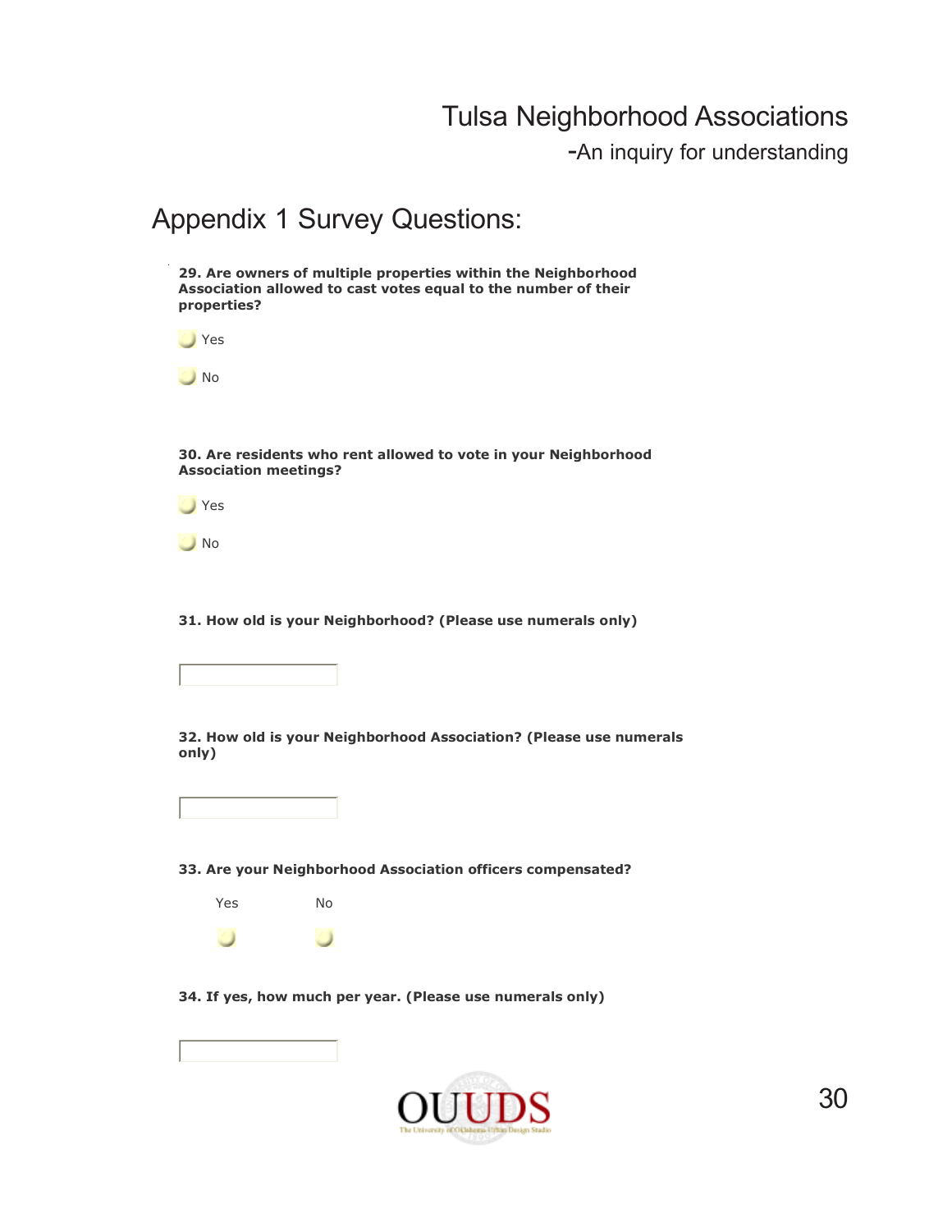## Appendix 1 Survey Questions:

**29. Are owners of multiple properties within the Neighborhood Association allowed to cast votes equal to the number of their properties?**

- Yes
- No

**30. Are residents who rent allowed to vote in your Neighborhood Association meetings?**

- Yes
- No

**31. How old is your Neighborhood? (Please use numerals only)**

**32. How old is your Neighborhood Association? (Please use numerals only)**

**33. Are your Neighborhood Association officers compensated?**

| Yes | No |
|---|---|
| ○ | ○ |

**34. If yes, how much per year. (Please use numerals only)**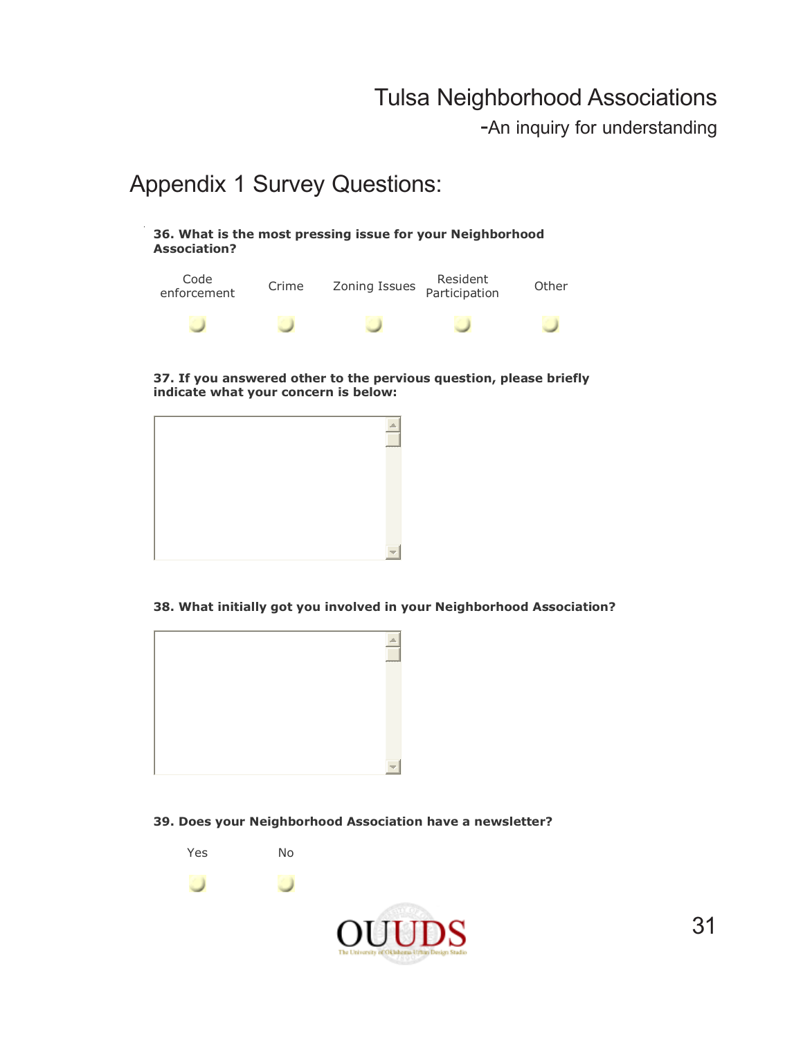## Appendix 1 Survey Questions:

**36. What is the most pressing issue for your Neighborhood Association?**

| Code enforcement | Crime | Zoning Issues | Resident Participation | Other |
|---|---|---|---|---|
| ○ | ○ | ○ | ○ | ○ |

**37. If you answered other to the pervious question, please briefly indicate what your concern is below:**

**38. What initially got you involved in your Neighborhood Association?**

**39. Does your Neighborhood Association have a newsletter?**

| Yes | No |
|---|---|
| ○ | ○ |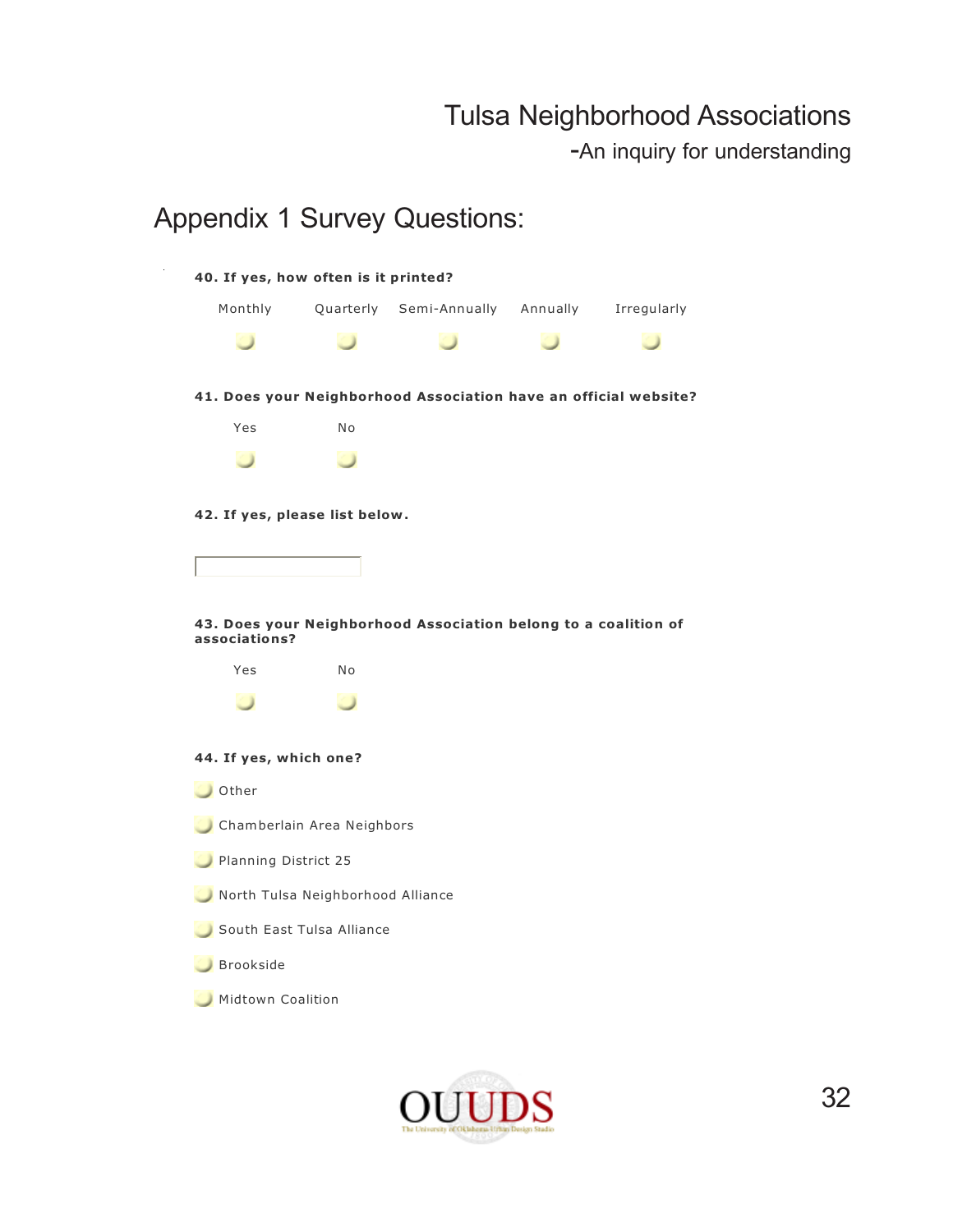## Appendix 1 Survey Questions:

**40. If yes, how often is it printed?**

Monthly   Quarterly   Semi-Annually   Annually   Irregularly

**41. Does your Neighborhood Association have an official website?**

Yes   No

**42. If yes, please list below.**

**43. Does your Neighborhood Association belong to a coalition of associations?**

Yes   No

**44. If yes, which one?**

- Other
- Chamberlain Area Neighbors
- Planning District 25
- North Tulsa Neighborhood Alliance
- South East Tulsa Alliance
- Brookside
- Midtown Coalition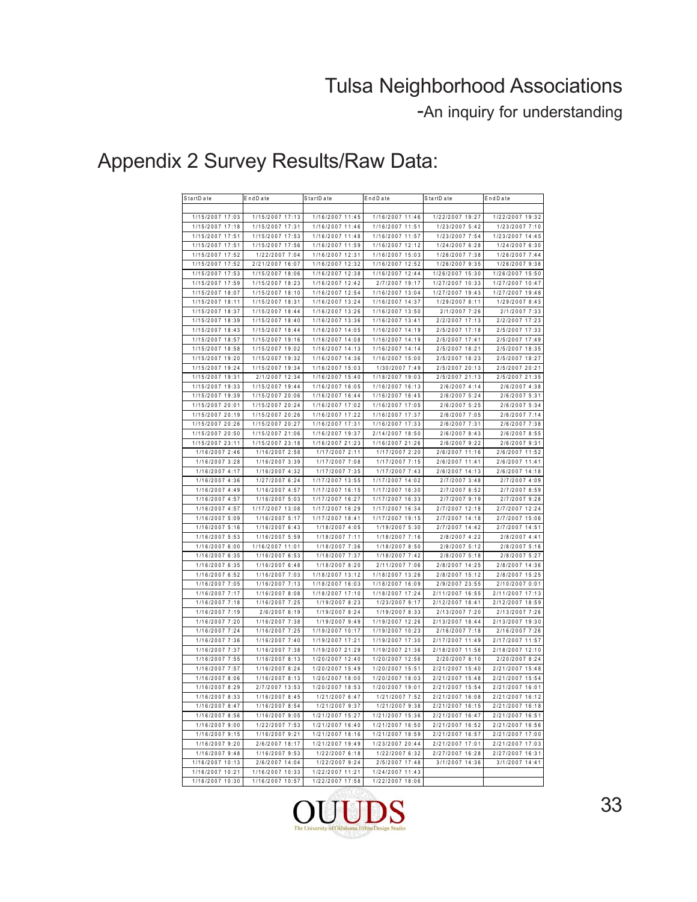# Appendix 2 Survey Results/Raw Data:

| StartDate | EndDate | StartDate | EndDate | StartDate | EndDate |
|---|---|---|---|---|---|
| 1/15/2007 17:03 | 1/15/2007 17:13 | 1/16/2007 11:45 | 1/16/2007 11:46 | 1/22/2007 19:27 | 1/22/2007 19:32 |
| 1/15/2007 17:18 | 1/15/2007 17:31 | 1/16/2007 11:46 | 1/16/2007 11:51 | 1/23/2007 5:42 | 1/23/2007 7:10 |
| 1/15/2007 17:51 | 1/15/2007 17:53 | 1/16/2007 11:48 | 1/16/2007 11:57 | 1/23/2007 7:54 | 1/23/2007 14:45 |
| 1/15/2007 17:51 | 1/15/2007 17:56 | 1/16/2007 11:59 | 1/16/2007 12:12 | 1/24/2007 6:28 | 1/24/2007 6:30 |
| 1/15/2007 17:52 | 1/22/2007 7:04 | 1/16/2007 12:31 | 1/16/2007 15:03 | 1/26/2007 7:38 | 1/26/2007 7:44 |
| 1/15/2007 17:52 | 2/21/2007 16:07 | 1/16/2007 12:32 | 1/16/2007 12:52 | 1/26/2007 9:35 | 1/26/2007 9:38 |
| 1/15/2007 17:53 | 1/15/2007 18:06 | 1/16/2007 12:38 | 1/16/2007 12:44 | 1/26/2007 15:30 | 1/26/2007 15:50 |
| 1/15/2007 17:59 | 1/15/2007 18:23 | 1/16/2007 12:42 | 2/7/2007 19:17 | 1/27/2007 10:33 | 1/27/2007 10:47 |
| 1/15/2007 18:07 | 1/15/2007 18:10 | 1/16/2007 12:54 | 1/16/2007 13:04 | 1/27/2007 19:43 | 1/27/2007 19:48 |
| 1/15/2007 18:11 | 1/15/2007 18:31 | 1/16/2007 13:24 | 1/16/2007 14:37 | 1/29/2007 8:11 | 1/29/2007 8:43 |
| 1/15/2007 18:37 | 1/15/2007 18:44 | 1/16/2007 13:26 | 1/16/2007 13:50 | 2/1/2007 7:26 | 2/1/2007 7:33 |
| 1/15/2007 18:39 | 1/15/2007 18:40 | 1/16/2007 13:36 | 1/16/2007 13:41 | 2/2/2007 17:13 | 2/2/2007 17:23 |
| 1/15/2007 18:43 | 1/15/2007 18:44 | 1/16/2007 14:05 | 1/16/2007 14:19 | 2/5/2007 17:18 | 2/5/2007 17:33 |
| 1/15/2007 18:57 | 1/15/2007 19:16 | 1/16/2007 14:08 | 1/16/2007 14:19 | 2/5/2007 17:41 | 2/5/2007 17:49 |
| 1/15/2007 18:58 | 1/15/2007 19:02 | 1/16/2007 14:13 | 1/16/2007 14:14 | 2/5/2007 18:21 | 2/5/2007 18:35 |
| 1/15/2007 19:20 | 1/15/2007 19:32 | 1/16/2007 14:36 | 1/16/2007 15:00 | 2/5/2007 18:23 | 2/5/2007 18:27 |
| 1/15/2007 19:24 | 1/15/2007 19:34 | 1/16/2007 15:03 | 1/30/2007 7:49 | 2/5/2007 20:13 | 2/5/2007 20:21 |
| 1/15/2007 19:31 | 2/1/2007 12:34 | 1/16/2007 15:40 | 1/18/2007 19:03 | 2/5/2007 21:13 | 2/5/2007 21:35 |
| 1/15/2007 19:33 | 1/15/2007 19:44 | 1/16/2007 16:05 | 1/16/2007 16:13 | 2/6/2007 4:14 | 2/6/2007 4:38 |
| 1/15/2007 19:39 | 1/15/2007 20:06 | 1/16/2007 16:44 | 1/16/2007 16:45 | 2/6/2007 5:24 | 2/6/2007 5:31 |
| 1/15/2007 20:01 | 1/15/2007 20:24 | 1/16/2007 17:02 | 1/16/2007 17:05 | 2/6/2007 5:25 | 2/6/2007 5:34 |
| 1/15/2007 20:19 | 1/15/2007 20:26 | 1/16/2007 17:22 | 1/16/2007 17:37 | 2/6/2007 7:05 | 2/6/2007 7:14 |
| 1/15/2007 20:26 | 1/15/2007 20:27 | 1/16/2007 17:31 | 1/16/2007 17:33 | 2/6/2007 7:31 | 2/6/2007 7:38 |
| 1/15/2007 20:50 | 1/15/2007 21:06 | 1/16/2007 19:37 | 2/14/2007 18:50 | 2/6/2007 8:43 | 2/6/2007 8:55 |
| 1/15/2007 23:11 | 1/15/2007 23:18 | 1/16/2007 21:23 | 1/16/2007 21:26 | 2/6/2007 9:22 | 2/6/2007 9:31 |
| 1/16/2007 2:46 | 1/16/2007 2:58 | 1/17/2007 2:11 | 1/17/2007 2:20 | 2/6/2007 11:16 | 2/6/2007 11:52 |
| 1/16/2007 3:28 | 1/16/2007 3:39 | 1/17/2007 7:08 | 1/17/2007 7:15 | 2/6/2007 11:41 | 2/6/2007 11:41 |
| 1/16/2007 4:17 | 1/16/2007 4:32 | 1/17/2007 7:35 | 1/17/2007 7:43 | 2/6/2007 14:13 | 2/6/2007 14:18 |
| 1/16/2007 4:36 | 1/27/2007 6:24 | 1/17/2007 13:55 | 1/17/2007 14:02 | 2/7/2007 3:48 | 2/7/2007 4:09 |
| 1/16/2007 4:49 | 1/16/2007 4:57 | 1/17/2007 16:15 | 1/17/2007 16:30 | 2/7/2007 8:52 | 2/7/2007 8:59 |
| 1/16/2007 4:57 | 1/16/2007 5:03 | 1/17/2007 16:27 | 1/17/2007 16:33 | 2/7/2007 9:19 | 2/7/2007 9:28 |
| 1/16/2007 4:57 | 1/17/2007 13:08 | 1/17/2007 16:29 | 1/17/2007 16:34 | 2/7/2007 12:18 | 2/7/2007 12:24 |
| 1/16/2007 5:09 | 1/16/2007 5:17 | 1/17/2007 18:41 | 1/17/2007 19:15 | 2/7/2007 14:18 | 2/7/2007 15:06 |
| 1/16/2007 5:16 | 1/16/2007 6:43 | 1/18/2007 4:05 | 1/19/2007 5:30 | 2/7/2007 14:42 | 2/7/2007 14:51 |
| 1/16/2007 5:53 | 1/16/2007 5:59 | 1/18/2007 7:11 | 1/18/2007 7:16 | 2/8/2007 4:22 | 2/8/2007 4:41 |
| 1/16/2007 6:00 | 1/16/2007 11:01 | 1/18/2007 7:36 | 1/18/2007 8:50 | 2/8/2007 5:12 | 2/8/2007 5:16 |
| 1/16/2007 6:35 | 1/16/2007 6:53 | 1/18/2007 7:37 | 1/18/2007 7:42 | 2/8/2007 5:18 | 2/8/2007 5:27 |
| 1/16/2007 6:35 | 1/16/2007 6:48 | 1/18/2007 8:20 | 2/11/2007 7:06 | 2/8/2007 14:25 | 2/8/2007 14:36 |
| 1/16/2007 6:52 | 1/16/2007 7:03 | 1/18/2007 13:12 | 1/18/2007 13:26 | 2/8/2007 15:12 | 2/8/2007 15:25 |
| 1/16/2007 7:05 | 1/16/2007 7:13 | 1/18/2007 16:03 | 1/18/2007 16:09 | 2/9/2007 23:55 | 2/10/2007 0:01 |
| 1/16/2007 7:17 | 1/16/2007 8:08 | 1/18/2007 17:10 | 1/18/2007 17:24 | 2/11/2007 16:55 | 2/11/2007 17:13 |
| 1/16/2007 7:18 | 1/16/2007 7:25 | 1/19/2007 8:23 | 1/23/2007 9:17 | 2/12/2007 18:41 | 2/12/2007 18:59 |
| 1/16/2007 7:19 | 2/6/2007 6:19 | 1/19/2007 8:24 | 1/19/2007 8:33 | 2/13/2007 7:20 | 2/13/2007 7:26 |
| 1/16/2007 7:20 | 1/16/2007 7:38 | 1/19/2007 9:49 | 1/19/2007 12:26 | 2/13/2007 18:44 | 2/13/2007 19:30 |
| 1/16/2007 7:24 | 1/16/2007 7:25 | 1/19/2007 10:17 | 1/19/2007 10:23 | 2/16/2007 7:18 | 2/16/2007 7:26 |
| 1/16/2007 7:36 | 1/16/2007 7:40 | 1/19/2007 17:21 | 1/19/2007 17:30 | 2/17/2007 11:49 | 2/17/2007 11:57 |
| 1/16/2007 7:37 | 1/16/2007 7:38 | 1/19/2007 21:29 | 1/19/2007 21:36 | 2/18/2007 11:56 | 2/18/2007 12:10 |
| 1/16/2007 7:55 | 1/16/2007 8:13 | 1/20/2007 12:40 | 1/20/2007 12:56 | 2/20/2007 8:10 | 2/20/2007 8:24 |
| 1/16/2007 7:57 | 1/16/2007 8:24 | 1/20/2007 15:49 | 1/20/2007 15:51 | 2/21/2007 15:40 | 2/21/2007 15:48 |
| 1/16/2007 8:06 | 1/16/2007 8:13 | 1/20/2007 18:00 | 1/20/2007 18:03 | 2/21/2007 15:48 | 2/21/2007 15:54 |
| 1/16/2007 8:29 | 2/7/2007 13:53 | 1/20/2007 18:53 | 1/20/2007 19:01 | 2/21/2007 15:54 | 2/21/2007 16:01 |
| 1/16/2007 8:33 | 1/16/2007 8:45 | 1/21/2007 6:47 | 1/21/2007 7:52 | 2/21/2007 16:08 | 2/21/2007 16:12 |
| 1/16/2007 8:47 | 1/16/2007 8:54 | 1/21/2007 9:37 | 1/21/2007 9:38 | 2/21/2007 16:15 | 2/21/2007 16:18 |
| 1/16/2007 8:56 | 1/16/2007 9:05 | 1/21/2007 15:27 | 1/21/2007 15:36 | 2/21/2007 16:47 | 2/21/2007 16:51 |
| 1/16/2007 9:00 | 1/22/2007 7:53 | 1/21/2007 16:40 | 1/21/2007 16:50 | 2/21/2007 16:52 | 2/21/2007 16:56 |
| 1/16/2007 9:15 | 1/16/2007 9:21 | 1/21/2007 18:16 | 1/21/2007 18:59 | 2/21/2007 16:57 | 2/21/2007 17:00 |
| 1/16/2007 9:20 | 2/6/2007 18:17 | 1/21/2007 19:49 | 1/23/2007 20:44 | 2/21/2007 17:01 | 2/21/2007 17:03 |
| 1/16/2007 9:48 | 1/16/2007 9:53 | 1/22/2007 6:18 | 1/22/2007 6:32 | 2/27/2007 16:28 | 2/27/2007 16:31 |
| 1/16/2007 10:13 | 2/6/2007 14:04 | 1/22/2007 9:24 | 2/5/2007 17:48 | 3/1/2007 14:36 | 3/1/2007 14:41 |
| 1/16/2007 10:21 | 1/16/2007 10:33 | 1/22/2007 11:21 | 1/24/2007 11:43 | | |
| 1/16/2007 10:30 | 1/16/2007 10:57 | 1/22/2007 17:58 | 1/22/2007 18:06 | | |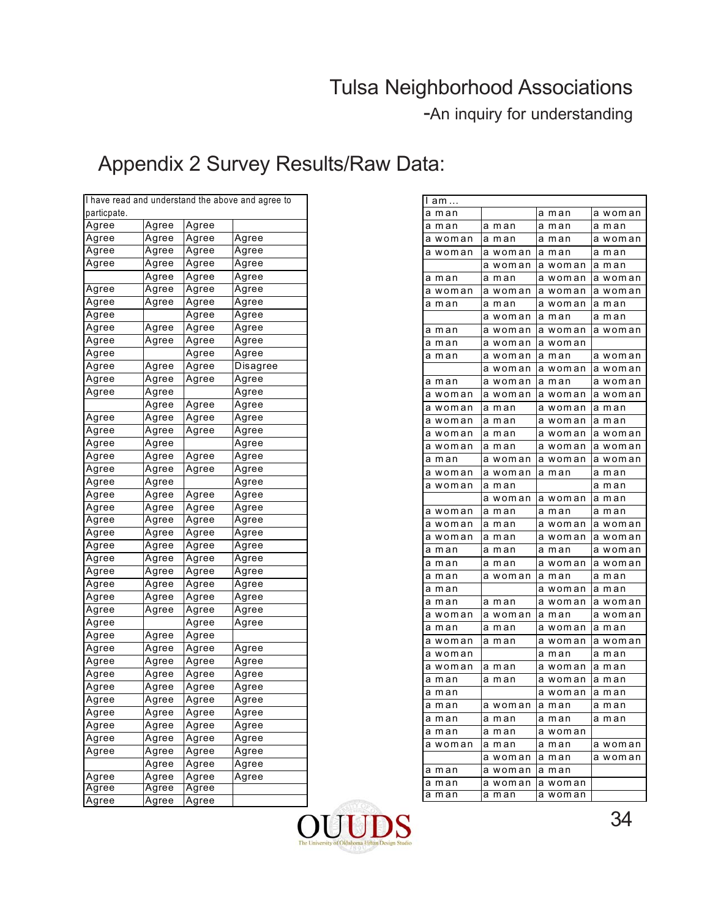## Appendix 2 Survey Results/Raw Data:

| I have read and understand the above and agree to particpate. | | | |
|---|---|---|---|
| Agree | Agree | Agree | |
| Agree | Agree | Agree | Agree |
| Agree | Agree | Agree | Agree |
| Agree | Agree | Agree | Agree |
| | Agree | Agree | Agree |
| Agree | Agree | Agree | Agree |
| Agree | Agree | Agree | Agree |
| Agree | | Agree | Agree |
| Agree | Agree | Agree | Agree |
| Agree | Agree | Agree | Agree |
| Agree | | Agree | Agree |
| Agree | Agree | Agree | Disagree |
| Agree | Agree | Agree | Agree |
| Agree | Agree | | Agree |
| | Agree | Agree | Agree |
| Agree | Agree | Agree | Agree |
| Agree | Agree | Agree | Agree |
| Agree | Agree | | Agree |
| Agree | Agree | Agree | Agree |
| Agree | Agree | Agree | Agree |
| Agree | Agree | | Agree |
| Agree | Agree | Agree | Agree |
| Agree | Agree | Agree | Agree |
| Agree | Agree | Agree | Agree |
| Agree | Agree | Agree | Agree |
| Agree | Agree | Agree | Agree |
| Agree | Agree | Agree | Agree |
| Agree | Agree | Agree | Agree |
| Agree | Agree | Agree | Agree |
| Agree | Agree | Agree | Agree |
| Agree | Agree | Agree | Agree |
| Agree | | Agree | Agree |
| Agree | Agree | Agree | |
| Agree | Agree | Agree | Agree |
| Agree | Agree | Agree | Agree |
| Agree | Agree | Agree | Agree |
| Agree | Agree | Agree | Agree |
| Agree | Agree | Agree | Agree |
| Agree | Agree | Agree | Agree |
| Agree | Agree | Agree | Agree |
| Agree | Agree | Agree | Agree |
| Agree | Agree | Agree | Agree |
| | Agree | Agree | Agree |
| Agree | Agree | Agree | Agree |
| Agree | Agree | Agree | |
| Agree | Agree | Agree | |

| I am ... | | | |
|---|---|---|---|
| a man | | a man | a woman |
| a man | a man | a man | a man |
| a woman | a man | a man | a woman |
| a woman | a woman | a man | a man |
| | a woman | a woman | a man |
| a man | a man | a woman | a woman |
| a woman | a woman | a woman | a woman |
| a man | a man | a woman | a man |
| | a woman | a man | a man |
| a man | a woman | a woman | a woman |
| a man | a woman | a woman | |
| a man | a woman | a man | a woman |
| | a woman | a woman | a woman |
| a man | a woman | a man | a woman |
| a woman | a woman | a woman | a woman |
| a woman | a man | a woman | a man |
| a woman | a man | a woman | a man |
| a woman | a man | a woman | a woman |
| a woman | a man | a woman | a woman |
| a man | a woman | a woman | a woman |
| a woman | a woman | a man | a man |
| a woman | a man | | a man |
| | a woman | a woman | a man |
| a woman | a man | a man | a man |
| a woman | a man | a woman | a woman |
| a woman | a man | a woman | a woman |
| a man | a man | a man | a woman |
| a man | a man | a woman | a woman |
| a man | a woman | a man | a man |
| a man | | a woman | a man |
| a man | a man | a woman | a woman |
| a woman | a woman | a man | a woman |
| a man | a man | a woman | a man |
| a woman | a man | a woman | a woman |
| a woman | | a man | a man |
| a woman | a man | a woman | a man |
| a man | a man | a woman | a man |
| a man | | a woman | a man |
| a man | a woman | a man | a man |
| a man | a man | a man | a man |
| a man | a man | a woman | |
| a woman | a man | a man | a woman |
| | a woman | a man | a woman |
| a man | a woman | a man | |
| a man | a woman | a woman | |
| a man | a man | a woman | |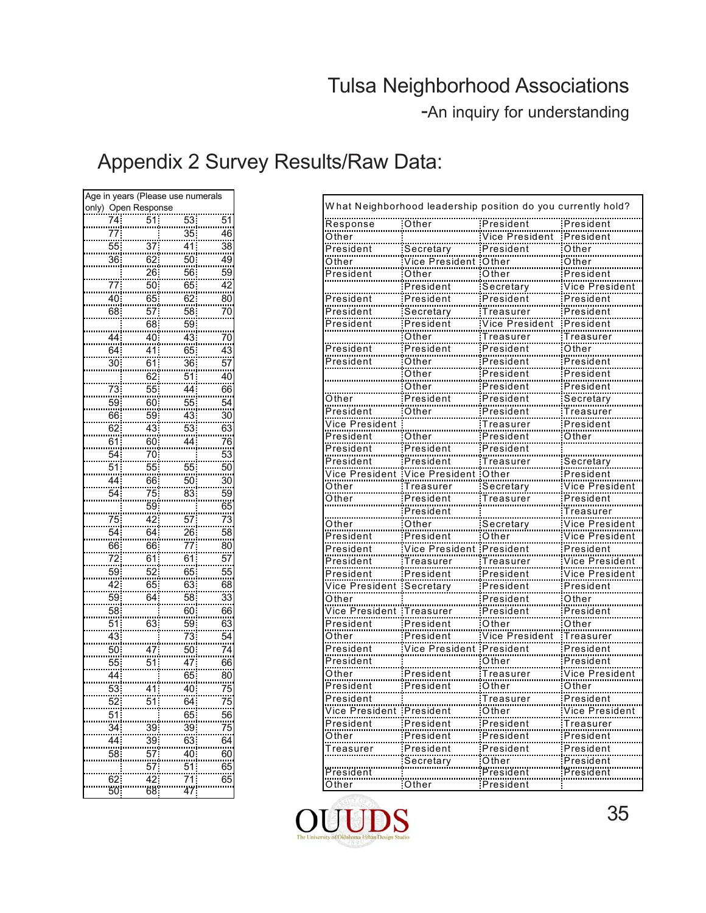## Appendix 2 Survey Results/Raw Data:

| Age in years (Please use numerals only) Open Response | | | |
|---|---|---|---|
| 74 | 51 | 53 | 51 |
| 77 | | 35 | 46 |
| 55 | 37 | 41 | 38 |
| 36 | 62 | 50 | 49 |
| | 26 | 56 | 59 |
| 77 | 50 | 65 | 42 |
| 40 | 65 | 62 | 80 |
| 68 | 57 | 58 | 70 |
| | 68 | 59 | |
| 44 | 40 | 43 | 70 |
| 64 | 41 | 65 | 43 |
| 30 | 61 | 36 | 57 |
| | 62 | 51 | 40 |
| 73 | 55 | 44 | 66 |
| 59 | 60 | 55 | 54 |
| 66 | 59 | 43 | 30 |
| 62 | 43 | 53 | 63 |
| 61 | 60 | 44 | 76 |
| 54 | 70 | | 53 |
| 51 | 55 | 55 | 50 |
| 44 | 66 | 50 | 30 |
| 54 | 75 | 83 | 59 |
| | 59 | | 65 |
| 75 | 42 | 57 | 73 |
| 54 | 64 | 26 | 58 |
| 66 | 66 | 77 | 80 |
| 72 | 61 | 61 | 57 |
| 59 | 52 | 65 | 55 |
| 42 | 65 | 63 | 68 |
| 59 | 64 | 58 | 33 |
| 58 | | 60 | 66 |
| 51 | 63 | 59 | 63 |
| 43 | | 73 | 54 |
| 50 | 47 | 50 | 74 |
| 55 | 51 | 47 | 66 |
| 44 | | 65 | 80 |
| 53 | 41 | 40 | 75 |
| 52 | 51 | 64 | 75 |
| 51 | | 65 | 56 |
| 34 | 39 | 39 | 75 |
| 44 | 39 | 63 | 64 |
| 58 | 57 | 40 | 60 |
| | 57 | 51 | 65 |
| 62 | 42 | 71 | 65 |
| 50 | 68 | 47 | |

| What Neighborhood leadership position do you currently hold? | | | |
|---|---|---|---|
| Response | Other | President | President |
| Other | | Vice President | President |
| President | Secretary | President | Other |
| Other | Vice President | Other | Other |
| President | Other | Other | President |
| | President | Secretary | Vice President |
| President | President | President | President |
| President | Secretary | Treasurer | President |
| President | President | Vice President | President |
| | Other | Treasurer | Treasurer |
| President | President | President | Other |
| President | Other | President | President |
| | Other | President | President |
| | Other | President | President |
| Other | President | President | Secretary |
| President | Other | President | Treasurer |
| Vice President | | Treasurer | President |
| President | Other | President | Other |
| President | President | President | |
| President | President | Treasurer | Secretary |
| Vice President | Vice President | Other | President |
| Other | Treasurer | Secretary | Vice President |
| Other | President | Treasurer | President |
| | President | | Treasurer |
| Other | Other | Secretary | Vice President |
| President | President | Other | Vice President |
| President | Vice President | President | President |
| President | Treasurer | Treasurer | Vice President |
| President | President | President | Vice President |
| Vice President | Secretary | President | President |
| Other | | President | Other |
| Vice President | Treasurer | President | President |
| President | President | Other | Other |
| Other | President | Vice President | Treasurer |
| President | Vice President | President | President |
| President | | Other | President |
| Other | President | Treasurer | Vice President |
| President | President | Other | Other |
| President | | Treasurer | President |
| Vice President | President | Other | Vice President |
| President | President | President | Treasurer |
| Other | President | President | President |
| Treasurer | President | President | President |
| | Secretary | Other | President |
| President | | President | President |
| Other | Other | President | |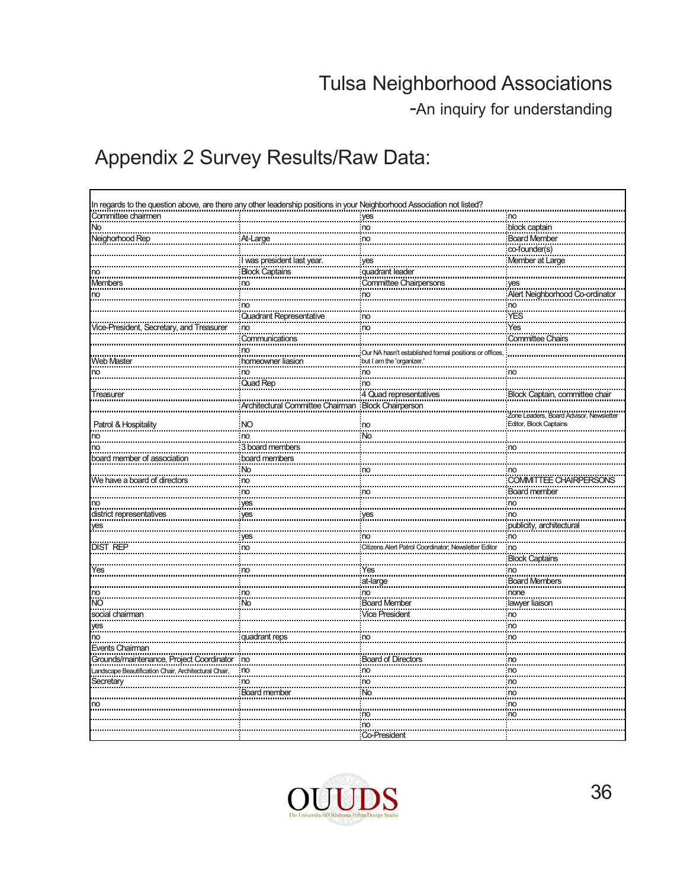# Appendix 2 Survey Results/Raw Data:

| In regards to the question above, are there any other leadership positions in your Neighborhood Association not listed? | | | |
|---|---|---|---|
| Committee chairmen | | yes | no |
| No | | no | block captain |
| Neighorhood Rep | At-Large | no | Board Member |
| | | | co-founder(s) |
| | I was president last year. | yes | Member at Large |
| no | Block Captains | quadrant leader | |
| Members | no | Committee Chairpersons | yes |
| no | | no | Alert Neighborhood Co-ordinator |
| | no | | no |
| | Quadrant Representative | no | YES |
| Vice-President, Secretary, and Treasurer | no | no | Yes |
| | Communications | | Committee Chairs |
| | no | Our NA hasn't established formal positions or offices, but I am the 'organizer.' | |
| Web Master | homeowner liasion | | |
| no | no | no | no |
| | Quad Rep | no | |
| Treasurer | | 4 Quad representatives | Block Captain, committee chair |
| | Architectural Committee Chairman | Block Chairperson | |
| Patrol & Hospitality | NO | no | Zone Leaders, Board Advisor, Newsletter Editor, Block Captains |
| no | no | No | |
| no | 3 board members | | no |
| board member of association | board members | | |
| | No | no | no |
| We have a board of directors | no | | COMMITTEE CHAIRPERSONS |
| | no | no | Board member |
| no | yes | | no |
| district representatives | yes | yes | no |
| yes | | | publicity, architectural |
| | yes | no | no |
| DIST REP | no | Citizens Alert Patrol Coordinator; Newsletter Editor | no |
| | | | Block Captains |
| Yes | no | Yes | no |
| | | at-large | Board Members |
| no | no | no | none |
| NO | No | Board Member | lawyer liaison |
| social chairman | | Vice President | no |
| yes | | | no |
| no | quadrant reps | no | no |
| Events Chairman | | | |
| Grounds/maintenance, Project Coordinator | no | Board of Directors | no |
| Landscape Beautification Chair, Architectural Chair, | no | no | no |
| Secretary | no | no | no |
| | Board member | No | no |
| no | | | no |
| | | no | no |
| | | no | |
| | | Co-President | |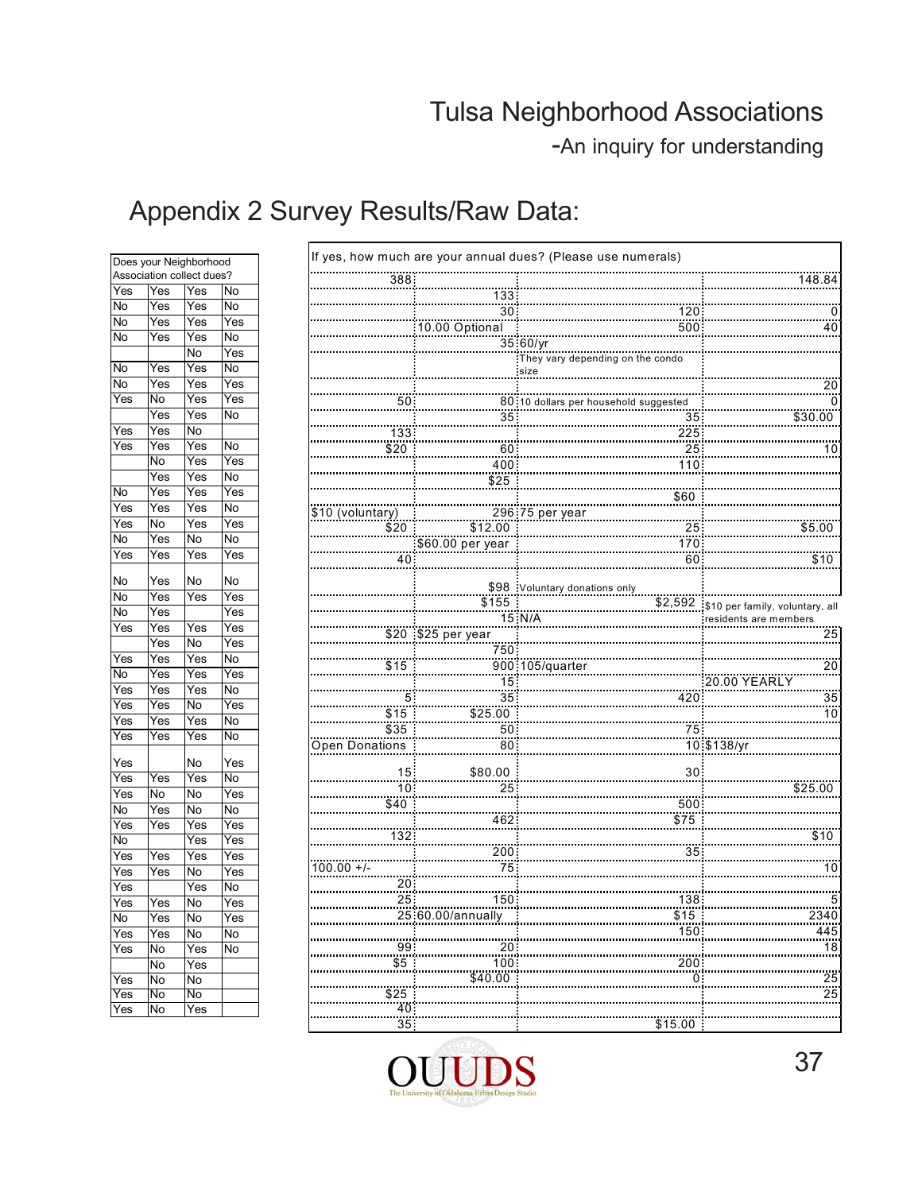# Appendix 2 Survey Results/Raw Data:

| Does your Neighborhood Association collect dues? | | | |
|---|---|---|---|
| Yes | Yes | Yes | No |
| No | Yes | Yes | No |
| No | Yes | Yes | Yes |
| No | Yes | Yes | No |
| | | No | Yes |
| No | Yes | Yes | No |
| No | Yes | Yes | Yes |
| Yes | No | Yes | Yes |
| | Yes | Yes | No |
| Yes | Yes | No | |
| Yes | Yes | Yes | No |
| | No | Yes | Yes |
| | Yes | Yes | No |
| No | Yes | Yes | Yes |
| Yes | Yes | Yes | No |
| Yes | No | Yes | Yes |
| No | Yes | No | No |
| Yes | Yes | Yes | Yes |
| No | Yes | No | No |
| No | Yes | Yes | Yes |
| No | Yes | | Yes |
| Yes | Yes | Yes | Yes |
| | Yes | No | Yes |
| Yes | Yes | Yes | No |
| No | Yes | Yes | Yes |
| Yes | Yes | Yes | No |
| Yes | Yes | No | Yes |
| Yes | Yes | Yes | No |
| Yes | Yes | Yes | No |
| Yes | | No | Yes |
| Yes | Yes | Yes | No |
| Yes | No | No | Yes |
| No | Yes | No | No |
| Yes | Yes | Yes | Yes |
| No | | Yes | Yes |
| Yes | Yes | Yes | Yes |
| Yes | Yes | No | Yes |
| Yes | | Yes | No |
| Yes | Yes | No | Yes |
| No | Yes | No | Yes |
| Yes | Yes | No | No |
| Yes | No | Yes | No |
| | No | Yes | |
| Yes | No | No | |
| Yes | No | No | |
| Yes | No | Yes | |

| If yes, how much are your annual dues? (Please use numerals) | | | |
|---|---|---|---|
| 388 | | | 148.84 |
| | 133 | | |
| | 30 | 120 | 0 |
| | 10.00 Optional | 500 | 40 |
| | 35 | 60/yr | |
| | | They vary depending on the condo size | |
| | | | 20 |
| 50 | 80 | 10 dollars per household suggested | 0 |
| | 35 | 35 | $30.00 |
| 133 | | 225 | |
| $20 | 60 | 25 | 10 |
| | 400 | 110 | |
| | $25 | | |
| | | $60 | |
| $10 (voluntary) | 296 | 75 per year | |
| $20 | $12.00 | 25 | $5.00 |
| | $60.00 per year | 170 | |
| 40 | | 60 | $10 |
| | $98 | Voluntary donations only | |
| | $155 | $2,592 | $10 per family, voluntary, all residents are members |
| | 15 | N/A | |
| $20 | $25 per year | | 25 |
| | 750 | | |
| $15 | 900 | 105/quarter | 20 |
| | 15 | | 20.00 YEARLY |
| 5 | 35 | 420 | 35 |
| $15 | $25.00 | | 10 |
| $35 | 50 | 75 | |
| Open Donations | 80 | 10 | $138/yr |
| 15 | $80.00 | 30 | |
| 10 | 25 | | $25.00 |
| $40 | | 500 | |
| | 462 | $75 | |
| 132 | | | $10 |
| | 200 | 35 | |
| 100.00 +/- | 75 | | 10 |
| 20 | | | |
| 25 | 150 | 138 | 5 |
| 25 | 60.00/annually | $15 | 2340 |
| | | 150 | 445 |
| 99 | 20 | | 18 |
| $5 | 100 | 200 | |
| | $40.00 | 0 | 25 |
| $25 | | | 25 |
| 40 | | | |
| 35 | | $15.00 | |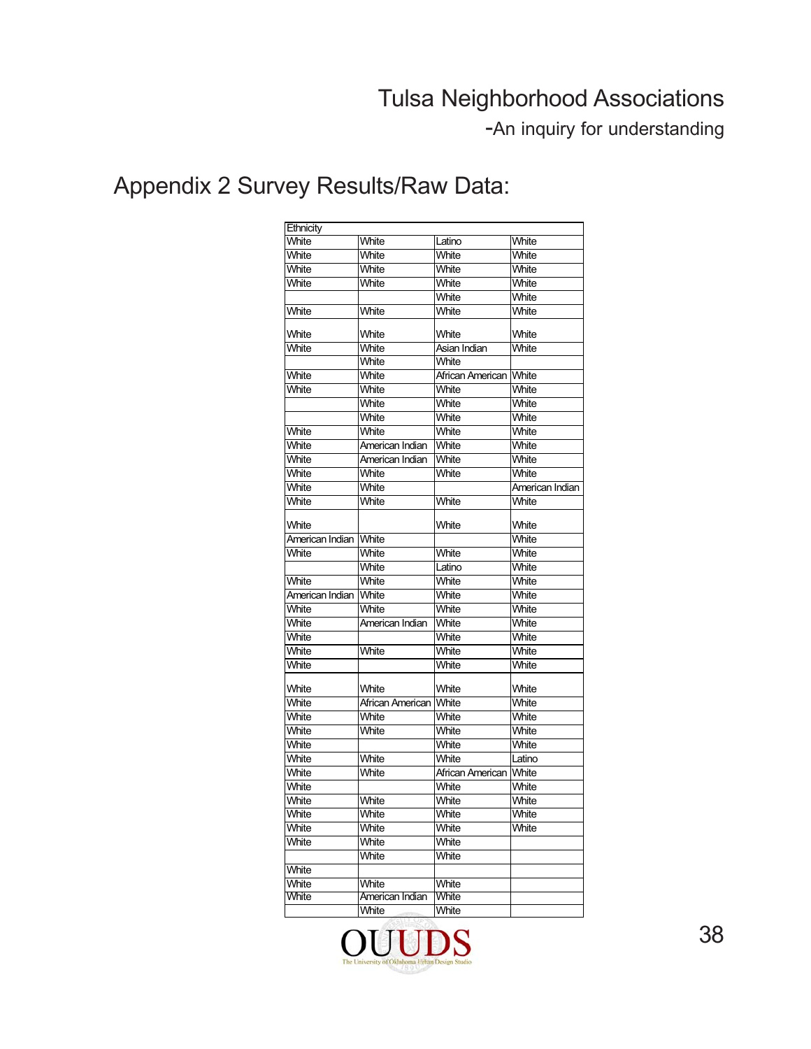## Appendix 2 Survey Results/Raw Data:

| Ethnicity | | | |
|---|---|---|---|
| White | White | Latino | White |
| White | White | White | White |
| White | White | White | White |
| White | White | White | White |
| | | White | White |
| White | White | White | White |
| White | White | White | White |
| White | White | Asian Indian | White |
| | White | White | |
| White | White | African American | White |
| White | White | White | White |
| | White | White | White |
| | White | White | White |
| White | White | White | White |
| White | American Indian | White | White |
| White | American Indian | White | White |
| White | White | White | White |
| White | White | | American Indian |
| White | White | White | White |
| White | | White | White |
| American Indian | White | | White |
| White | White | White | White |
| | White | Latino | White |
| White | White | White | White |
| American Indian | White | White | White |
| White | White | White | White |
| White | American Indian | White | White |
| White | | White | White |
| White | White | White | White |
| White | | White | White |
| White | White | White | White |
| White | African American | White | White |
| White | White | White | White |
| White | White | White | White |
| White | | White | White |
| White | White | White | Latino |
| White | White | African American | White |
| White | | White | White |
| White | White | White | White |
| White | White | White | White |
| White | White | White | White |
| White | White | White | |
| | White | White | |
| White | | | |
| White | White | White | |
| White | American Indian | White | |
| | White | White | |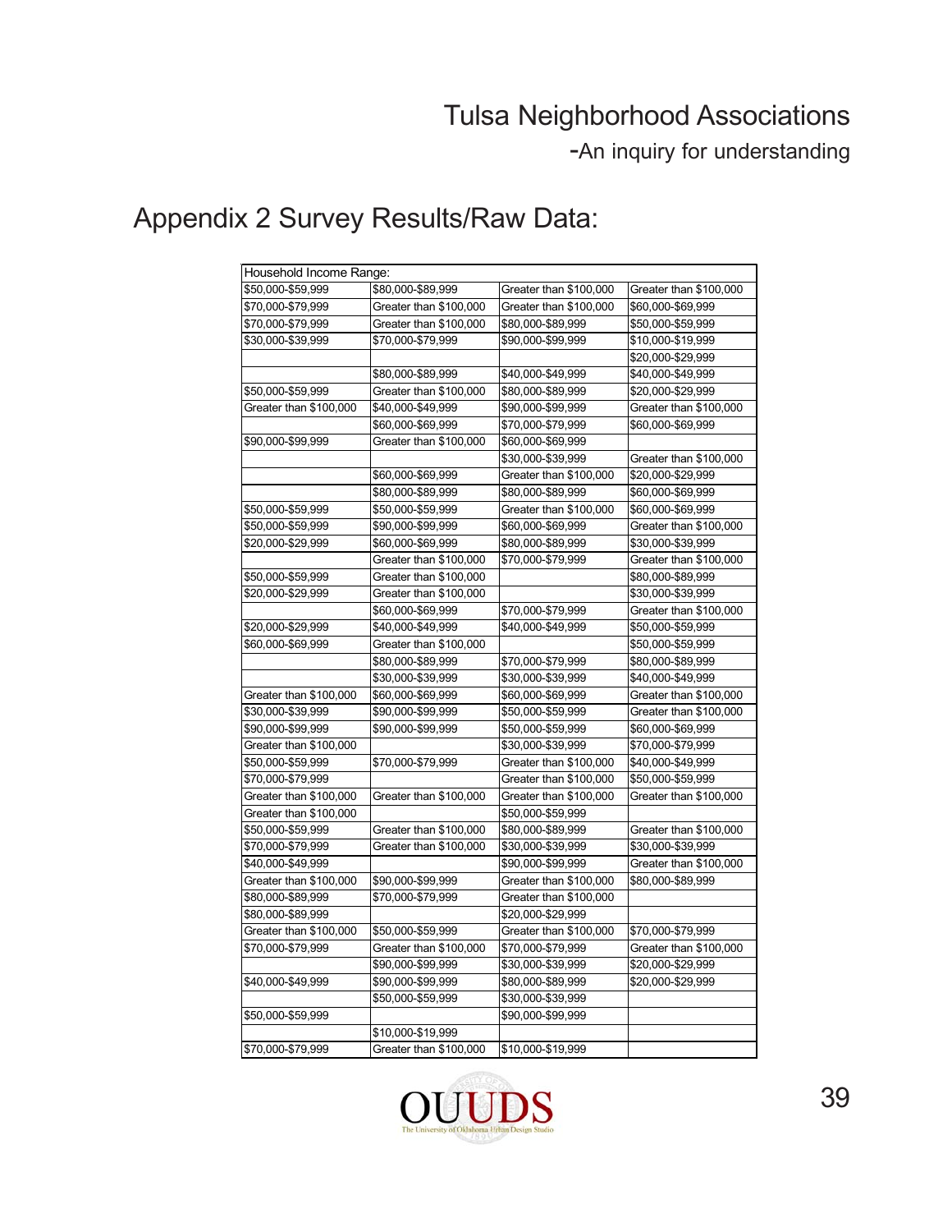## Appendix 2 Survey Results/Raw Data:

| Household Income Range: | | | |
|---|---|---|---|
| $50,000-$59,999 | $80,000-$89,999 | Greater than $100,000 | Greater than $100,000 |
| $70,000-$79,999 | Greater than $100,000 | Greater than $100,000 | $60,000-$69,999 |
| $70,000-$79,999 | Greater than $100,000 | $80,000-$89,999 | $50,000-$59,999 |
| $30,000-$39,999 | $70,000-$79,999 | $90,000-$99,999 | $10,000-$19,999 |
| | | | $20,000-$29,999 |
| | $80,000-$89,999 | $40,000-$49,999 | $40,000-$49,999 |
| $50,000-$59,999 | Greater than $100,000 | $80,000-$89,999 | $20,000-$29,999 |
| Greater than $100,000 | $40,000-$49,999 | $90,000-$99,999 | Greater than $100,000 |
| | $60,000-$69,999 | $70,000-$79,999 | $60,000-$69,999 |
| $90,000-$99,999 | Greater than $100,000 | $60,000-$69,999 | |
| | | $30,000-$39,999 | Greater than $100,000 |
| | $60,000-$69,999 | Greater than $100,000 | $20,000-$29,999 |
| | $80,000-$89,999 | $80,000-$89,999 | $60,000-$69,999 |
| $50,000-$59,999 | $50,000-$59,999 | Greater than $100,000 | $60,000-$69,999 |
| $50,000-$59,999 | $90,000-$99,999 | $60,000-$69,999 | Greater than $100,000 |
| $20,000-$29,999 | $60,000-$69,999 | $80,000-$89,999 | $30,000-$39,999 |
| | Greater than $100,000 | $70,000-$79,999 | Greater than $100,000 |
| $50,000-$59,999 | Greater than $100,000 | | $80,000-$89,999 |
| $20,000-$29,999 | Greater than $100,000 | | $30,000-$39,999 |
| | $60,000-$69,999 | $70,000-$79,999 | Greater than $100,000 |
| $20,000-$29,999 | $40,000-$49,999 | $40,000-$49,999 | $50,000-$59,999 |
| $60,000-$69,999 | Greater than $100,000 | | $50,000-$59,999 |
| | $80,000-$89,999 | $70,000-$79,999 | $80,000-$89,999 |
| | $30,000-$39,999 | $30,000-$39,999 | $40,000-$49,999 |
| Greater than $100,000 | $60,000-$69,999 | $60,000-$69,999 | Greater than $100,000 |
| $30,000-$39,999 | $90,000-$99,999 | $50,000-$59,999 | Greater than $100,000 |
| $90,000-$99,999 | $90,000-$99,999 | $50,000-$59,999 | $60,000-$69,999 |
| Greater than $100,000 | | $30,000-$39,999 | $70,000-$79,999 |
| $50,000-$59,999 | $70,000-$79,999 | Greater than $100,000 | $40,000-$49,999 |
| $70,000-$79,999 | | Greater than $100,000 | $50,000-$59,999 |
| Greater than $100,000 | Greater than $100,000 | Greater than $100,000 | Greater than $100,000 |
| Greater than $100,000 | | $50,000-$59,999 | |
| $50,000-$59,999 | Greater than $100,000 | $80,000-$89,999 | Greater than $100,000 |
| $70,000-$79,999 | Greater than $100,000 | $30,000-$39,999 | $30,000-$39,999 |
| $40,000-$49,999 | | $90,000-$99,999 | Greater than $100,000 |
| Greater than $100,000 | $90,000-$99,999 | Greater than $100,000 | $80,000-$89,999 |
| $80,000-$89,999 | $70,000-$79,999 | Greater than $100,000 | |
| $80,000-$89,999 | | $20,000-$29,999 | |
| Greater than $100,000 | $50,000-$59,999 | Greater than $100,000 | $70,000-$79,999 |
| $70,000-$79,999 | Greater than $100,000 | $70,000-$79,999 | Greater than $100,000 |
| | $90,000-$99,999 | $30,000-$39,999 | $20,000-$29,999 |
| $40,000-$49,999 | $90,000-$99,999 | $80,000-$89,999 | $20,000-$29,999 |
| | $50,000-$59,999 | $30,000-$39,999 | |
| $50,000-$59,999 | | $90,000-$99,999 | |
| | $10,000-$19,999 | | |
| $70,000-$79,999 | Greater than $100,000 | $10,000-$19,999 | |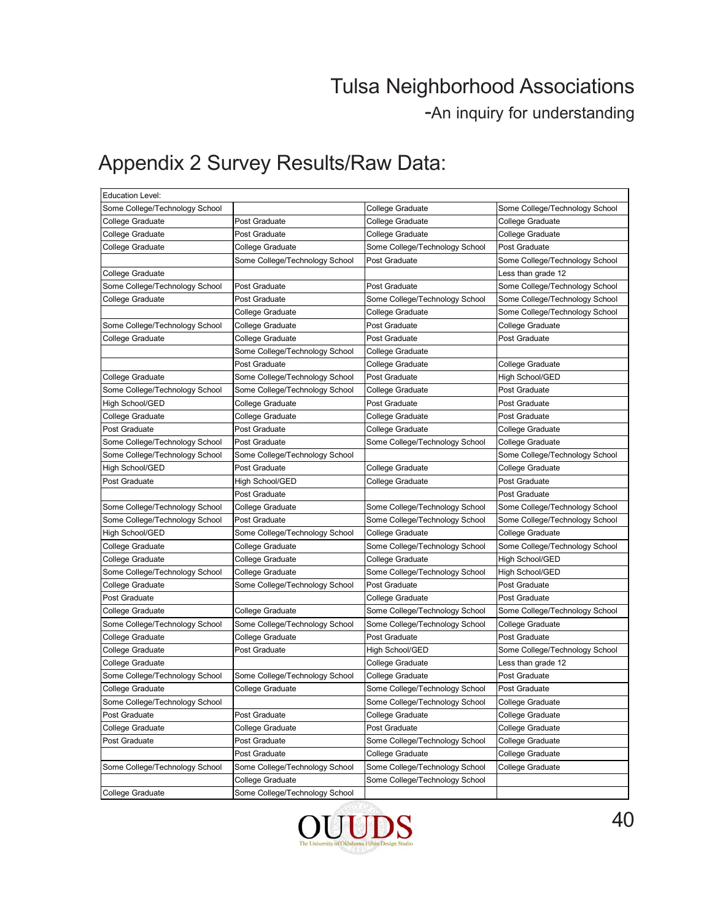# Appendix 2 Survey Results/Raw Data:

| Education Level: | | | |
|---|---|---|---|
| Some College/Technology School | | College Graduate | Some College/Technology School |
| College Graduate | Post Graduate | College Graduate | College Graduate |
| College Graduate | Post Graduate | College Graduate | College Graduate |
| College Graduate | College Graduate | Some College/Technology School | Post Graduate |
| | Some College/Technology School | Post Graduate | Some College/Technology School |
| College Graduate | | | Less than grade 12 |
| Some College/Technology School | Post Graduate | Post Graduate | Some College/Technology School |
| College Graduate | Post Graduate | Some College/Technology School | Some College/Technology School |
| | College Graduate | College Graduate | Some College/Technology School |
| Some College/Technology School | College Graduate | Post Graduate | College Graduate |
| College Graduate | College Graduate | Post Graduate | Post Graduate |
| | Some College/Technology School | College Graduate | |
| | Post Graduate | College Graduate | College Graduate |
| College Graduate | Some College/Technology School | Post Graduate | High School/GED |
| Some College/Technology School | Some College/Technology School | College Graduate | Post Graduate |
| High School/GED | College Graduate | Post Graduate | Post Graduate |
| College Graduate | College Graduate | College Graduate | Post Graduate |
| Post Graduate | Post Graduate | College Graduate | College Graduate |
| Some College/Technology School | Post Graduate | Some College/Technology School | College Graduate |
| Some College/Technology School | Some College/Technology School | | Some College/Technology School |
| High School/GED | Post Graduate | College Graduate | College Graduate |
| Post Graduate | High School/GED | College Graduate | Post Graduate |
| | Post Graduate | | Post Graduate |
| Some College/Technology School | College Graduate | Some College/Technology School | Some College/Technology School |
| Some College/Technology School | Post Graduate | Some College/Technology School | Some College/Technology School |
| High School/GED | Some College/Technology School | College Graduate | College Graduate |
| College Graduate | College Graduate | Some College/Technology School | Some College/Technology School |
| College Graduate | College Graduate | College Graduate | High School/GED |
| Some College/Technology School | College Graduate | Some College/Technology School | High School/GED |
| College Graduate | Some College/Technology School | Post Graduate | Post Graduate |
| Post Graduate | | College Graduate | Post Graduate |
| College Graduate | College Graduate | Some College/Technology School | Some College/Technology School |
| Some College/Technology School | Some College/Technology School | Some College/Technology School | College Graduate |
| College Graduate | College Graduate | Post Graduate | Post Graduate |
| College Graduate | Post Graduate | High School/GED | Some College/Technology School |
| College Graduate | | College Graduate | Less than grade 12 |
| Some College/Technology School | Some College/Technology School | College Graduate | Post Graduate |
| College Graduate | College Graduate | Some College/Technology School | Post Graduate |
| Some College/Technology School | | Some College/Technology School | College Graduate |
| Post Graduate | Post Graduate | College Graduate | College Graduate |
| College Graduate | College Graduate | Post Graduate | College Graduate |
| Post Graduate | Post Graduate | Some College/Technology School | College Graduate |
| | Post Graduate | College Graduate | College Graduate |
| Some College/Technology School | Some College/Technology School | Some College/Technology School | College Graduate |
| | College Graduate | Some College/Technology School | |
| College Graduate | Some College/Technology School | | |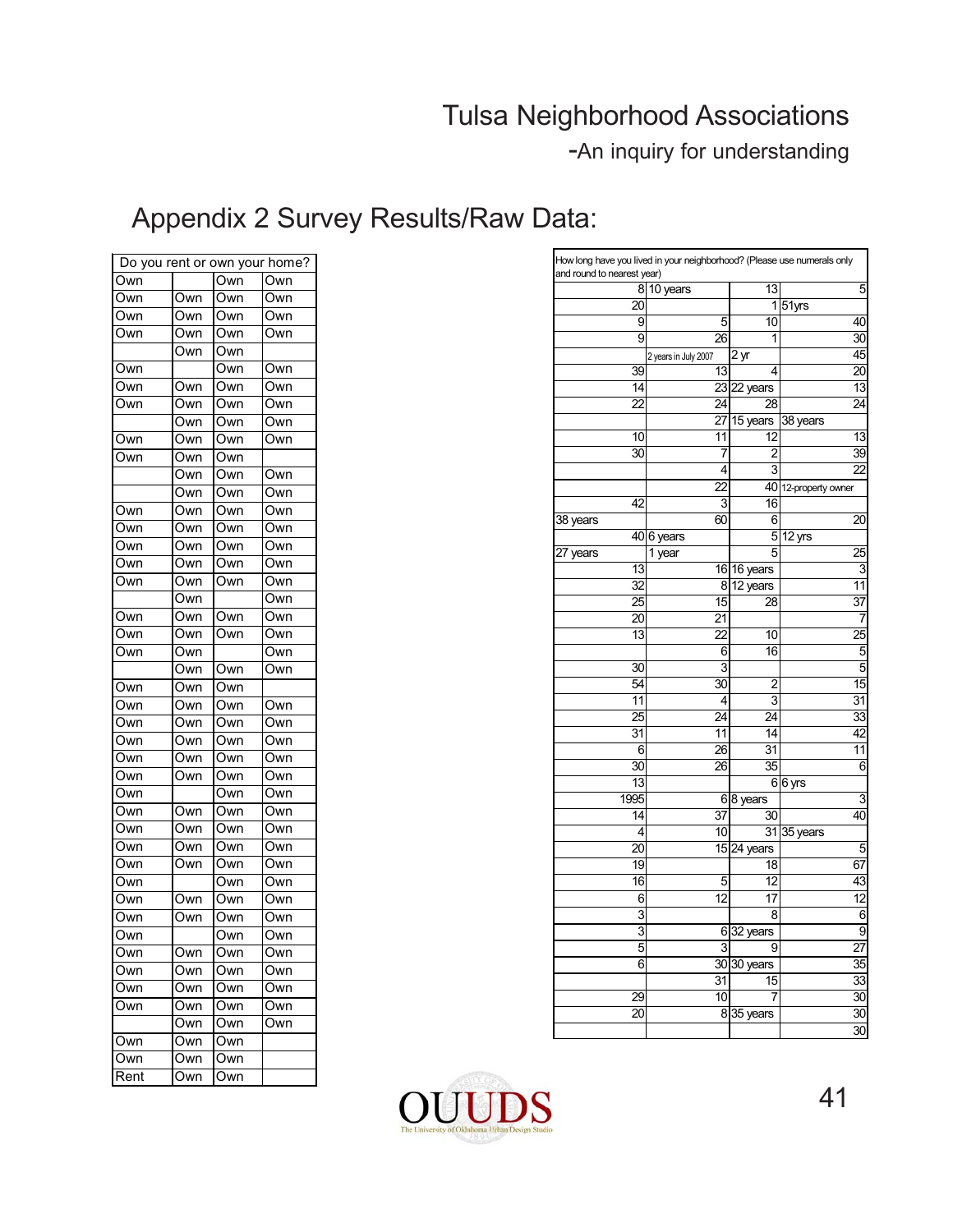# Appendix 2 Survey Results/Raw Data:

| Do you rent or own your home? | | | |
|---|---|---|---|
| Own | | Own | Own |
| Own | Own | Own | Own |
| Own | Own | Own | Own |
| Own | Own | Own | Own |
| | Own | Own | |
| Own | | Own | Own |
| Own | Own | Own | Own |
| Own | Own | Own | Own |
| | Own | Own | Own |
| Own | Own | Own | Own |
| Own | Own | Own | |
| | Own | Own | Own |
| | Own | Own | Own |
| Own | Own | Own | Own |
| Own | Own | Own | Own |
| Own | Own | Own | Own |
| Own | Own | Own | Own |
| Own | Own | Own | Own |
| | Own | | Own |
| Own | Own | Own | Own |
| Own | Own | Own | Own |
| Own | Own | | Own |
| | Own | Own | Own |
| Own | Own | Own | |
| Own | Own | Own | Own |
| Own | Own | Own | Own |
| Own | Own | Own | Own |
| Own | Own | Own | Own |
| Own | Own | Own | Own |
| Own | | Own | Own |
| Own | Own | Own | Own |
| Own | Own | Own | Own |
| Own | Own | Own | Own |
| Own | Own | Own | Own |
| Own | | Own | Own |
| Own | Own | Own | Own |
| Own | Own | Own | Own |
| Own | | Own | Own |
| Own | Own | Own | Own |
| Own | Own | Own | Own |
| Own | Own | Own | Own |
| Own | Own | Own | Own |
| | Own | Own | Own |
| Own | Own | Own | |
| Own | Own | Own | |
| Rent | Own | Own | |

| How long have you lived in your neighborhood? (Please use numerals only and round to nearest year) | | | |
|---|---|---|---|
| 8 | 10 years | 13 | 5 |
| 20 | | 1 | 51yrs |
| 9 | 5 | 10 | 40 |
| 9 | 26 | 1 | 30 |
| | 2 years in July 2007 | 2 yr | 45 |
| 39 | 13 | 4 | 20 |
| 14 | 23 | 22 years | 13 |
| 22 | 24 | 28 | 24 |
| | 27 | 15 years | 38 years |
| 10 | 11 | 12 | 13 |
| 30 | 7 | 2 | 39 |
| | 4 | 3 | 22 |
| | 22 | 40 | 12-property owner |
| 42 | 3 | 16 | |
| 38 years | 60 | 6 | 20 |
| 40 | 6 years | 5 | 12 yrs |
| 27 years | 1 year | 5 | 25 |
| 13 | 16 | 16 years | 3 |
| 32 | 8 | 12 years | 11 |
| 25 | 15 | 28 | 37 |
| 20 | 21 | | 7 |
| 13 | 22 | 10 | 25 |
| | 6 | 16 | 5 |
| 30 | 3 | | 5 |
| 54 | 30 | 2 | 15 |
| 11 | 4 | 3 | 31 |
| 25 | 24 | 24 | 33 |
| 31 | 11 | 14 | 42 |
| 6 | 26 | 31 | 11 |
| 30 | 26 | 35 | 6 |
| 13 | | 6 | 6 yrs |
| 1995 | 6 | 8 years | 3 |
| 14 | 37 | 30 | 40 |
| 4 | 10 | 31 | 35 years |
| 20 | 15 | 24 years | 5 |
| 19 | | 18 | 67 |
| 16 | 5 | 12 | 43 |
| 6 | 12 | 17 | 12 |
| 3 | | 8 | 6 |
| 3 | 6 | 32 years | 9 |
| 5 | 3 | 9 | 27 |
| 6 | 30 | 30 years | 35 |
| | 31 | 15 | 33 |
| 29 | 10 | 7 | 30 |
| 20 | 8 | 35 years | 30 |
| | | | 30 |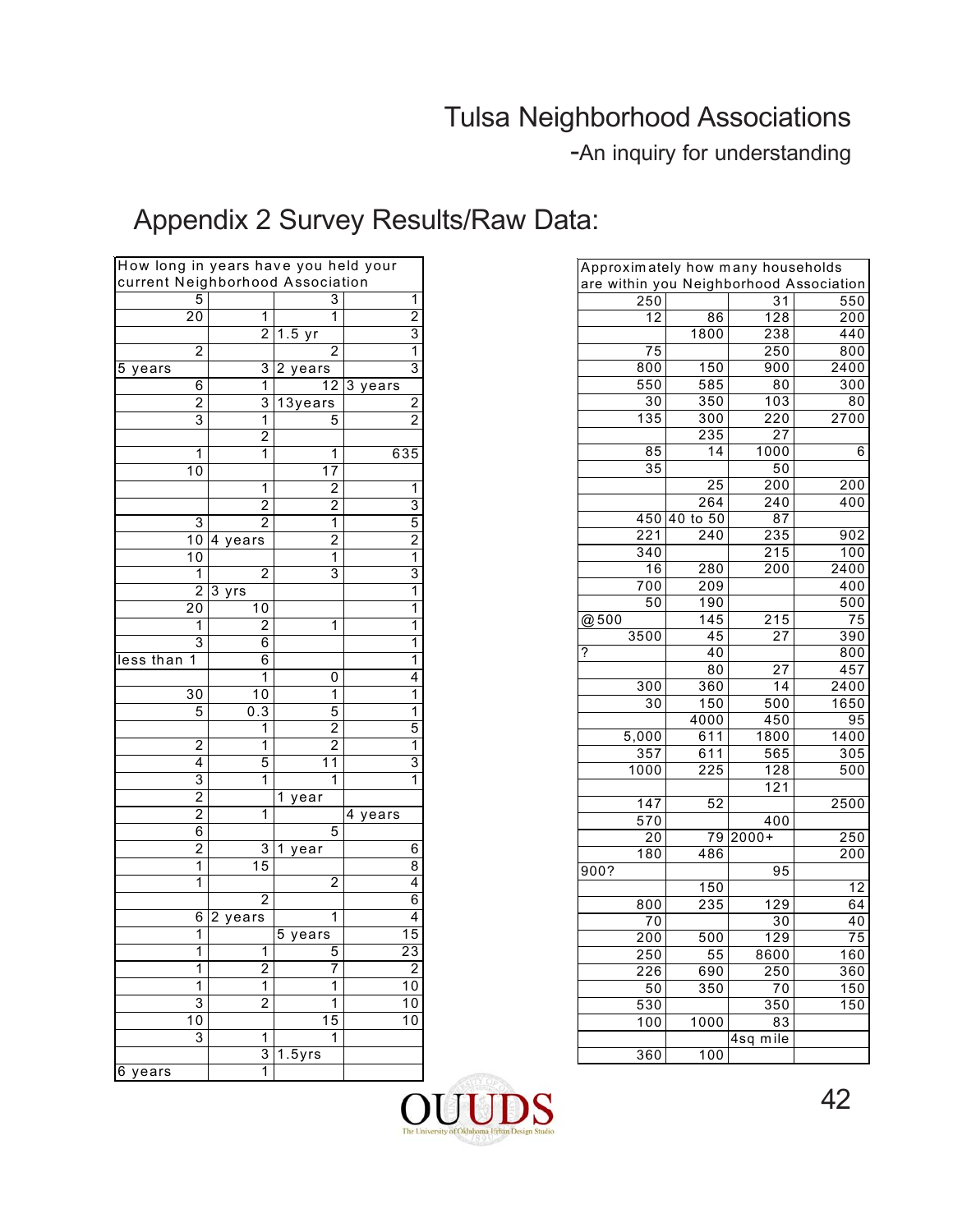# Appendix 2 Survey Results/Raw Data:

| How long in years have you held your current Neighborhood Association | | | |
|---|---|---|---|
| 5 | | 3 | 1 |
| 20 | 1 | 1 | 2 |
| | 2 | 1.5 yr | 3 |
| 2 | | 2 | 1 |
| 5 years | 3 | 2 years | 3 |
| 6 | 1 | 12 | 3 years |
| 2 | 3 | 13years | 2 |
| 3 | 1 | 5 | 2 |
| | 2 | | |
| 1 | 1 | 1 | 635 |
| 10 | | 17 | |
| | 1 | 2 | 1 |
| | 2 | 2 | 3 |
| 3 | 2 | 1 | 5 |
| 10 | 4 years | 2 | 2 |
| 10 | | 1 | 1 |
| 1 | 2 | 3 | 3 |
| 2 | 3 yrs | | 1 |
| 20 | 10 | | 1 |
| 1 | 2 | 1 | 1 |
| 3 | 6 | | 1 |
| less than 1 | 6 | | 1 |
| | 1 | 0 | 4 |
| 30 | 10 | 1 | 1 |
| 5 | 0.3 | 5 | 1 |
| | 1 | 2 | 5 |
| 2 | 1 | 2 | 1 |
| 4 | 5 | 11 | 3 |
| 3 | 1 | 1 | 1 |
| 2 | | 1 year | |
| 2 | 1 | | 4 years |
| 6 | | 5 | |
| 2 | 3 | 1 year | 6 |
| 1 | 15 | | 8 |
| 1 | | 2 | 4 |
| | 2 | | 6 |
| 6 | 2 years | 1 | 4 |
| 1 | | 5 years | 15 |
| 1 | 1 | 5 | 23 |
| 1 | 2 | 7 | 2 |
| 1 | 1 | 1 | 10 |
| 3 | 2 | 1 | 10 |
| 10 | | 15 | 10 |
| 3 | 1 | 1 | |
| | 3 | 1.5yrs | |
| 6 years | 1 | | |

| Approximately how many households are within you Neighborhood Association | | | |
|---|---|---|---|
| 250 | | 31 | 550 |
| 12 | 86 | 128 | 200 |
| | 1800 | 238 | 440 |
| 75 | | 250 | 800 |
| 800 | 150 | 900 | 2400 |
| 550 | 585 | 80 | 300 |
| 30 | 350 | 103 | 80 |
| 135 | 300 | 220 | 2700 |
| | 235 | 27 | |
| 85 | 14 | 1000 | 6 |
| 35 | | 50 | |
| | 25 | 200 | 200 |
| | 264 | 240 | 400 |
| 450 | 40 to 50 | 87 | |
| 221 | 240 | 235 | 902 |
| 340 | | 215 | 100 |
| 16 | 280 | 200 | 2400 |
| 700 | 209 | | 400 |
| 50 | 190 | | 500 |
| @500 | 145 | 215 | 75 |
| 3500 | 45 | 27 | 390 |
| ? | 40 | | 800 |
| | 80 | 27 | 457 |
| 300 | 360 | 14 | 2400 |
| 30 | 150 | 500 | 1650 |
| | 4000 | 450 | 95 |
| 5,000 | 611 | 1800 | 1400 |
| 357 | 611 | 565 | 305 |
| 1000 | 225 | 128 | 500 |
| | | 121 | |
| 147 | 52 | | 2500 |
| 570 | | 400 | |
| 20 | 79 | 2000+ | 250 |
| 180 | 486 | | 200 |
| 900? | | 95 | |
| | 150 | | 12 |
| 800 | 235 | 129 | 64 |
| 70 | | 30 | 40 |
| 200 | 500 | 129 | 75 |
| 250 | 55 | 8600 | 160 |
| 226 | 690 | 250 | 360 |
| 50 | 350 | 70 | 150 |
| 530 | | 350 | 150 |
| 100 | 1000 | 83 | |
| | | 4sq mile | |
| 360 | 100 | | |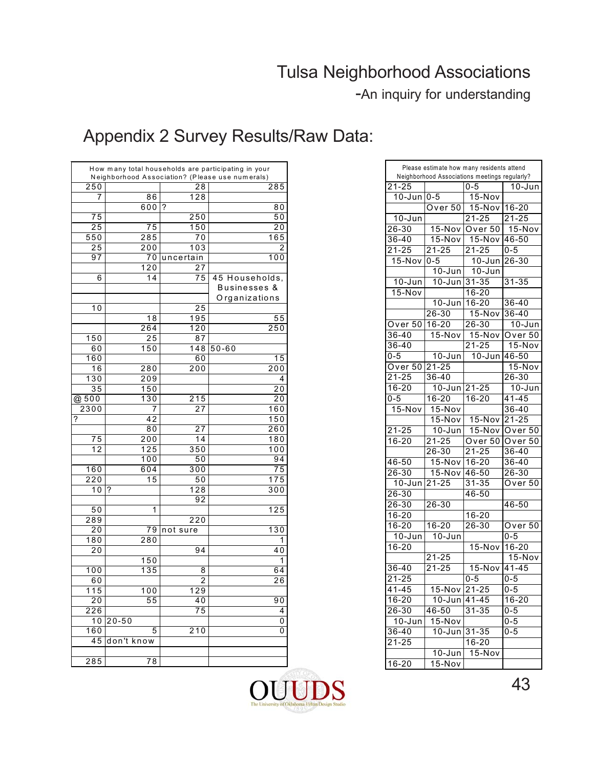# Tulsa Neighborhood Associations

-An inquiry for understanding

## Appendix 2 Survey Results/Raw Data:

| How many total households are participating in your Neighborhood Association? (Please use numerals) | | | |
|---|---|---|---|
| 250 | | 28 | 285 |
| 7 | 86 | 128 | |
| | 600 | ? | 80 |
| 75 | | 250 | 50 |
| 25 | 75 | 150 | 20 |
| 550 | 285 | 70 | 165 |
| 25 | 200 | 103 | 2 |
| 97 | 70 | uncertain | 100 |
| | 120 | 27 | |
| 6 | 14 | 75 | 45 Households, Businesses & Organizations |
| 10 | | 25 | |
| | 18 | 195 | 55 |
| | 264 | 120 | 250 |
| 150 | 25 | 87 | |
| 60 | 150 | 148 | 50-60 |
| 160 | | 60 | 15 |
| 16 | 280 | 200 | 200 |
| 130 | 209 | | 4 |
| 35 | 150 | | 20 |
| @ 500 | 130 | 215 | 20 |
| 2300 | 7 | 27 | 160 |
| ? | 42 | | 150 |
| | 80 | 27 | 260 |
| 75 | 200 | 14 | 180 |
| 12 | 125 | 350 | 100 |
| | 100 | 50 | 94 |
| 160 | 604 | 300 | 75 |
| 220 | 15 | 50 | 175 |
| 10 | ? | 128 | 300 |
| | | 92 | |
| 50 | 1 | | 125 |
| 289 | | 220 | |
| 20 | 79 | not sure | 130 |
| 180 | 280 | | 1 |
| 20 | | 94 | 40 |
| | 150 | | 1 |
| 100 | 135 | 8 | 64 |
| 60 | | 2 | 26 |
| 115 | 100 | 129 | |
| 20 | 55 | 40 | 90 |
| 226 | | 75 | 4 |
| 10 | 20-50 | | 0 |
| 160 | 5 | 210 | 0 |
| 45 | don't know | | |
| | | | |
| 285 | 78 | | |

| Please estimate how many residents attend Neighborhood Associations meetings regularly? | | | |
|---|---|---|---|
| 21-25 | | 0-5 | 10-Jun |
| 10-Jun | 0-5 | 15-Nov | |
| | Over 50 | 15-Nov | 16-20 |
| 10-Jun | | 21-25 | 21-25 |
| 26-30 | 15-Nov | Over 50 | 15-Nov |
| 36-40 | 15-Nov | 15-Nov | 46-50 |
| 21-25 | 21-25 | 21-25 | 0-5 |
| 15-Nov | 0-5 | 10-Jun | 26-30 |
| | 10-Jun | 10-Jun | |
| 10-Jun | 10-Jun | 31-35 | 31-35 |
| 15-Nov | | 16-20 | |
| | 10-Jun | 16-20 | 36-40 |
| | 26-30 | 15-Nov | 36-40 |
| Over 50 | 16-20 | 26-30 | 10-Jun |
| 36-40 | 15-Nov | 15-Nov | Over 50 |
| 36-40 | | 21-25 | 15-Nov |
| 0-5 | 10-Jun | 10-Jun | 46-50 |
| Over 50 | 21-25 | | 15-Nov |
| 21-25 | 36-40 | | 26-30 |
| 16-20 | 10-Jun | 21-25 | 10-Jun |
| 0-5 | 16-20 | 16-20 | 41-45 |
| 15-Nov | 15-Nov | | 36-40 |
| | 15-Nov | 15-Nov | 21-25 |
| 21-25 | 10-Jun | 15-Nov | Over 50 |
| 16-20 | 21-25 | Over 50 | Over 50 |
| | 26-30 | 21-25 | 36-40 |
| 46-50 | 15-Nov | 16-20 | 36-40 |
| 26-30 | 15-Nov | 46-50 | 26-30 |
| 10-Jun | 21-25 | 31-35 | Over 50 |
| 26-30 | | 46-50 | |
| 26-30 | 26-30 | | 46-50 |
| 16-20 | | 16-20 | |
| 16-20 | 16-20 | 26-30 | Over 50 |
| 10-Jun | 10-Jun | | 0-5 |
| 16-20 | | 15-Nov | 16-20 |
| | 21-25 | | 15-Nov |
| 36-40 | 21-25 | 15-Nov | 41-45 |
| 21-25 | | 0-5 | 0-5 |
| 41-45 | 15-Nov | 21-25 | 0-5 |
| 16-20 | 10-Jun | 41-45 | 16-20 |
| 26-30 | 46-50 | 31-35 | 0-5 |
| 10-Jun | 15-Nov | | 0-5 |
| 36-40 | 10-Jun | 31-35 | 0-5 |
| 21-25 | | 16-20 | |
| | 10-Jun | 15-Nov | |
| 16-20 | 15-Nov | | |

OUUDS The University of Oklahoma Urban Design Studio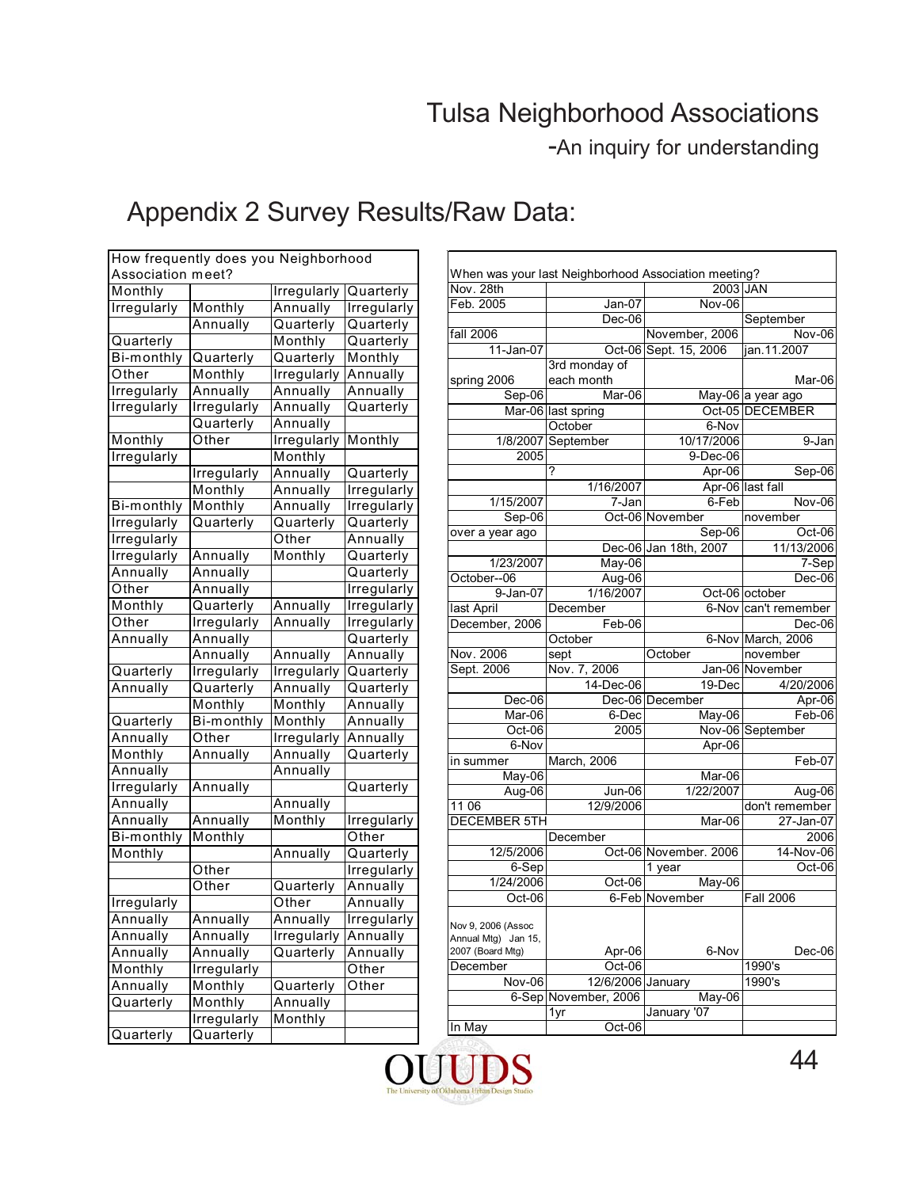# Appendix 2 Survey Results/Raw Data:

| How frequently does you Neighborhood Association meet? | | | |
|---|---|---|---|
| Monthly | | Irregularly | Quarterly |
| Irregularly | Monthly | Annually | Irregularly |
| | Annually | Quarterly | Quarterly |
| Quarterly | | Monthly | Quarterly |
| Bi-monthly | Quarterly | Quarterly | Monthly |
| Other | Monthly | Irregularly | Annually |
| Irregularly | Annually | Annually | Annually |
| Irregularly | Irregularly | Annually | Quarterly |
| | Quarterly | Annually | |
| Monthly | Other | Irregularly | Monthly |
| Irregularly | | Monthly | |
| | Irregularly | Annually | Quarterly |
| | Monthly | Annually | Irregularly |
| Bi-monthly | Monthly | Annually | Irregularly |
| Irregularly | Quarterly | Quarterly | Quarterly |
| Irregularly | | Other | Annually |
| Irregularly | Annually | Monthly | Quarterly |
| Annually | Annually | | Quarterly |
| Other | Annually | | Irregularly |
| Monthly | Quarterly | Annually | Irregularly |
| Other | Irregularly | Annually | Irregularly |
| Annually | Annually | | Quarterly |
| | Annually | Annually | Annually |
| Quarterly | Irregularly | Irregularly | Quarterly |
| Annually | Quarterly | Annually | Quarterly |
| | Monthly | Monthly | Annually |
| Quarterly | Bi-monthly | Monthly | Annually |
| Annually | Other | Irregularly | Annually |
| Monthly | Annually | Annually | Quarterly |
| Annually | | Annually | |
| Irregularly | Annually | | Quarterly |
| Annually | | Annually | |
| Annually | Annually | Monthly | Irregularly |
| Bi-monthly | Monthly | | Other |
| Monthly | | Annually | Quarterly |
| | Other | | Irregularly |
| | Other | Quarterly | Annually |
| Irregularly | | Other | Annually |
| Annually | Annually | Annually | Irregularly |
| Annually | Annually | Irregularly | Annually |
| Annually | Annually | Quarterly | Annually |
| Monthly | Irregularly | | Other |
| Annually | Monthly | Quarterly | Other |
| Quarterly | Monthly | Annually | |
| | Irregularly | Monthly | |
| Quarterly | Quarterly | | |

| When was your last Neighborhood Association meeting? | | | |
|---|---|---|---|
| Nov. 28th | | 2003 | JAN |
| Feb. 2005 | Jan-07 | Nov-06 | |
| | Dec-06 | | September |
| fall 2006 | | November, 2006 | Nov-06 |
| 11-Jan-07 | Oct-06 | Sept. 15, 2006 | jan.11.2007 |
| spring 2006 | 3rd monday of each month | | Mar-06 |
| Sep-06 | Mar-06 | May-06 | a year ago |
| Mar-06 | last spring | Oct-05 | DECEMBER |
| | October | 6-Nov | |
| 1/8/2007 | September | 10/17/2006 | 9-Jan |
| 2005 | | 9-Dec-06 | |
| | ? | Apr-06 | Sep-06 |
| | 1/16/2007 | Apr-06 | last fall |
| 1/15/2007 | 7-Jan | 6-Feb | Nov-06 |
| Sep-06 | Oct-06 | November | november |
| over a year ago | | Sep-06 | Oct-06 |
| | Dec-06 | Jan 18th, 2007 | 11/13/2006 |
| 1/23/2007 | May-06 | | 7-Sep |
| October--06 | Aug-06 | | Dec-06 |
| 9-Jan-07 | 1/16/2007 | Oct-06 | october |
| last April | December | 6-Nov | can't remember |
| December, 2006 | Feb-06 | | Dec-06 |
| | October | 6-Nov | March, 2006 |
| Nov. 2006 | sept | October | november |
| Sept. 2006 | Nov. 7, 2006 | Jan-06 | November |
| | 14-Dec-06 | 19-Dec | 4/20/2006 |
| Dec-06 | Dec-06 | December | Apr-06 |
| Mar-06 | 6-Dec | May-06 | Feb-06 |
| Oct-06 | 2005 | Nov-06 | September |
| 6-Nov | | Apr-06 | |
| in summer | March, 2006 | | Feb-07 |
| May-06 | | Mar-06 | |
| Aug-06 | Jun-06 | 1/22/2007 | Aug-06 |
| 11 06 | 12/9/2006 | | don't remember |
| DECEMBER 5TH | | Mar-06 | 27-Jan-07 |
| | December | | 2006 |
| 12/5/2006 | Oct-06 | November. 2006 | 14-Nov-06 |
| 6-Sep | | 1 year | Oct-06 |
| 1/24/2006 | Oct-06 | May-06 | |
| Oct-06 | 6-Feb | November | Fall 2006 |
| Nov 9, 2006 (Assoc Annual Mtg) Jan 15, 2007 (Board Mtg) | Apr-06 | 6-Nov | Dec-06 |
| December | Oct-06 | | 1990's |
| Nov-06 | 12/6/2006 | January | 1990's |
| 6-Sep | November, 2006 | May-06 | |
| | 1yr | January '07 | |
| In May | Oct-06 | | |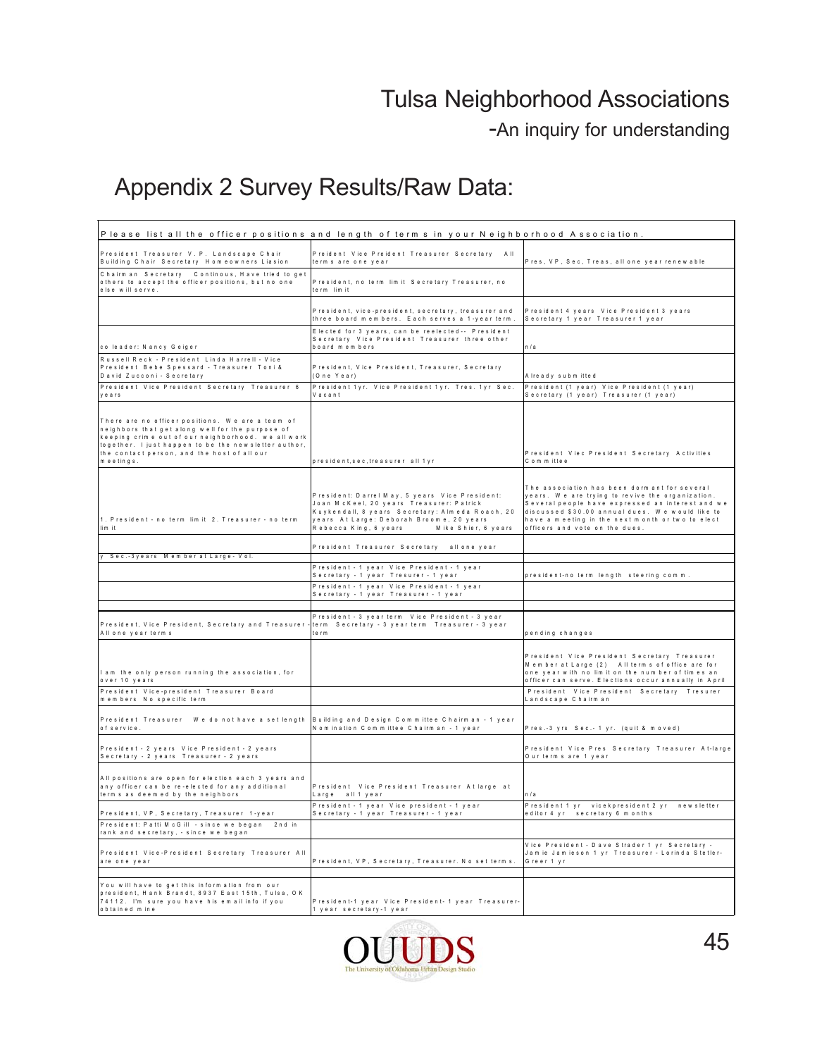# Appendix 2 Survey Results/Raw Data:

| Please list all the officer positions and length of terms in your Neighborhood Association. | | |
|---|---|---|
| President Treasurer V.P. Landscape Chair Building Chair Secretary Homeowners Liasion | Preident Vice Preident Treasurer Secretary All terms are one year | Pres, VP, Sec, Treas, all one year renewable |
| Chairman Secretary Continous, Have tried to get others to accept the officer positions, but no one else will serve. | President, no term limit Secretary Treasurer, no term limit | |
| | President, vice-president, secretary, treasurer and three board members. Each serves a 1-year term. | President 4 years Vice President 3 years Secretary 1 year Treasurer 1 year |
| co leader: Nancy Geiger | Elected for 3 years, can be reelected-- President Secretary Vice President Treasurer three other board members | n/a |
| Russell Reck - President Linda Harrell - Vice President Bebe Spessard - Treasurer Toni & David Zucconi - Secretary | President, Vice President, Treasurer, Secretary (One Year) | Already submitted |
| President Vice President Secretary Treasurer 6 years | President 1yr. Vice President 1yr. Tres. 1yr Sec. Vacant | President (1 year) Vice President (1 year) Secretary (1 year) Treasurer (1 year) |
| There are no officer positions. We are a team of neighbors that get along well for the purpose of keeping crime out of our neighborhood. we all work together. I just happen to be the newsletter author, the contact person, and the host of all our meetings. | president,sec,treasurer all 1yr | President Viec President Secretary Activities Committee |
| 1. President - no term limit 2. Treasurer - no term limit | President: Darrel May, 5 years Vice President: Joan McKeel, 20 years Treasurer: Patrick Kuykendall, 8 years Secretary: Almeda Roach, 20 years At Large: Deborah Broome, 20 years Rebecca King, 6 years Mike Shier, 6 years | The association has been dormant for several years. We are trying to revive the organization. Several people have expressed an interest and we discussed $30.00 annual dues. We would like to have a meeting in the next month or two to elect officers and vote on the dues. |
| y Sec.-3years Member at Large - Vol. | President Treasurer Secretary all one year | |
| | President - 1 year Vice President - 1 year Secretary - 1 year Tresurer - 1 year | president-no term length steering comm. |
| | President - 1 year Vice President - 1 year Secretary - 1 year Treasurer - 1 year | |
| President, Vice President, Secretary and Treasurer - All one year terms | President - 3 year term Vice President - 3 year term Secretary - 3 year term Treasurer - 3 year term | pending changes |
| I am the only person running the association, for over 10 years | | President Vice President Secretary Treasurer Member at Large (2) All terms of office are for one year with no limit on the number of times an officer can serve. Elections occur annually in April |
| President Vice-president Treasurer Board members No specific term | | President Vice President Secretary Tresurer Landscape Chairman |
| President Treasurer We do not have a set length of service. | Building and Design Committee Chairman - 1 year Nomination Committee Chairman - 1 year | Pres.-3 yrs Sec.- 1 yr. (quit & moved) |
| President - 2 years Vice President - 2 years Secretary - 2 years Treasurer - 2 years | | President Vice Pres Secretary Treasurer At-large Our terms are 1 year |
| All positions are open for election each 3 years and any officer can be re-elected for any additional terms as deemed by the neighbors | President Vice President Treasurer At large at Large all 1 year | n/a |
| President, VP, Secretary, Treasurer 1-year | President - 1 year Vice president - 1 year Secretary - 1 year Treasurer - 1 year | President 1 yr vicekpresident 2 yr newsletter editor 4 yr secretary 6 months |
| President: Patti McGill - since we began 2nd in rank and secretary, - since we began | | |
| President Vice-President Secretary Treasurer All are one year | President, VP, Secretary, Treasurer. No set terms. | Vice President - Dave Strader 1 yr Secretary - Jamie Jamieson 1 yr Treasurer - Lorinda Stetler-Greer 1 yr |
| You will have to get this information from our president, Hank Brandt, 8937 East 15th, Tulsa, OK 74112. I'm sure you have his email info if you obtained mine | President-1 year Vice President- 1 year Treasurer-1 year secretary-1 year | |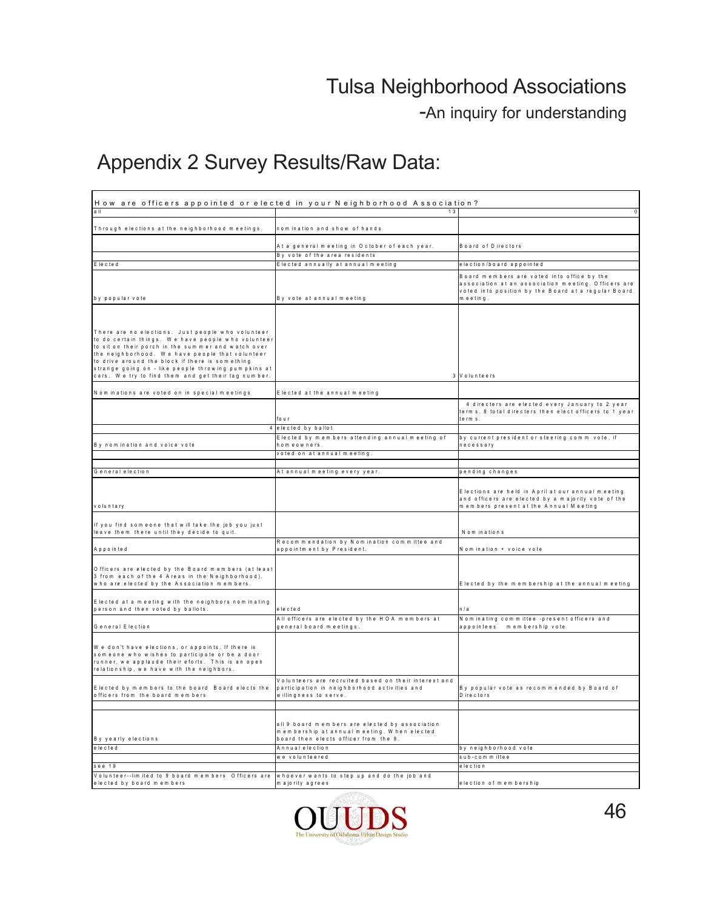# Appendix 2 Survey Results/Raw Data:

| How are officers appointed or elected in your Neighborhood Association? | | |
|---|---|---|
| all | 13 | 0 |
| Through elections at the neighborhood meetings. | nomination and show of hands | |
| | At a general meeting in October of each year. | Board of Directors |
| | By vote of the area residents | |
| Elected | Elected annually at annual meeting | election/board appointed |
| by popular vote | By vote at annual meeting | Board members are voted into office by the association at an association meeting. Officers are voted into position by the Board at a regular Board meeting. |
| There are no elections. Just people who volunteer to do certain things. We have people who volunteer to sit on their porch in the summer and watch over the neighborhood. We have people that volunteer to drive around the block if there is something strange going on - like people throwing pumpkins at cars. We try to find them and get their tag number. | 3 | Volunteers |
| Nominations are voted on in special meetings | Elected at the annual meeting | |
| | four | 4 directers are elected every January to 2 year terms. 8 total directers then elect officers to 1 year terms. |
| 4 | elected by ballot | |
| By nomination and voice vote | Elected by members attending annual meeting of homeowners. | by current president or steering comm vote, if necessary |
| | voted on at annual meeting. | |
| | | |
| General election | At annual meeting every year. | pending changes |
| voluntary | | Elections are held in April at our annual meeting and officers are elected by a majority vote of the members present at the Annual Meeting |
| If you find someone that will take the job you just leave them there until they decide to quit. | | Nominations |
| Appointed | Recommendation by Nomination committee and appointment by President. | Nomination + voice vote |
| Officers are elected by the Board members (at least 3 from each of the 4 Areas in the Neighborhood), who are elected by the Association members. | | Elected by the membership at the annual meeting |
| Elected at a meeting with the neighbors nominating person and then voted by ballots. | elected | n/a |
| General Election | All officers are elected by the HOA members at general board meetings. | Nominating committee -present officers and appointees membership vote |
| We don't have elections, or appoints. If there is someone who wishes to participate or be a door runner, we applaude their eforts. This is an open relationship, we have with the neighbors. | | |
| Elected by members to the board Board elects the officers from the board members | Volunteers are recruited based on their interest and participation in neighborhood activities and willingness to serve. | By popular vote as recommended by Board of Directors |
| | | |
| By yearly elections | all 9 board members are elected by association membership at annual meeting. When elected board then elects officer from the 9. | |
| elected | Annual election | by neighborhood vote |
| | we volunteered | sub-committee |
| see 19 | | election |
| Volunteer--limited to 9 board members Officers are elected by board members | whoever wants to step up and do the job and majority agrees | election of membership |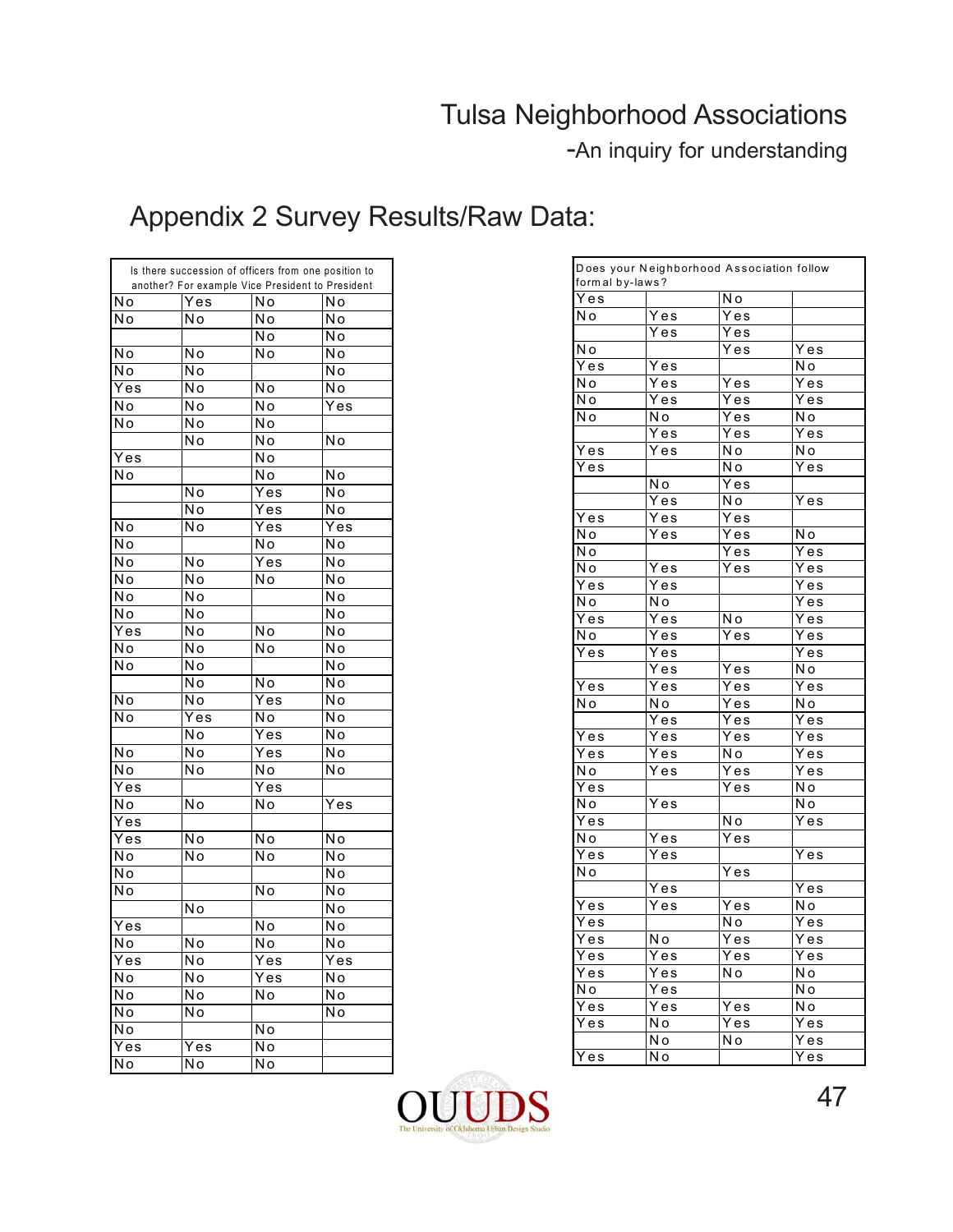# Appendix 2 Survey Results/Raw Data:

| Is there succession of officers from one position to another? For example Vice President to President | | | |
|---|---|---|---|
| No | Yes | No | No |
| No | No | No | No |
| | | No | No |
| No | No | No | No |
| No | No | | No |
| Yes | No | No | No |
| No | No | No | Yes |
| No | No | No | |
| | No | No | No |
| Yes | | No | |
| No | | No | No |
| | No | Yes | No |
| | No | Yes | No |
| No | No | Yes | Yes |
| No | | No | No |
| No | No | Yes | No |
| No | No | No | No |
| No | No | | No |
| No | No | | No |
| Yes | No | No | No |
| No | No | No | No |
| No | No | | No |
| | No | No | No |
| No | No | Yes | No |
| No | Yes | No | No |
| | No | Yes | No |
| No | No | Yes | No |
| No | No | No | No |
| Yes | | Yes | |
| No | No | No | Yes |
| Yes | | | |
| Yes | No | No | No |
| No | No | No | No |
| No | | | No |
| No | | No | No |
| | No | | No |
| Yes | | No | No |
| No | No | No | No |
| Yes | No | Yes | Yes |
| No | No | Yes | No |
| No | No | No | No |
| No | No | | No |
| No | | No | |
| Yes | Yes | No | |
| No | No | No | |

| Does your Neighborhood Association follow formal by-laws? | | | |
|---|---|---|---|
| Yes | | No | |
| No | Yes | Yes | |
| | Yes | Yes | |
| No | | Yes | Yes |
| Yes | Yes | | No |
| No | Yes | Yes | Yes |
| No | Yes | Yes | Yes |
| No | No | Yes | No |
| | Yes | Yes | Yes |
| Yes | Yes | No | No |
| Yes | | No | Yes |
| | No | Yes | |
| | Yes | No | Yes |
| Yes | Yes | Yes | |
| No | Yes | Yes | No |
| No | | Yes | Yes |
| No | Yes | Yes | Yes |
| Yes | Yes | | Yes |
| No | No | | Yes |
| Yes | Yes | No | Yes |
| No | Yes | Yes | Yes |
| Yes | Yes | | Yes |
| | Yes | Yes | No |
| Yes | Yes | Yes | Yes |
| No | No | Yes | No |
| | Yes | Yes | Yes |
| Yes | Yes | Yes | Yes |
| Yes | Yes | No | Yes |
| No | Yes | Yes | Yes |
| Yes | | Yes | No |
| No | Yes | | No |
| Yes | | No | Yes |
| No | Yes | Yes | |
| Yes | Yes | | Yes |
| No | | Yes | |
| | Yes | | Yes |
| Yes | Yes | Yes | No |
| Yes | | No | Yes |
| Yes | No | Yes | Yes |
| Yes | Yes | Yes | Yes |
| Yes | Yes | No | No |
| No | Yes | | No |
| Yes | Yes | Yes | No |
| Yes | No | Yes | Yes |
| | No | No | Yes |
| Yes | No | | Yes |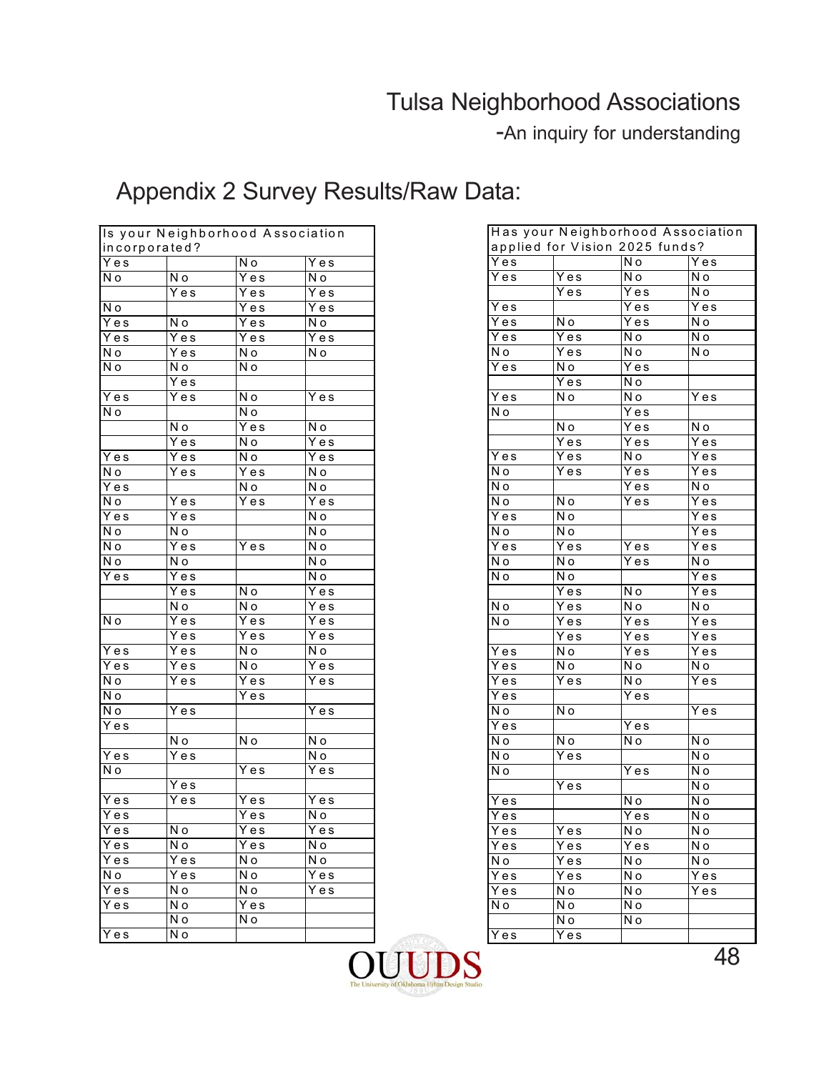## Appendix 2 Survey Results/Raw Data:

| Is your Neighborhood Association incorporated? | | | |
|---|---|---|---|
| Yes | | No | Yes |
| No | No | Yes | No |
| | Yes | Yes | Yes |
| No | | Yes | Yes |
| Yes | No | Yes | No |
| Yes | Yes | Yes | Yes |
| No | Yes | No | No |
| No | No | No | |
| | Yes | | |
| Yes | Yes | No | Yes |
| No | | No | |
| | No | Yes | No |
| | Yes | No | Yes |
| Yes | Yes | No | Yes |
| No | Yes | Yes | No |
| Yes | | No | No |
| No | Yes | Yes | Yes |
| Yes | Yes | | No |
| No | No | | No |
| No | Yes | Yes | No |
| No | No | | No |
| Yes | Yes | | No |
| | Yes | No | Yes |
| | No | No | Yes |
| No | Yes | Yes | Yes |
| | Yes | Yes | Yes |
| Yes | Yes | No | No |
| Yes | Yes | No | Yes |
| No | Yes | Yes | Yes |
| No | | Yes | |
| No | Yes | | Yes |
| Yes | | | |
| | No | No | No |
| Yes | Yes | | No |
| No | | Yes | Yes |
| | Yes | | |
| Yes | Yes | Yes | Yes |
| Yes | | Yes | No |
| Yes | No | Yes | Yes |
| Yes | No | Yes | No |
| Yes | Yes | No | No |
| No | Yes | No | Yes |
| Yes | No | No | Yes |
| Yes | No | Yes | |
| | No | No | |
| Yes | No | | |

| Has your Neighborhood Association applied for Vision 2025 funds? | | | |
|---|---|---|---|
| Yes | | No | Yes |
| Yes | Yes | No | No |
| | Yes | Yes | No |
| Yes | | Yes | Yes |
| Yes | No | Yes | No |
| Yes | Yes | No | No |
| No | Yes | No | No |
| Yes | No | Yes | |
| | Yes | No | |
| Yes | No | No | Yes |
| No | | Yes | |
| | No | Yes | No |
| | Yes | Yes | Yes |
| Yes | Yes | No | Yes |
| No | Yes | Yes | Yes |
| No | | Yes | No |
| No | No | Yes | Yes |
| Yes | No | | Yes |
| No | No | | Yes |
| Yes | Yes | Yes | Yes |
| No | No | Yes | No |
| No | No | | Yes |
| | Yes | No | Yes |
| No | Yes | No | No |
| No | Yes | Yes | Yes |
| | Yes | Yes | Yes |
| Yes | No | Yes | Yes |
| Yes | No | No | No |
| Yes | Yes | No | Yes |
| Yes | | Yes | |
| No | No | | Yes |
| Yes | | Yes | |
| No | No | No | No |
| No | Yes | | No |
| No | | Yes | No |
| | Yes | | No |
| Yes | | No | No |
| Yes | | Yes | No |
| Yes | Yes | No | No |
| Yes | Yes | Yes | No |
| No | Yes | No | No |
| Yes | Yes | No | Yes |
| Yes | No | No | Yes |
| No | No | No | |
| | No | No | |
| Yes | Yes | | |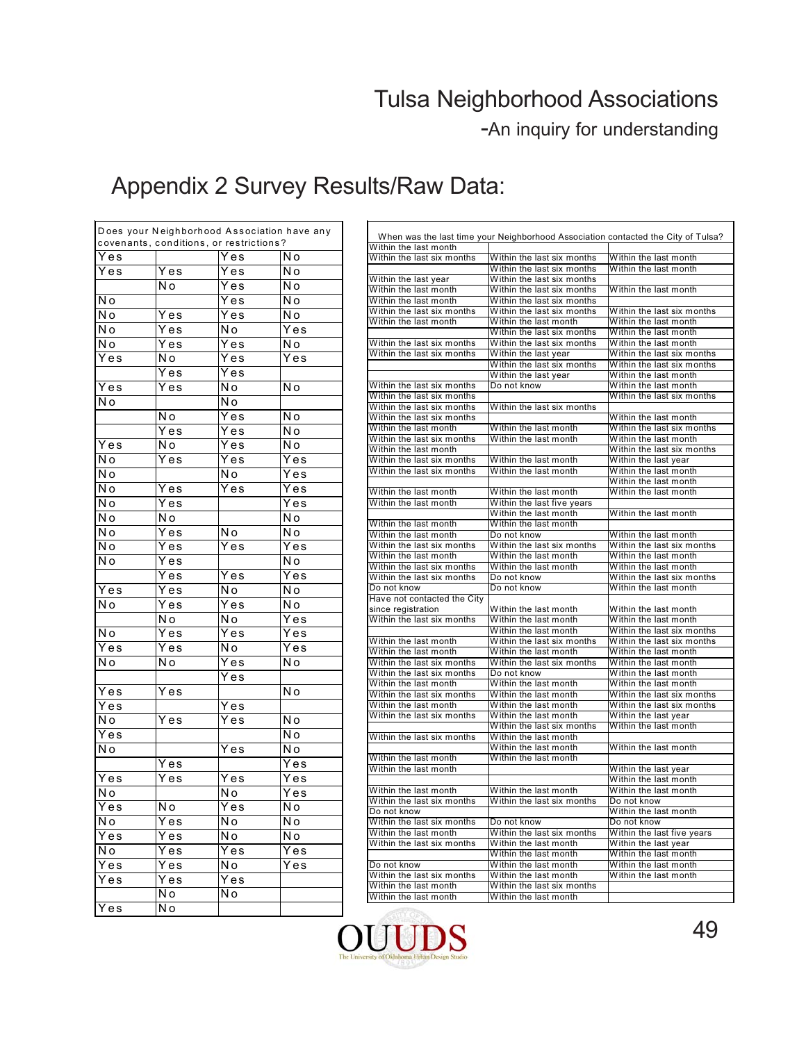# Appendix 2 Survey Results/Raw Data:

| Does your Neighborhood Association have any covenants, conditions, or restrictions? | | | |
|---|---|---|---|
| Yes | | Yes | No |
| Yes | Yes | Yes | No |
| | No | Yes | No |
| No | | Yes | No |
| No | Yes | Yes | No |
| No | Yes | No | Yes |
| No | Yes | Yes | No |
| Yes | No | Yes | Yes |
| | Yes | Yes | |
| Yes | Yes | No | No |
| No | | No | |
| | No | Yes | No |
| | Yes | Yes | No |
| Yes | No | Yes | No |
| No | Yes | Yes | Yes |
| No | | No | Yes |
| No | Yes | Yes | Yes |
| No | Yes | | Yes |
| No | No | | No |
| No | Yes | No | No |
| No | Yes | Yes | Yes |
| No | Yes | | No |
| | Yes | Yes | Yes |
| Yes | Yes | No | No |
| No | Yes | Yes | No |
| | No | No | Yes |
| No | Yes | Yes | Yes |
| Yes | Yes | No | Yes |
| No | No | Yes | No |
| | | Yes | |
| Yes | Yes | | No |
| Yes | | Yes | |
| No | Yes | Yes | No |
| Yes | | | No |
| No | | Yes | No |
| | Yes | | Yes |
| Yes | Yes | Yes | Yes |
| No | | No | Yes |
| Yes | No | Yes | No |
| No | Yes | No | No |
| Yes | Yes | No | No |
| No | Yes | Yes | Yes |
| Yes | Yes | No | Yes |
| Yes | Yes | Yes | |
| | No | No | |
| Yes | No | | |

| When was the last time your Neighborhood Association contacted the City of Tulsa? | | |
|---|---|---|
| Within the last month | | |
| Within the last six months | Within the last six months | Within the last month |
| | Within the last six months | Within the last month |
| Within the last year | Within the last six months | |
| Within the last month | Within the last six months | Within the last month |
| Within the last month | Within the last six months | |
| Within the last six months | Within the last six months | Within the last six months |
| Within the last month | Within the last month | Within the last month |
| | Within the last six months | Within the last month |
| Within the last six months | Within the last six months | Within the last month |
| Within the last six months | Within the last year | Within the last six months |
| | Within the last six months | Within the last six months |
| | Within the last year | Within the last month |
| Within the last six months | Do not know | Within the last month |
| Within the last six months | | Within the last six months |
| Within the last six months | Within the last six months | |
| Within the last six months | | Within the last month |
| Within the last month | Within the last month | Within the last six months |
| Within the last six months | Within the last month | Within the last month |
| Within the last month | | Within the last six months |
| Within the last six months | Within the last month | Within the last year |
| Within the last six months | Within the last month | Within the last month |
| | | Within the last month |
| Within the last month | Within the last month | Within the last month |
| Within the last month | Within the last five years | |
| | Within the last month | Within the last month |
| Within the last month | Within the last month | |
| Within the last month | Do not know | Within the last month |
| Within the last six months | Within the last six months | Within the last six months |
| Within the last month | Within the last month | Within the last month |
| Within the last six months | Within the last month | Within the last month |
| Within the last six months | Do not know | Within the last six months |
| Do not know | Do not know | Within the last month |
| Have not contacted the City since registration | Within the last month | Within the last month |
| Within the last six months | Within the last month | Within the last month |
| | Within the last month | Within the last six months |
| Within the last month | Within the last six months | Within the last six months |
| Within the last month | Within the last month | Within the last month |
| Within the last six months | Within the last six months | Within the last month |
| Within the last six months | Do not know | Within the last month |
| Within the last month | Within the last month | Within the last month |
| Within the last six months | Within the last month | Within the last six months |
| Within the last month | Within the last month | Within the last six months |
| Within the last six months | Within the last month | Within the last year |
| | Within the last six months | Within the last month |
| Within the last six months | Within the last month | |
| | Within the last month | Within the last month |
| Within the last month | Within the last month | |
| Within the last month | | Within the last year |
| | | Within the last month |
| Within the last month | Within the last month | Within the last month |
| Within the last six months | Within the last six months | Do not know |
| Do not know | | Within the last month |
| Within the last six months | Do not know | Do not know |
| Within the last month | Within the last six months | Within the last five years |
| Within the last six months | Within the last month | Within the last year |
| | Within the last month | Within the last month |
| Do not know | Within the last month | Within the last month |
| Within the last six months | Within the last month | Within the last month |
| Within the last month | Within the last six months | |
| Within the last month | Within the last month | |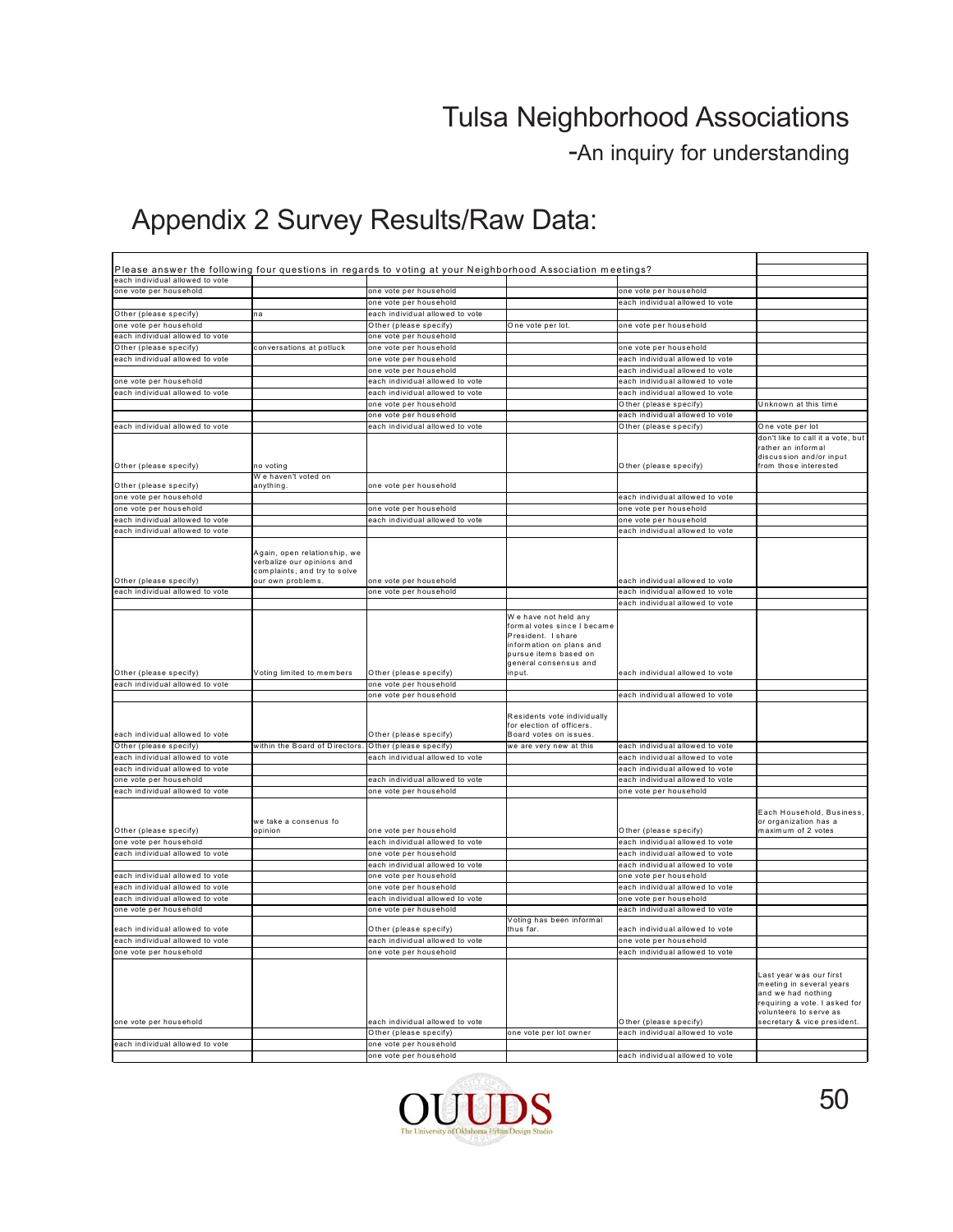# Tulsa Neighborhood Associations

-An inquiry for understanding

## Appendix 2 Survey Results/Raw Data:

| Please answer the following four questions in regards to voting at your Neighborhood Association meetings? | | | | | |
|---|---|---|---|---|---|
| each individual allowed to vote | | | | | |
| one vote per household | | one vote per household | | one vote per household | |
| | | one vote per household | | each individual allowed to vote | |
| Other (please specify) | na | each individual allowed to vote | | | |
| one vote per household | | Other (please specify) | One vote per lot. | one vote per household | |
| each individual allowed to vote | | one vote per household | | | |
| Other (please specify) | conversations at potluck | one vote per household | | one vote per household | |
| each individual allowed to vote | | one vote per household | | each individual allowed to vote | |
| | | one vote per household | | each individual allowed to vote | |
| one vote per household | | each individual allowed to vote | | each individual allowed to vote | |
| each individual allowed to vote | | each individual allowed to vote | | each individual allowed to vote | |
| | | one vote per household | | Other (please specify) | Unknown at this time |
| | | one vote per household | | each individual allowed to vote | |
| each individual allowed to vote | | each individual allowed to vote | | Other (please specify) | One vote per lot |
| Other (please specify) | no voting | | | Other (please specify) | don't like to call it a vote, but rather an informal discussion and/or input from those interested |
| Other (please specify) | We haven't voted on anything. | one vote per household | | | |
| one vote per household | | | | each individual allowed to vote | |
| one vote per household | | one vote per household | | one vote per household | |
| each individual allowed to vote | | each individual allowed to vote | | one vote per household | |
| each individual allowed to vote | | | | each individual allowed to vote | |
| Other (please specify) | Again, open relationship, we verbalize our opinions and complaints, and try to solve our own problems. | one vote per household | | each individual allowed to vote | |
| each individual allowed to vote | | one vote per household | | each individual allowed to vote | |
| | | | | each individual allowed to vote | |
| Other (please specify) | Voting limited to members | Other (please specify) | We have not held any formal votes since I became President. I share information on plans and pursue items based on general consensus and input. | each individual allowed to vote | |
| each individual allowed to vote | | one vote per household | | | |
| | | one vote per household | | each individual allowed to vote | |
| each individual allowed to vote | | Other (please specify) | Residents vote individually for election of officers. Board votes on issues. | | |
| Other (please specify) | within the Board of Directors. | Other (please specify) | we are very new at this | each individual allowed to vote | |
| each individual allowed to vote | | each individual allowed to vote | | each individual allowed to vote | |
| each individual allowed to vote | | | | each individual allowed to vote | |
| one vote per household | | each individual allowed to vote | | each individual allowed to vote | |
| each individual allowed to vote | | one vote per household | | one vote per household | |
| Other (please specify) | we take a consenus fo opinion | one vote per household | | Other (please specify) | Each Household, Business, or organization has a maximum of 2 votes |
| one vote per household | | each individual allowed to vote | | each individual allowed to vote | |
| each individual allowed to vote | | one vote per household | | each individual allowed to vote | |
| | | each individual allowed to vote | | each individual allowed to vote | |
| each individual allowed to vote | | one vote per household | | one vote per household | |
| each individual allowed to vote | | one vote per household | | each individual allowed to vote | |
| each individual allowed to vote | | each individual allowed to vote | | one vote per household | |
| one vote per household | | one vote per household | | each individual allowed to vote | |
| each individual allowed to vote | | Other (please specify) | Voting has been informal thus far. | each individual allowed to vote | |
| each individual allowed to vote | | each individual allowed to vote | | one vote per household | |
| one vote per household | | one vote per household | | each individual allowed to vote | |
| one vote per household | | each individual allowed to vote | | Other (please specify) | Last year was our first meeting in several years and we had nothing requiring a vote. I asked for volunteers to serve as secretary & vice president. |
| | | Other (please specify) | one vote per lot owner | each individual allowed to vote | |
| each individual allowed to vote | | one vote per household | | | |
| | | one vote per household | | each individual allowed to vote | |

OUUDS The University of Oklahoma Urban Design Studio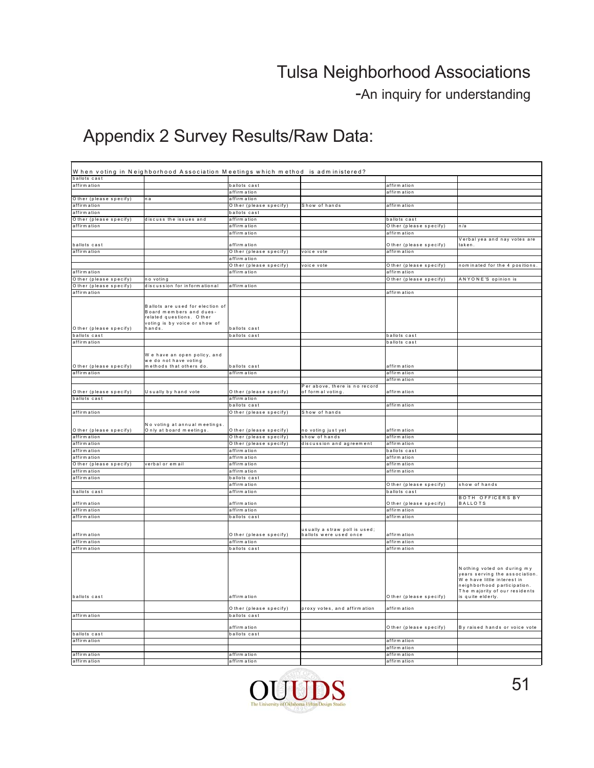# Tulsa Neighborhood Associations

-An inquiry for understanding

## Appendix 2 Survey Results/Raw Data:

| When voting in Neighborhood Association Meetings which method is administered? | | | | | |
|---|---|---|---|---|---|
| ballots cast | | | | | |
| affirmation | | ballots cast | | affirmation | |
| | | affirmation | | affirmation | |
| Other (please specify) | na | affirmation | | | |
| affirmation | | Other (please specify) | Show of hands | affirmation | |
| affirmation | | ballots cast | | | |
| Other (please specify) | discuss the issues and | affirmation | | ballots cast | |
| affirmation | | affirmation | | Other (please specify) | n/a |
| | | affirmation | | affirmation | |
| ballots cast | | affirmation | | Other (please specify) | Verbal yea and nay votes are taken. |
| affirmation | | Other (please specify) | voice vote | affirmation | |
| | | affirmation | | | |
| | | Other (please specify) | voice vote | Other (please specify) | nominated for the 4 positions. |
| affirmation | | affirmation | | affirmation | |
| Other (please specify) | no voting | | | Other (please specify) | ANYONE'S opinion is |
| Other (please specify) | discussion for informational | affirmation | | | |
| affirmation | | | | affirmation | |
| Other (please specify) | Ballots are used for election of Board members and dues-related questions. Other voting is by voice or show of hands. | ballots cast | | | |
| ballots cast | | ballots cast | | ballots cast | |
| affirmation | | | | ballots cast | |
| Other (please specify) | We have an open policy, and we do not have voting methods that others do. | ballots cast | | affirmation | |
| affirmation | | affirmation | | affirmation | |
| | | | | affirmation | |
| Other (please specify) | Usually by hand vote | Other (please specify) | Per above, there is no record of formal voting. | affirmation | |
| ballots cast | | affirmation | | | |
| | | ballots cast | | affirmation | |
| affirmation | | Other (please specify) | Show of hands | | |
| Other (please specify) | No voting at annual meetings. Only at board meetings. | Other (please specify) | no voting just yet | affirmation | |
| affirmation | | Other (please specify) | show of hands | affirmation | |
| affirmation | | Other (please specify) | discussion and agreement | affirmation | |
| affirmation | | affirmation | | ballots cast | |
| affirmation | | affirmation | | affirmation | |
| Other (please specify) | verbal or email | affirmation | | affirmation | |
| affirmation | | affirmation | | affirmation | |
| affirmation | | ballots cast | | | |
| | | affirmation | | Other (please specify) | show of hands |
| ballots cast | | affirmation | | ballots cast | |
| affirmation | | affirmation | | Other (please specify) | BOTH OFFICERS BY BALLOTS |
| affirmation | | affirmation | | affirmation | |
| affirmation | | ballots cast | | affirmation | |
| affirmation | | Other (please specify) | usually a straw poll is used; ballots were used once | affirmation | |
| affirmation | | affirmation | | affirmation | |
| affirmation | | ballots cast | | affirmation | |
| ballots cast | | affirmation | | Other (please specify) | Nothing voted on during my years serving the association. We have little interest in neighborhood participation. The majority of our residents is quite elderly. |
| | | Other (please specify) | proxy votes, and affirmation | affirmation | |
| affirmation | | ballots cast | | | |
| | | affirmation | | Other (please specify) | By raised hands or voice vote |
| ballots cast | | ballots cast | | | |
| affirmation | | | | affirmation | |
| | | | | affirmation | |
| affirmation | | affirmation | | affirmation | |
| affirmation | | affirmation | | affirmation | |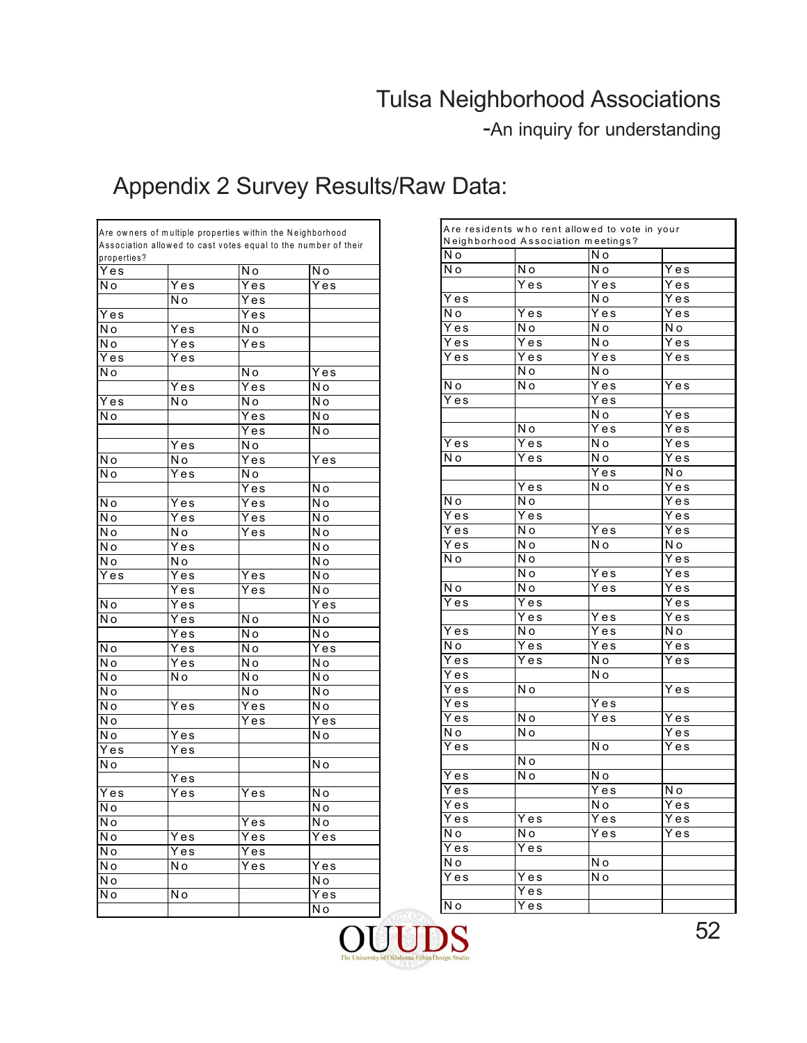# Appendix 2 Survey Results/Raw Data:

| Are owners of multiple properties within the Neighborhood Association allowed to cast votes equal to the number of their properties? | | | |
|---|---|---|---|
| Yes | | No | No |
| No | Yes | Yes | Yes |
| | No | Yes | |
| Yes | | Yes | |
| No | Yes | No | |
| No | Yes | Yes | |
| Yes | Yes | | |
| No | | No | Yes |
| | Yes | Yes | No |
| Yes | No | No | No |
| No | | Yes | No |
| | | Yes | No |
| | Yes | No | |
| No | No | Yes | Yes |
| No | Yes | No | |
| | | Yes | No |
| No | Yes | Yes | No |
| No | Yes | Yes | No |
| No | No | Yes | No |
| No | Yes | | No |
| No | No | | No |
| Yes | Yes | Yes | No |
| | Yes | Yes | No |
| No | Yes | | Yes |
| No | Yes | No | No |
| | Yes | No | No |
| No | Yes | No | Yes |
| No | Yes | No | No |
| No | No | No | No |
| No | | No | No |
| No | Yes | Yes | No |
| No | | Yes | Yes |
| No | Yes | | No |
| Yes | Yes | | |
| No | | | No |
| | Yes | | |
| Yes | Yes | Yes | No |
| No | | | No |
| No | | Yes | No |
| No | Yes | Yes | Yes |
| No | Yes | Yes | |
| No | No | Yes | Yes |
| No | | | No |
| No | No | | Yes |
| | | | No |

| Are residents who rent allowed to vote in your Neighborhood Association meetings? | | | |
|---|---|---|---|
| No | | No | |
| No | No | No | Yes |
| | Yes | Yes | Yes |
| Yes | | No | Yes |
| No | Yes | Yes | Yes |
| Yes | No | No | No |
| Yes | Yes | No | Yes |
| Yes | Yes | Yes | Yes |
| | No | No | |
| No | No | Yes | Yes |
| Yes | | Yes | |
| | | No | Yes |
| | No | Yes | Yes |
| Yes | Yes | No | Yes |
| No | Yes | No | Yes |
| | | Yes | No |
| | Yes | No | Yes |
| No | No | | Yes |
| Yes | Yes | | Yes |
| Yes | No | Yes | Yes |
| Yes | No | No | No |
| No | No | | Yes |
| | No | Yes | Yes |
| No | No | Yes | Yes |
| Yes | Yes | | Yes |
| | Yes | Yes | Yes |
| Yes | No | Yes | No |
| No | Yes | Yes | Yes |
| Yes | Yes | No | Yes |
| Yes | | No | |
| Yes | No | | Yes |
| Yes | | Yes | |
| Yes | No | Yes | Yes |
| No | No | | Yes |
| Yes | | No | Yes |
| | No | | |
| Yes | No | No | |
| Yes | | Yes | No |
| Yes | | No | Yes |
| Yes | Yes | Yes | Yes |
| No | No | Yes | Yes |
| Yes | Yes | | |
| No | | No | |
| Yes | Yes | No | |
| | Yes | | |
| No | Yes | | |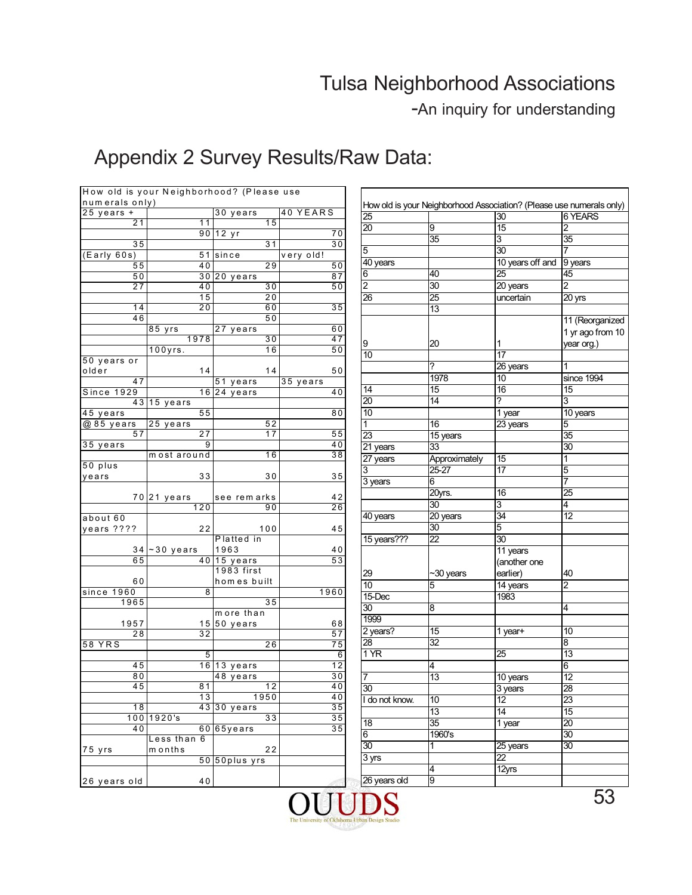# Appendix 2 Survey Results/Raw Data:

| How old is your Neighborhood? (Please use numerals only) | | | |
|---|---|---|---|
| 25 years + | | 30 years | 40 YEARS |
| 21 | 11 | 15 | |
| | 90 | 12 yr | 70 |
| 35 | | 31 | 30 |
| (Early 60s) | 51 | since | very old! |
| 55 | 40 | 29 | 50 |
| 50 | 30 | 20 years | 87 |
| 27 | 40 | 30 | 50 |
| | 15 | 20 | |
| 14 | 20 | 60 | 35 |
| 46 | | 50 | |
| | 85 yrs | 27 years | 60 |
| | 1978 | 30 | 47 |
| | 100yrs. | 16 | 50 |
| 50 years or older | 14 | 14 | 50 |
| 47 | | 51 years | 35 years |
| Since 1929 | 16 | 24 years | 40 |
| 43 | 15 years | | |
| 45 years | 55 | | 80 |
| @ 85 years | 25 years | 52 | |
| 57 | 27 | 17 | 55 |
| 35 years | 9 | | 40 |
| | most around | 16 | 38 |
| 50 plus years | 33 | 30 | 35 |
| 70 | 21 years | see remarks | 42 |
| | 120 | 90 | 26 |
| about 60 years ???? | 22 | 100 | 45 |
| 34 | ~30 years | Platted in 1963 | 40 |
| 65 | 40 | 15 years | 53 |
| 60 | | 1983 first homes built | |
| since 1960 | 8 | | 1960 |
| 1965 | | 35 | |
| 1957 | 15 | more than 50 years | 68 |
| 28 | 32 | | 57 |
| 58 YRS | | 26 | 75 |
| | 5 | | 6 |
| 45 | 16 | 13 years | 12 |
| 80 | | 48 years | 30 |
| 45 | 81 | 12 | 40 |
| | 13 | 1950 | 40 |
| 18 | 43 | 30 years | 35 |
| 100 | 1920's | 33 | 35 |
| 40 | 60 | 65years | 35 |
| 75 yrs | Less than 6 months | 22 | |
| | 50 | 50plus yrs | |
| 26 years old | 40 | | |

| How old is your Neighborhood Association? (Please use numerals only) | | | |
|---|---|---|---|
| 25 | | 30 | 6 YEARS |
| 20 | 9 | 15 | 2 |
| | 35 | 3 | 35 |
| 5 | | 30 | 7 |
| 40 years | | 10 years off and | 9 years |
| 6 | 40 | 25 | 45 |
| 2 | 30 | 20 years | 2 |
| 26 | 25 | uncertain | 20 yrs |
| | 13 | | |
| 9 | 20 | 1 | 11 (Reorganized 1 yr ago from 10 year org.) |
| 10 | | 17 | |
| | ? | 26 years | 1 |
| | 1978 | 10 | since 1994 |
| 14 | 15 | 16 | 15 |
| 20 | 14 | ? | 3 |
| 10 | | 1 year | 10 years |
| 1 | 16 | 23 years | 5 |
| 23 | 15 years | | 35 |
| 21 years | 33 | | 30 |
| 27 years | Approximately 25-27 | 15 | 1 |
| 3 | | 17 | 5 |
| 3 years | 6 | | 7 |
| | 20yrs. | 16 | 25 |
| | 30 | 3 | 4 |
| 40 years | 20 years | 34 | 12 |
| | 30 | 5 | |
| 15 years??? | 22 | 30 | |
| 29 | ~30 years | 11 years (another one earlier) | 40 |
| 10 | 5 | 14 years | 2 |
| 15-Dec | | 1983 | |
| 30 | 8 | | 4 |
| 1999 | | | |
| 2 years? | 15 | 1 year+ | 10 |
| 28 | 32 | | 8 |
| 1 YR | | 25 | 13 |
| | 4 | | 6 |
| 7 | 13 | 10 years | 12 |
| 30 | | 3 years | 28 |
| I do not know. | 10 | 12 | 23 |
| | 13 | 14 | 15 |
| 18 | 35 | 1 year | 20 |
| 6 | 1960's | | 30 |
| 30 | 1 | 25 years | 30 |
| 3 yrs | | 22 | |
| | 4 | 12yrs | |
| 26 years old | 9 | | |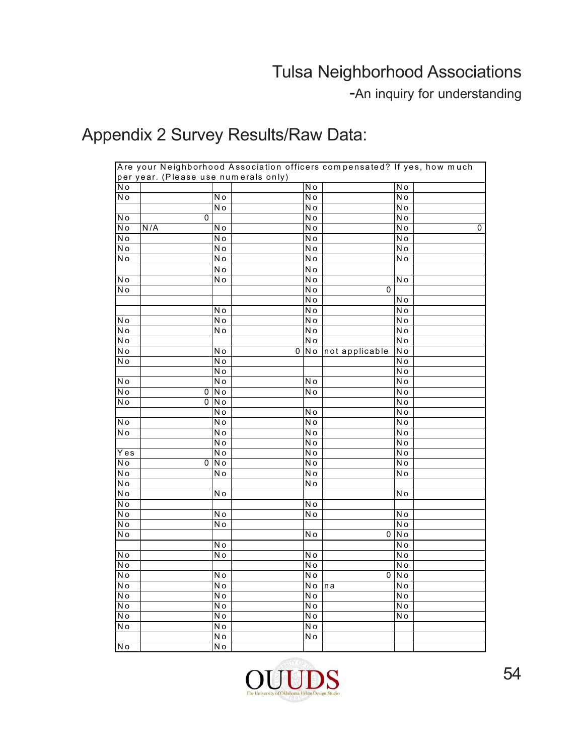# Appendix 2 Survey Results/Raw Data:

| Are your Neighborhood Association officers compensated? If yes, how much per year. (Please use numerals only) | | | | | | | |
|---|---|---|---|---|---|---|---|
| No | | | | No | | No | |
| No | | No | | No | | No | |
| | | No | | No | | No | |
| No | 0 | | | No | | No | |
| No | N/A | No | | No | | No | 0 |
| No | | No | | No | | No | |
| No | | No | | No | | No | |
| No | | No | | No | | No | |
| | | No | | No | | | |
| No | | No | | No | | No | |
| No | | | | No | 0 | | |
| | | | | No | | No | |
| | | No | | No | | No | |
| No | | No | | No | | No | |
| No | | No | | No | | No | |
| No | | | | No | | No | |
| No | | No | 0 | No | not applicable | No | |
| No | | No | | | | No | |
| | | No | | | | No | |
| No | | No | | No | | No | |
| No | 0 | No | | No | | No | |
| No | 0 | No | | | | No | |
| | | No | | No | | No | |
| No | | No | | No | | No | |
| No | | No | | No | | No | |
| | | No | | No | | No | |
| Yes | | No | | No | | No | |
| No | 0 | No | | No | | No | |
| No | | No | | No | | No | |
| No | | | | No | | | |
| No | | No | | | | No | |
| No | | | | No | | | |
| No | | No | | No | | No | |
| No | | No | | | | No | |
| No | | | | No | 0 | No | |
| | | No | | | | No | |
| No | | No | | No | | No | |
| No | | | | No | | No | |
| No | | No | | No | 0 | No | |
| No | | No | | No | na | No | |
| No | | No | | No | | No | |
| No | | No | | No | | No | |
| No | | No | | No | | No | |
| No | | No | | No | | | |
| | | No | | No | | | |
| No | | No | | | | | |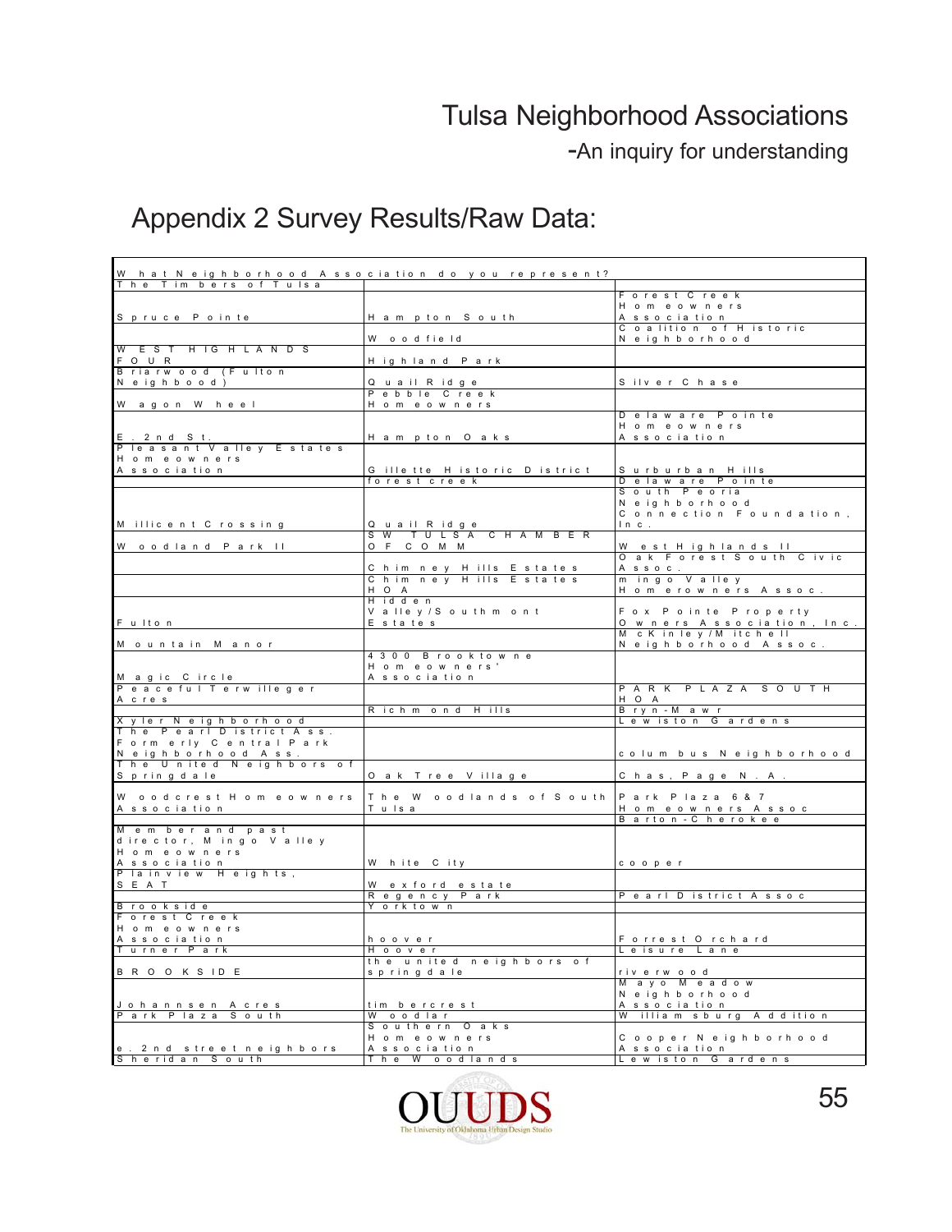# Appendix 2 Survey Results/Raw Data:

| What Neighborhood Association do you represent? | | |
|---|---|---|
| The Timbers of Tulsa | | |
| Spruce Pointe | Hampton South | Forest Creek Homeowners Association |
| | Woodfield | Coalition of Historic Neighborhood |
| WEST HIGHLANDS FOUR | Highland Park | |
| Briarwood (Fulton Neighbood) | Quail Ridge | Silver Chase |
| Wagon Wheel | Pebble Creek Homeowners | |
| E. 2nd St. | Hampton Oaks | Delaware Pointe Homeowners Association |
| Pleasant Valley Estates Homeowners Association | Gillette Historic District | Surburban Hills |
| | forest creek | Delaware Pointe |
| Millicent Crossing | Quail Ridge | South Peoria Neighborhood Connection Foundation, Inc. |
| Woodland Park II | SW TULSA CHAMBER OF COMM | West Highlands II |
| | Chimney Hills Estates | Oak Forest South Civic Assoc. |
| | Chimney Hills Estates HOA | mingo Valley Homerowners Assoc. |
| Fulton | Hidden Valley/Southmont Estates | Fox Pointe Property Owners Association, Inc. |
| Mountain Manor | | McKinley/Mitchell Neighborhood Assoc. |
| Magic Circle | 4300 Brooktowne Homeowners' Association | |
| Peaceful Terwilleger Acres | | PARK PLAZA SOUTH HOA |
| | Richmond Hills | Bryn-Mawr |
| Xyler Neighborhood | | Lewiston Gardens |
| The Pearl District Ass. Formerly Central Park Neighborhood Ass. | | columbus Neighborhood |
| The United Neighbors of Springdale | Oak Tree Village | Chas, Page N. A. |
| Woodcrest Homeowners Association | The Woodlands of South Tulsa | Park Plaza 6 & 7 Homeowners Assoc |
| | | Barton-Cherokee |
| Member and past director, Mingo Valley Homeowners Association | White City | cooper |
| Plainview Heights, SEAT | Wexford estate | |
| | Regency Park | Pearl District Assoc |
| Brookside | Yorktown | |
| Forest Creek Homeowners Association | hoover | Forrest Orchard |
| Turner Park | Hoover | Leisure Lane |
| BROOKSIDE | the united neighbors of springdale | riverwood |
| Johannsen Acres | tim bercrest | Mayo Meadow Neighborhood Association |
| Park Plaza South | Woodlar | William sburg Addition |
| e. 2nd street neighbors | Southern Oaks Homeowners Association | Cooper Neighborhood Association |
| Sheridan South | The Woodlands | Lewiston Gardens |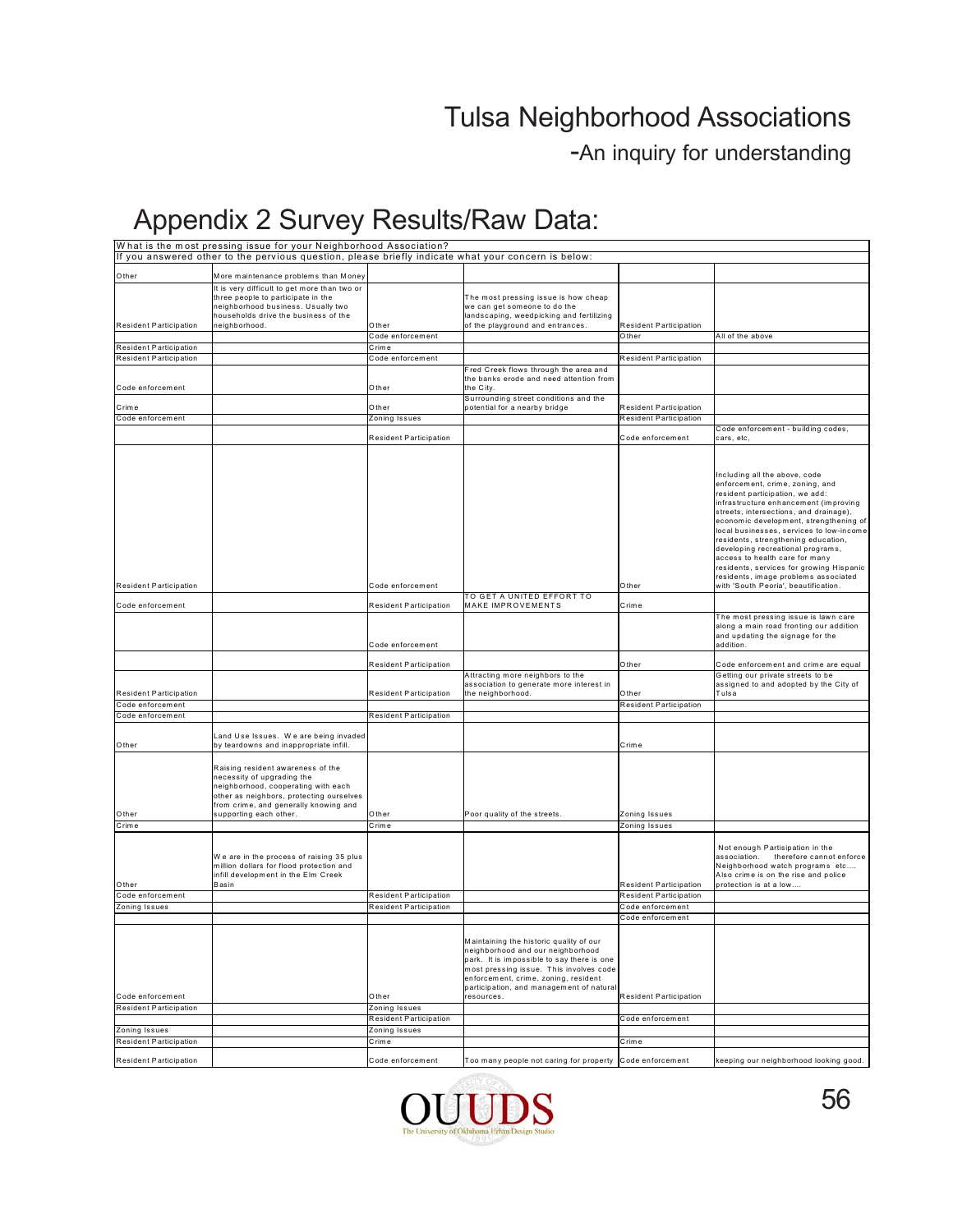# Appendix 2 Survey Results/Raw Data:

What is the most pressing issue for your Neighborhood Association?
If you answered other to the pervious question, please briefly indicate what your concern is below:

| | | | | | |
|---|---|---|---|---|---|
| Other | More maintenance problems than Money | | | | |
| Resident Participation | It is very difficult to get more than two or three people to participate in the neighborhood business. Usually two households drive the business of the neighborhood. | Other | The most pressing issue is how cheap we can get someone to do the landscaping, weedpicking and fertilizing of the playground and entrances. | Resident Participation | |
| | | Code enforcement | | Other | All of the above |
| Resident Participation | | Crime | | | |
| Resident Participation | | Code enforcement | | Resident Participation | |
| Code enforcement | | Other | Fred Creek flows through the area and the banks erode and need attention from the City. | | |
| Crime | | Other | Surrounding street conditions and the potential for a nearby bridge | Resident Participation | |
| Code enforcement | | Zoning Issues | | Resident Participation | |
| | | Resident Participation | | Code enforcement | Code enforcement - building codes, cars, etc, |
| Resident Participation | | Code enforcement | | Other | Including all the above, code enforcement, crime, zoning, and resident participation, we add: infrastructure enhancement (improving streets, intersections, and drainage), economic development, strengthening of local businesses, services to low-income residents, strengthening education, developing recreational programs, access to health care for many residents, services for growing Hispanic residents, image problems associated with 'South Peoria', beautification. |
| Code enforcement | | Resident Participation | TO GET A UNITED EFFORT TO MAKE IMPROVEMENTS | Crime | |
| | | Code enforcement | | | The most pressing issue is lawn care along a main road fronting our addition and updating the signage for the addition. |
| | | Resident Participation | | Other | Code enforcement and crime are equal |
| Resident Participation | | Resident Participation | Attracting more neighbors to the association to generate more interest in the neighborhood. | Other | Getting our private streets to be assigned to and adopted by the City of Tulsa |
| Code enforcement | | | | Resident Participation | |
| Code enforcement | | Resident Participation | | | |
| Other | Land Use Issues. We are being invaded by teardowns and inappropriate infill. | | | Crime | |
| Other | Raising resident awareness of the necessity of upgrading the neighborhood, cooperating with each other as neighbors, protecting ourselves from crime, and generally knowing and supporting each other. | Other | Poor quality of the streets. | Zoning Issues | |
| Crime | | Crime | | Zoning Issues | |
| Other | We are in the process of raising 35 plus million dollars for flood protection and infill development in the Elm Creek Basin | | | Resident Participation | Not enough Partisipation in the association. therefore cannot enforce Neighborhood watch programs etc.... Also crime is on the rise and police protection is at a low.... |
| Code enforcement | | Resident Participation | | Resident Participation | |
| Zoning Issues | | Resident Participation | | Code enforcement | |
| | | | | Code enforcement | |
| Code enforcement | | Other | Maintaining the historic quality of our neighborhood and our neighborhood park. It is impossible to say there is one most pressing issue. This involves code enforcement, crime, zoning, resident participation, and management of natural resources. | Resident Participation | |
| Resident Participation | | Zoning Issues | | | |
| | | Resident Participation | | Code enforcement | |
| Zoning Issues | | Zoning Issues | | | |
| Resident Participation | | Crime | | Crime | |
| Resident Participation | | Code enforcement | Too many people not caring for property | Code enforcement | keeping our neighborhood looking good. |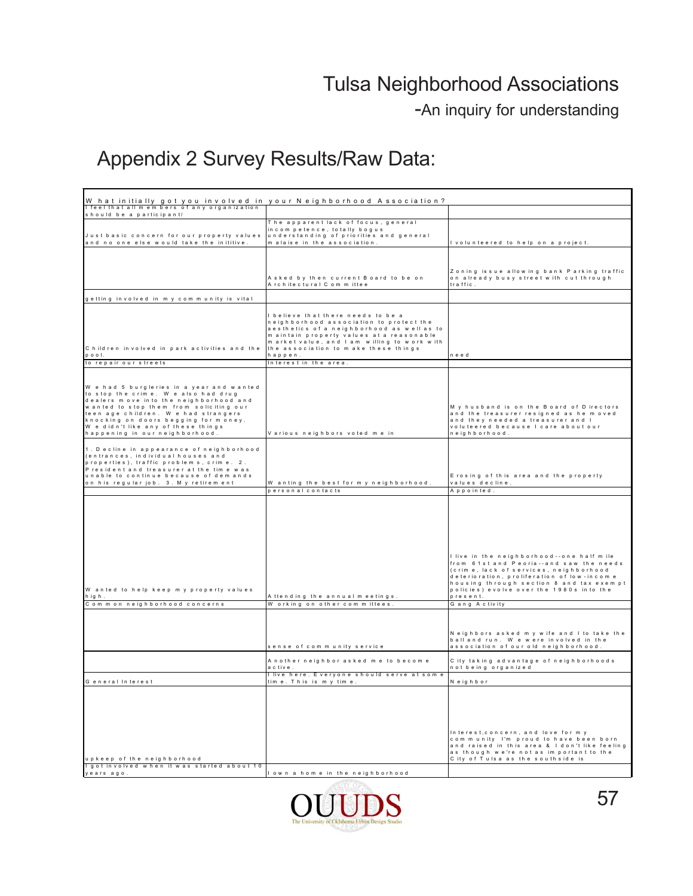Tulsa Neighborhood Associations

-An inquiry for understanding

# Appendix 2 Survey Results/Raw Data:

| What initially got you involved in your Neighborhood Association? | | |
|---|---|---|
| I feel that all members of any organization should be a participant/ | | |
| Just basic concern for our property values and no one else would take the inititive. | The apparent lack of focus, general incompetence, totally bogus understanding of priorities and general malaise in the association. | I volunteered to help on a project. |
| | Asked by then current Board to be on Architectural Committee | Zoning issue allowing bank Parking traffic on already busy street with cut through traffic. |
| getting involved in my community is vital | | |
| Children involved in park activities and the pool. | I believe that there needs to be a neighborhood association to protect the aesthetics of a neighborhood as well as to maintain property values at a reasonable market value, and I am willing to work with the association to make these things happen. | need |
| to repair our streets | Interest in the area. | |
| We had 5 burgleries in a year and wanted to stop the crime. We also had drug dealers move into the neighborhood and wanted to stop them from soliciting our teen age children. We had strangers knocking on doors begging for money. We didn't like any of these things happening in our neighborhood. | Various neighbors voted me in | My husband is on the Board of Directors and the treasurer resigned as he moved and they needed a treasurer and I voluteered because I care about our neighborhood. |
| 1. Decline in appearance of neighborhood (entrances, individual houses and properties), traffic problems, crime. 2. President and treasurer at the time was unable to continue because of demands on his regular job. 3. My retirement | Wanting the best for my neighborhood. | Erosing of this area and the property values decline. |
| | personal contacts | Appointed. |
| Wanted to help keep my property values high. | Attending the annual meetings. | I live in the neighborhood--one half mile from 61st and Peoria--and saw the needs (crime, lack of services, neighborhood deterioration, proliferation of low-income housing through section 8 and tax exempt policies) evolve over the 1980s into the present. |
| Common neighborhood concerns | Working on other committees. | Gang Activity |
| | sense of community service | Neighbors asked my wife and I to take the ball and run. We were involved in the association of our old neighborhood. |
| | Another neighbor asked me to become active. | City taking advantage of neighborhoods not being organized |
| General Interest | I live here. Everyone should serve at some time. This is my time. | Neighbor |
| upkeep of the neighborhood | | Interest,concern, and love for my community I'm proud to have been born and raised in this area & I don't like feeling as though we're not as important to the City of Tulsa as the southside is |
| I got involved when it was started about 10 years ago. | I own a home in the neighborhood | |

OUUDS The University of Oklahoma Urban Design Studio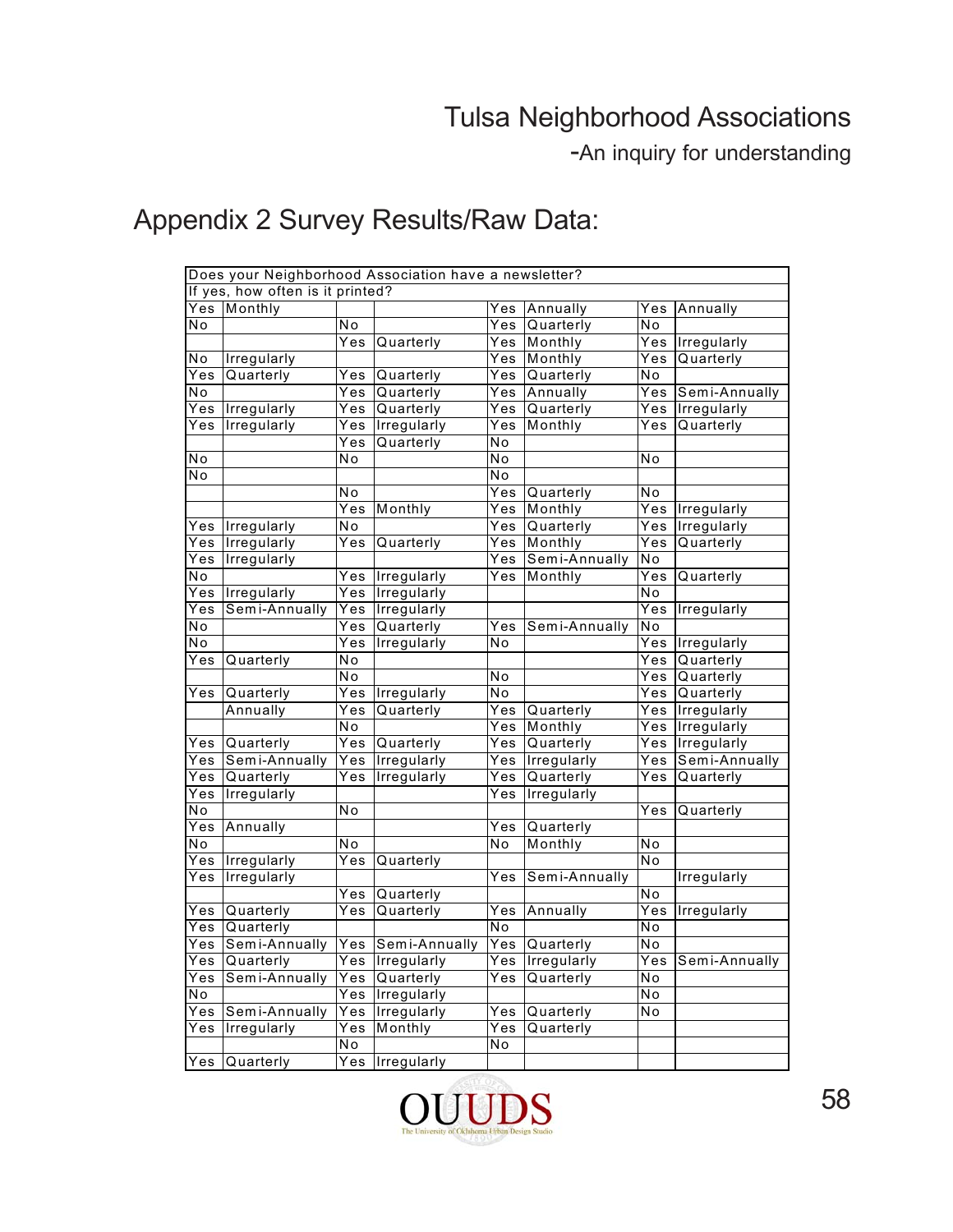# Appendix 2 Survey Results/Raw Data:

| Does your Neighborhood Association have a newsletter? | | | | | | | |
|---|---|---|---|---|---|---|---|
| If yes, how often is it printed? | | | | | | | |
| Yes | Monthly | | | Yes | Annually | Yes | Annually |
| No | | No | | Yes | Quarterly | No | |
| | | Yes | Quarterly | Yes | Monthly | Yes | Irregularly |
| No | Irregularly | | | Yes | Monthly | Yes | Quarterly |
| Yes | Quarterly | Yes | Quarterly | Yes | Quarterly | No | |
| No | | Yes | Quarterly | Yes | Annually | Yes | Semi-Annually |
| Yes | Irregularly | Yes | Quarterly | Yes | Quarterly | Yes | Irregularly |
| Yes | Irregularly | Yes | Irregularly | Yes | Monthly | Yes | Quarterly |
| | | Yes | Quarterly | No | | | |
| No | | No | | No | | No | |
| No | | | | No | | | |
| | | No | | Yes | Quarterly | No | |
| | | Yes | Monthly | Yes | Monthly | Yes | Irregularly |
| Yes | Irregularly | No | | Yes | Quarterly | Yes | Irregularly |
| Yes | Irregularly | Yes | Quarterly | Yes | Monthly | Yes | Quarterly |
| Yes | Irregularly | | | Yes | Semi-Annually | No | |
| No | | Yes | Irregularly | Yes | Monthly | Yes | Quarterly |
| Yes | Irregularly | Yes | Irregularly | | | No | |
| Yes | Semi-Annually | Yes | Irregularly | | | Yes | Irregularly |
| No | | Yes | Quarterly | Yes | Semi-Annually | No | |
| No | | Yes | Irregularly | No | | Yes | Irregularly |
| Yes | Quarterly | No | | | | Yes | Quarterly |
| | | No | | No | | Yes | Quarterly |
| Yes | Quarterly | Yes | Irregularly | No | | Yes | Quarterly |
| | Annually | Yes | Quarterly | Yes | Quarterly | Yes | Irregularly |
| | | No | | Yes | Monthly | Yes | Irregularly |
| Yes | Quarterly | Yes | Quarterly | Yes | Quarterly | Yes | Irregularly |
| Yes | Semi-Annually | Yes | Irregularly | Yes | Irregularly | Yes | Semi-Annually |
| Yes | Quarterly | Yes | Irregularly | Yes | Quarterly | Yes | Quarterly |
| Yes | Irregularly | | | Yes | Irregularly | | |
| No | | No | | | | Yes | Quarterly |
| Yes | Annually | | | Yes | Quarterly | | |
| No | | No | | No | Monthly | No | |
| Yes | Irregularly | Yes | Quarterly | | | No | |
| Yes | Irregularly | | | Yes | Semi-Annually | | Irregularly |
| | | Yes | Quarterly | | | No | |
| Yes | Quarterly | Yes | Quarterly | Yes | Annually | Yes | Irregularly |
| Yes | Quarterly | | | No | | No | |
| Yes | Semi-Annually | Yes | Semi-Annually | Yes | Quarterly | No | |
| Yes | Quarterly | Yes | Irregularly | Yes | Irregularly | Yes | Semi-Annually |
| Yes | Semi-Annually | Yes | Quarterly | Yes | Quarterly | No | |
| No | | Yes | Irregularly | | | No | |
| Yes | Semi-Annually | Yes | Irregularly | Yes | Quarterly | No | |
| Yes | Irregularly | Yes | Monthly | Yes | Quarterly | | |
| | | No | | No | | | |
| Yes | Quarterly | Yes | Irregularly | | | | |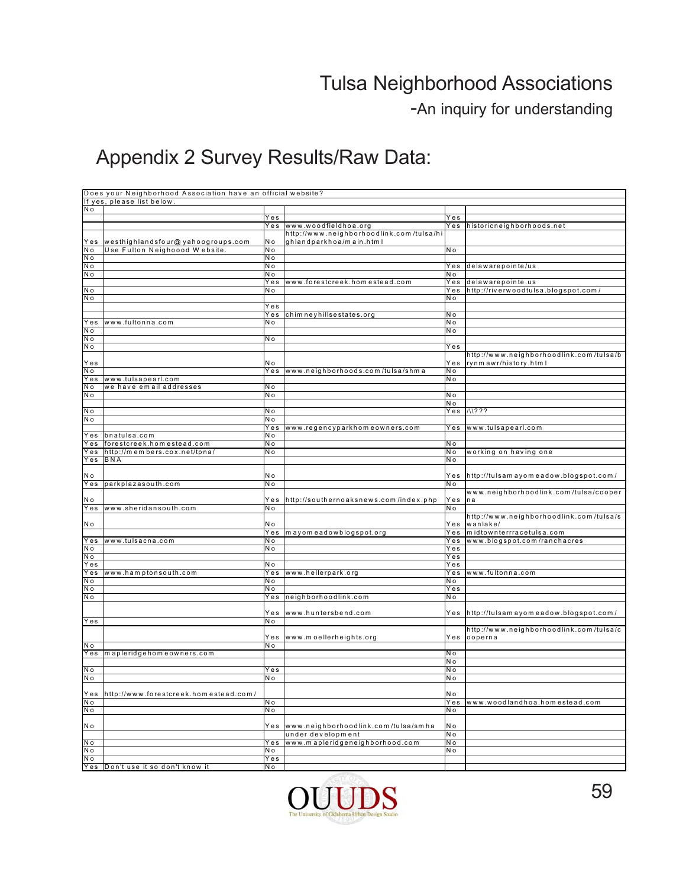# Tulsa Neighborhood Associations

-An inquiry for understanding

## Appendix 2 Survey Results/Raw Data:

| Does your Neighborhood Association have an official website? | | | | | |
|---|---|---|---|---|---|
| If yes, please list below. | | | | | |
| No | | | | | |
| | | Yes | | Yes | |
| | | Yes | www.woodfieldhoa.org | Yes | historicneighborhoods.net |
| Yes | westhighlandsfour@yahoogroups.com | No | http://www.neighborhoodlink.com/tulsa/highlandparkhoa/main.html | | |
| No | Use Fulton Neighoood Website. | No | | No | |
| No | | No | | | |
| No | | No | | Yes | delawarepointe/us |
| No | | No | | No | |
| | | Yes | www.forestcreek.homestead.com | Yes | delawarepointe.us |
| No | | No | | Yes | http://riverwoodtulsa.blogspot.com/ |
| No | | | | No | |
| | | Yes | | | |
| | | Yes | chimneyhillsestates.org | No | |
| Yes | www.fultonna.com | No | | No | |
| No | | | | No | |
| No | | No | | | |
| No | | | | Yes | |
| Yes | | No | | Yes | http://www.neighborhoodlink.com/tulsa/brynmawr/history.html |
| No | | Yes | www.neighborhoods.com/tulsa/shma | No | |
| Yes | www.tulsapearl.com | | | No | |
| No | we have email addresses | No | | | |
| No | | No | | No | |
| | | | | No | |
| No | | No | | Yes | /\\??? |
| No | | No | | | |
| | | Yes | www.regencyparkhomeowners.com | Yes | www.tulsapearl.com |
| Yes | bnatulsa.com | No | | | |
| Yes | forestcreek.homestead.com | No | | No | |
| Yes | http://members.cox.net/tpna/ | No | | No | working on having one |
| Yes | BNA | | | No | |
| No | | No | | Yes | http://tulsamayomeadow.blogspot.com/ |
| Yes | parkplazasouth.com | No | | No | |
| No | | Yes | http://southernoaksnews.com/index.php | Yes | www.neighborhoodlink.com/tulsa/cooperna |
| Yes | www.sheridansouth.com | No | | No | |
| No | | No | | Yes | http://www.neighborhoodlink.com/tulsa/swanlake/ |
| | | Yes | mayomeadowblogspot.org | Yes | midtownterrracetulsa.com |
| Yes | www.tulsacna.com | No | | Yes | www.blogspot.com/ranchacres |
| No | | No | | Yes | |
| No | | | | Yes | |
| Yes | | No | | Yes | |
| Yes | www.hamptonsouth.com | Yes | www.hellerpark.org | Yes | www.fultonna.com |
| No | | No | | No | |
| No | | No | | Yes | |
| No | | Yes | neighborhoodlink.com | No | |
| | | Yes | www.huntersbend.com | Yes | http://tulsamayomeadow.blogspot.com/ |
| Yes | | No | | | |
| | | Yes | www.moellerheights.org | Yes | http://www.neighborhoodlink.com/tulsa/cooperna |
| No | | No | | | |
| Yes | mapleridgehomeowners.com | | | No | |
| | | | | No | |
| No | | Yes | | No | |
| No | | No | | No | |
| Yes | http://www.forestcreek.homestead.com/ | | | No | |
| No | | No | | Yes | www.woodlandhoa.homestead.com |
| No | | No | | No | |
| No | | Yes | www.neighborhoodlink.com/tulsa/smha | No | |
| | | | under development | No | |
| No | | Yes | www.mapleridgeneighborhood.com | No | |
| No | | No | | No | |
| No | | Yes | | | |
| Yes | Don't use it so don't know it | No | | | |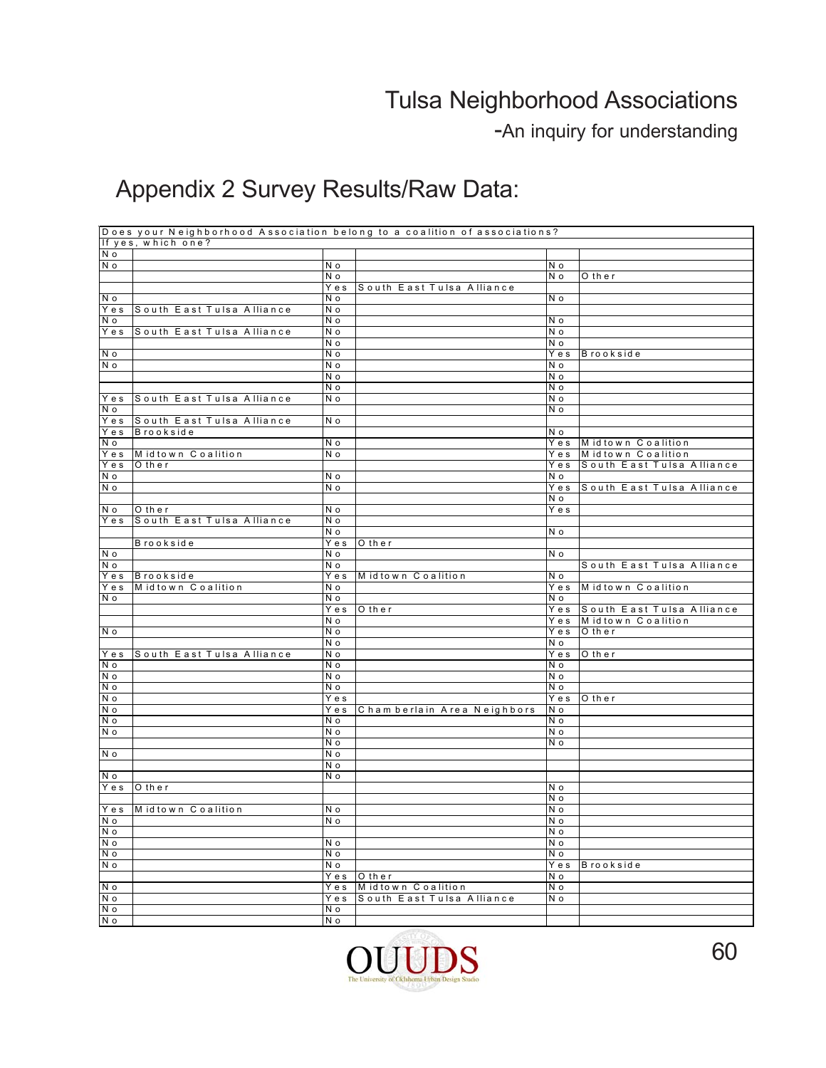## Appendix 2 Survey Results/Raw Data:

| Does your Neighborhood Association belong to a coalition of associations? | | | | | |
|---|---|---|---|---|---|
| If yes, which one? | | | | | |
| No | | | | | |
| No | | No | | No | |
| | | No | | No | Other |
| | | Yes | South East Tulsa Alliance | | |
| No | | No | | No | |
| Yes | South East Tulsa Alliance | No | | | |
| No | | No | | No | |
| Yes | South East Tulsa Alliance | No | | No | |
| | | No | | No | |
| No | | No | | Yes | Brookside |
| No | | No | | No | |
| | | No | | No | |
| | | No | | No | |
| Yes | South East Tulsa Alliance | No | | No | |
| No | | | | No | |
| Yes | South East Tulsa Alliance | No | | | |
| Yes | Brookside | | | No | |
| No | | No | | Yes | Midtown Coalition |
| Yes | Midtown Coalition | No | | Yes | Midtown Coalition |
| Yes | Other | | | Yes | South East Tulsa Alliance |
| No | | No | | No | |
| No | | No | | Yes | South East Tulsa Alliance |
| | | | | No | |
| No | Other | No | | Yes | |
| Yes | South East Tulsa Alliance | No | | | |
| | | No | | No | |
| | Brookside | Yes | Other | | |
| No | | No | | No | |
| No | | No | | | South East Tulsa Alliance |
| Yes | Brookside | Yes | Midtown Coalition | No | |
| Yes | Midtown Coalition | No | | Yes | Midtown Coalition |
| No | | No | | No | |
| | | Yes | Other | Yes | South East Tulsa Alliance |
| | | No | | Yes | Midtown Coalition |
| No | | No | | Yes | Other |
| | | No | | No | |
| Yes | South East Tulsa Alliance | No | | Yes | Other |
| No | | No | | No | |
| No | | No | | No | |
| No | | No | | No | |
| No | | Yes | | Yes | Other |
| No | | Yes | Chamberlain Area Neighbors | No | |
| No | | No | | No | |
| No | | No | | No | |
| | | No | | No | |
| No | | No | | | |
| | | No | | | |
| No | | No | | | |
| Yes | Other | | | No | |
| | | | | No | |
| Yes | Midtown Coalition | No | | No | |
| No | | No | | No | |
| No | | | | No | |
| No | | No | | No | |
| No | | No | | No | |
| No | | No | | Yes | Brookside |
| | | Yes | Other | No | |
| No | | Yes | Midtown Coalition | No | |
| No | | Yes | South East Tulsa Alliance | No | |
| No | | No | | | |
| No | | No | | | |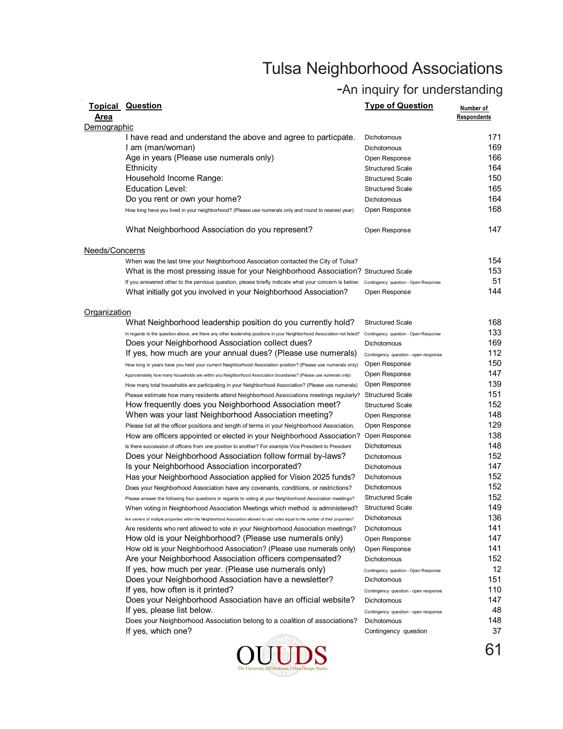# Tulsa Neighborhood Associations

## -An inquiry for understanding

| Topical Area | Question | Type of Question | Number of Respondents |
|---|---|---|---|
| Demographic | | | |
| | I have read and understand the above and agree to particpate. | Dichotomous | 171 |
| | I am (man/woman) | Dichotomous | 169 |
| | Age in years (Please use numerals only) | Open Response | 166 |
| | Ethnicity | Structured Scale | 164 |
| | Household Income Range: | Structured Scale | 150 |
| | Education Level: | Structured Scale | 165 |
| | Do you rent or own your home? | Dichotomous | 164 |
| | How long have you lived in your neighborhood? (Please use numerals only and round to nearest year) | Open Response | 168 |
| | What Neighborhood Association do you represent? | Open Response | 147 |
| Needs/Concerns | | | |
| | When was the last time your Neighborhood Association contacted the City of Tulsa? | | 154 |
| | What is the most pressing issue for your Neighborhood Association? | Structured Scale | 153 |
| | If you answered other to the pervious question, please briefly indicate what your concern is below: | Contingency question - Open Response | 51 |
| | What initially got you involved in your Neighborhood Association? | Open Response | 144 |
| Organization | | | |
| | What Neighborhood leadership position do you currently hold? | Structured Scale | 168 |
| | In regards to the question above, are there any other leadership positions in your Neighborhood Association not listed? | Contingency question - Open Response | 133 |
| | Does your Neighborhood Association collect dues? | Dichotomous | 169 |
| | If yes, how much are your annual dues? (Please use numerals) | Contingency question - open response | 112 |
| | How long in years have you held your current Neighborhood Association position? (Please use numerals only) | Open Response | 150 |
| | Approximately how many households are within you Neighborhood Association boundaries? (Please use numerals only) | Open Response | 147 |
| | How many total households are participating in your Neighborhood Association? (Please use numerals) | Open Response | 139 |
| | Please estimate how many residents attend Neighborhood Associations meetings regularly? | Structured Scale | 151 |
| | How frequently does you Neighborhood Association meet? | Structured Scale | 152 |
| | When was your last Neighborhood Association meeting? | Open Response | 148 |
| | Please list all the officer positions and length of terms in your Neighborhood Association. | Open Response | 129 |
| | How are officers appointed or elected in your Neighborhood Association? | Open Response | 138 |
| | Is there succession of officers from one position to another? For example Vice President to President | Dichotomous | 148 |
| | Does your Neighborhood Association follow formal by-laws? | Dichotomous | 152 |
| | Is your Neighborhood Association incorporated? | Dichotomous | 147 |
| | Has your Neighborhood Association applied for Vision 2025 funds? | Dichotomous | 152 |
| | Does your Neighborhood Association have any covenants, conditions, or restrictions? | Dichotomous | 152 |
| | Please answer the following four questions in regards to voting at your Neighborhood Association meetings? | Structured Scale | 152 |
| | When voting in Neighborhood Association Meetings which method is administered? | Structured Scale | 149 |
| | Are owners of multiple properties within the Neighborhood Association allowed to cast votes equal to the number of their properties? | Dichotomous | 136 |
| | Are residents who rent allowed to vote in your Neighborhood Association meetings? | Dichotomous | 141 |
| | How old is your Neighborhood? (Please use numerals only) | Open Response | 147 |
| | How old is your Neighborhood Association? (Please use numerals only) | Open Response | 141 |
| | Are your Neighborhood Association officers compensated? | Dichotomous | 152 |
| | If yes, how much per year. (Please use numerals only) | Contingency question - Open Response | 12 |
| | Does your Neighborhood Association have a newsletter? | Dichotomous | 151 |
| | If yes, how often is it printed? | Contingency question - open response | 110 |
| | Does your Neighborhood Association have an official website? | Dichotomous | 147 |
| | If yes, please list below. | Contingency question - open response | 48 |
| | Does your Neighborhood Association belong to a coalition of associations? | Dichotomous | 148 |
| | If yes, which one? | Contingency question | 37 |

OUUDS
The University of Oklahoma Urban Design Studio